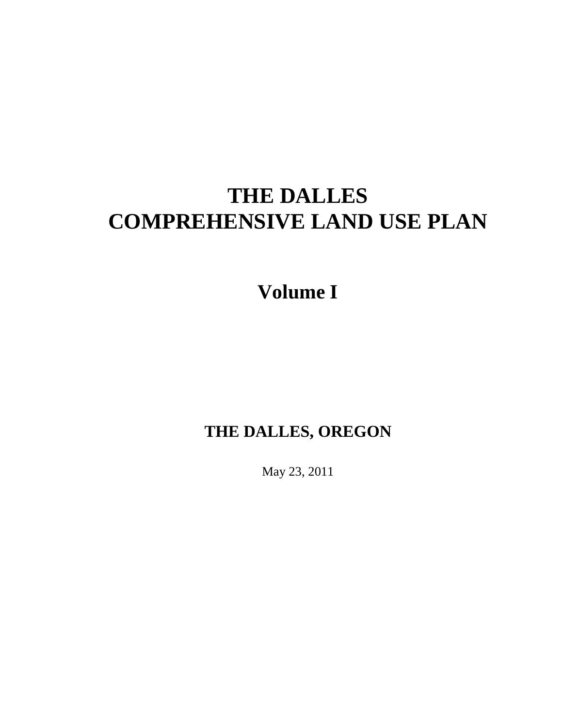# THE DALLES COMPREHENSIVE LAND USE PLAN

## Volume I

### THE DALLES, OREGON

May 23, 2011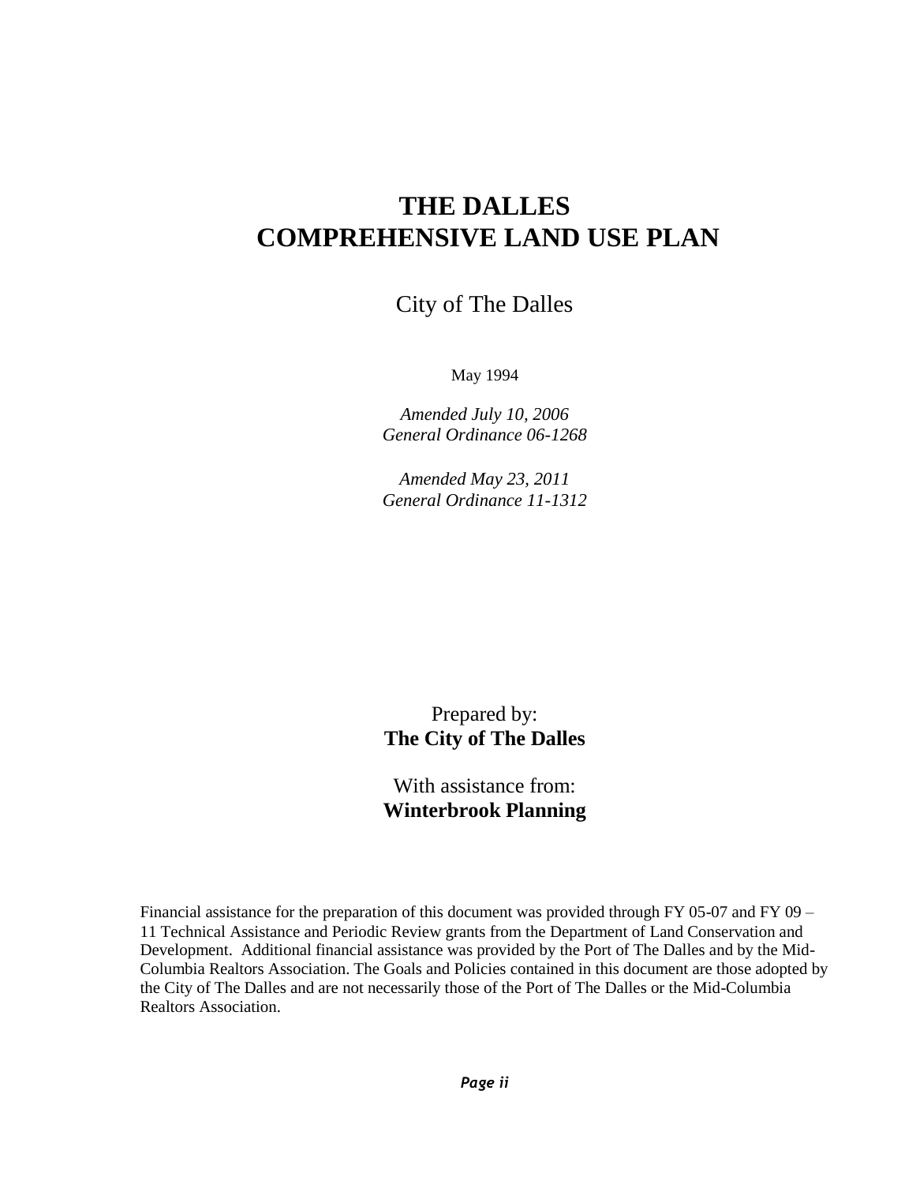# THE DALLES
# COMPREHENSIVE LAND USE PLAN

City of The Dalles

May 1994

*Amended July 10, 2006*
*General Ordinance 06-1268*

*Amended May 23, 2011*
*General Ordinance 11-1312*

Prepared by:
**The City of The Dalles**

With assistance from:
**Winterbrook Planning**

Financial assistance for the preparation of this document was provided through FY 05-07 and FY 09 – 11 Technical Assistance and Periodic Review grants from the Department of Land Conservation and Development. Additional financial assistance was provided by the Port of The Dalles and by the Mid-Columbia Realtors Association. The Goals and Policies contained in this document are those adopted by the City of The Dalles and are not necessarily those of the Port of The Dalles or the Mid-Columbia Realtors Association.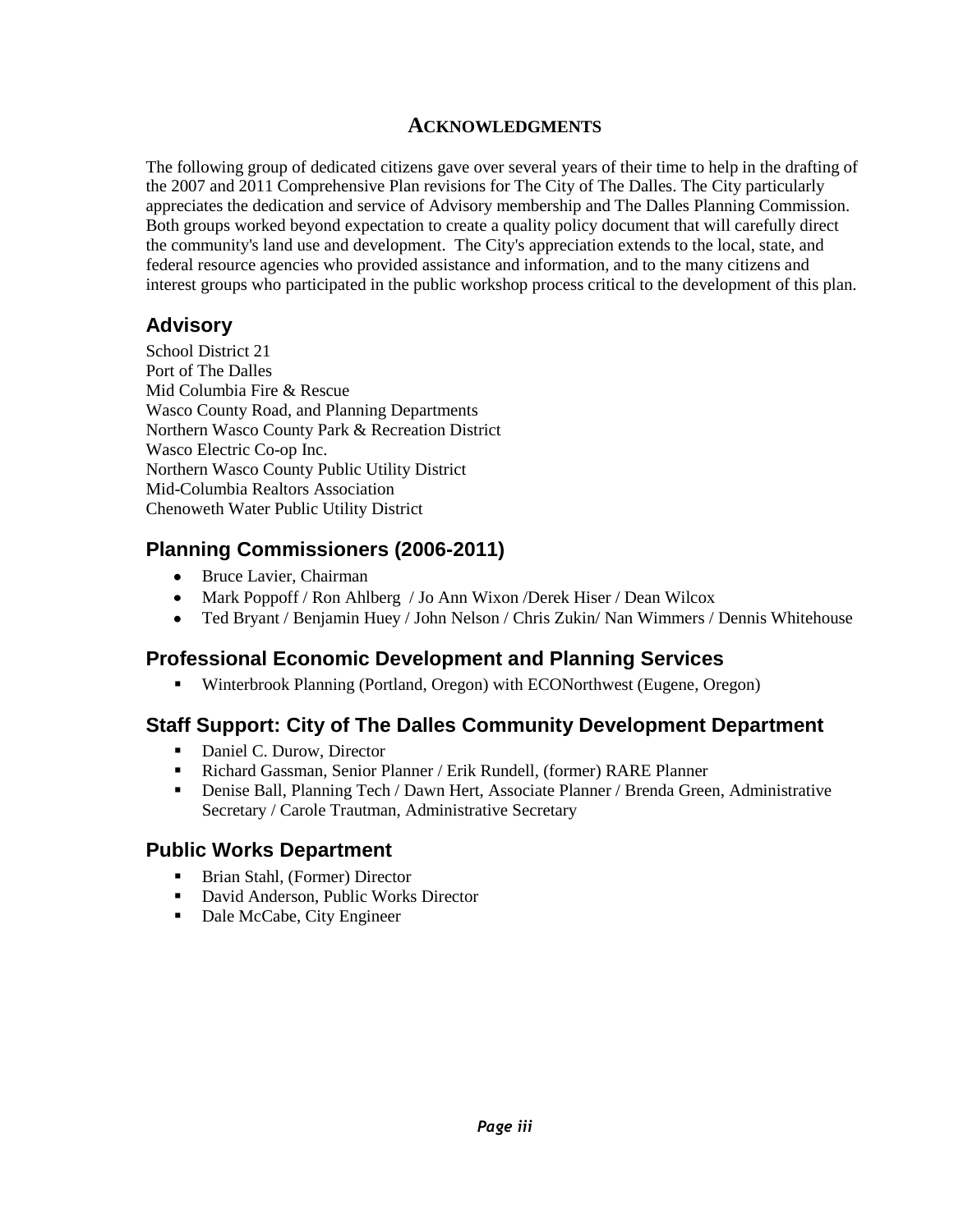# Acknowledgments

The following group of dedicated citizens gave over several years of their time to help in the drafting of the 2007 and 2011 Comprehensive Plan revisions for The City of The Dalles. The City particularly appreciates the dedication and service of Advisory membership and The Dalles Planning Commission. Both groups worked beyond expectation to create a quality policy document that will carefully direct the community's land use and development. The City's appreciation extends to the local, state, and federal resource agencies who provided assistance and information, and to the many citizens and interest groups who participated in the public workshop process critical to the development of this plan.

## Advisory

School District 21
Port of The Dalles
Mid Columbia Fire & Rescue
Wasco County Road, and Planning Departments
Northern Wasco County Park & Recreation District
Wasco Electric Co-op Inc.
Northern Wasco County Public Utility District
Mid-Columbia Realtors Association
Chenoweth Water Public Utility District

## Planning Commissioners (2006-2011)

- Bruce Lavier, Chairman
- Mark Poppoff / Ron Ahlberg / Jo Ann Wixon /Derek Hiser / Dean Wilcox
- Ted Bryant / Benjamin Huey / John Nelson / Chris Zukin/ Nan Wimmers / Dennis Whitehouse

## Professional Economic Development and Planning Services

- Winterbrook Planning (Portland, Oregon) with ECONorthwest (Eugene, Oregon)

## Staff Support: City of The Dalles Community Development Department

- Daniel C. Durow, Director
- Richard Gassman, Senior Planner / Erik Rundell, (former) RARE Planner
- Denise Ball, Planning Tech / Dawn Hert, Associate Planner / Brenda Green, Administrative Secretary / Carole Trautman, Administrative Secretary

## Public Works Department

- Brian Stahl, (Former) Director
- David Anderson, Public Works Director
- Dale McCabe, City Engineer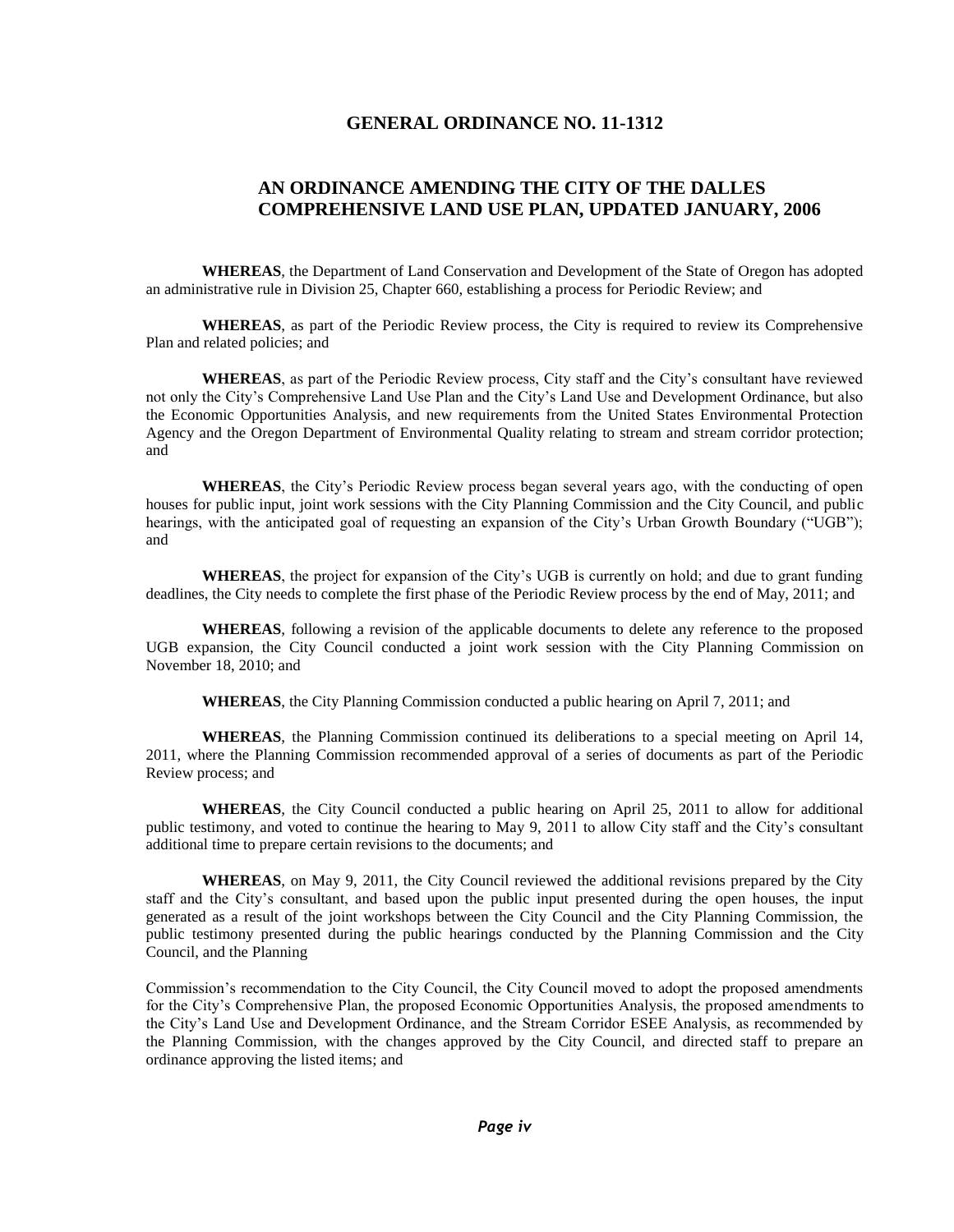## GENERAL ORDINANCE NO. 11-1312

## AN ORDINANCE AMENDING THE CITY OF THE DALLES COMPREHENSIVE LAND USE PLAN, UPDATED JANUARY, 2006

**WHEREAS**, the Department of Land Conservation and Development of the State of Oregon has adopted an administrative rule in Division 25, Chapter 660, establishing a process for Periodic Review; and

**WHEREAS**, as part of the Periodic Review process, the City is required to review its Comprehensive Plan and related policies; and

**WHEREAS**, as part of the Periodic Review process, City staff and the City's consultant have reviewed not only the City's Comprehensive Land Use Plan and the City's Land Use and Development Ordinance, but also the Economic Opportunities Analysis, and new requirements from the United States Environmental Protection Agency and the Oregon Department of Environmental Quality relating to stream and stream corridor protection; and

**WHEREAS**, the City's Periodic Review process began several years ago, with the conducting of open houses for public input, joint work sessions with the City Planning Commission and the City Council, and public hearings, with the anticipated goal of requesting an expansion of the City's Urban Growth Boundary ("UGB"); and

**WHEREAS**, the project for expansion of the City's UGB is currently on hold; and due to grant funding deadlines, the City needs to complete the first phase of the Periodic Review process by the end of May, 2011; and

**WHEREAS**, following a revision of the applicable documents to delete any reference to the proposed UGB expansion, the City Council conducted a joint work session with the City Planning Commission on November 18, 2010; and

**WHEREAS**, the City Planning Commission conducted a public hearing on April 7, 2011; and

**WHEREAS**, the Planning Commission continued its deliberations to a special meeting on April 14, 2011, where the Planning Commission recommended approval of a series of documents as part of the Periodic Review process; and

**WHEREAS**, the City Council conducted a public hearing on April 25, 2011 to allow for additional public testimony, and voted to continue the hearing to May 9, 2011 to allow City staff and the City's consultant additional time to prepare certain revisions to the documents; and

**WHEREAS**, on May 9, 2011, the City Council reviewed the additional revisions prepared by the City staff and the City's consultant, and based upon the public input presented during the open houses, the input generated as a result of the joint workshops between the City Council and the City Planning Commission, the public testimony presented during the public hearings conducted by the Planning Commission and the City Council, and the Planning Commission's recommendation to the City Council, the City Council moved to adopt the proposed amendments for the City's Comprehensive Plan, the proposed Economic Opportunities Analysis, the proposed amendments to the City's Land Use and Development Ordinance, and the Stream Corridor ESEE Analysis, as recommended by the Planning Commission, with the changes approved by the City Council, and directed staff to prepare an ordinance approving the listed items; and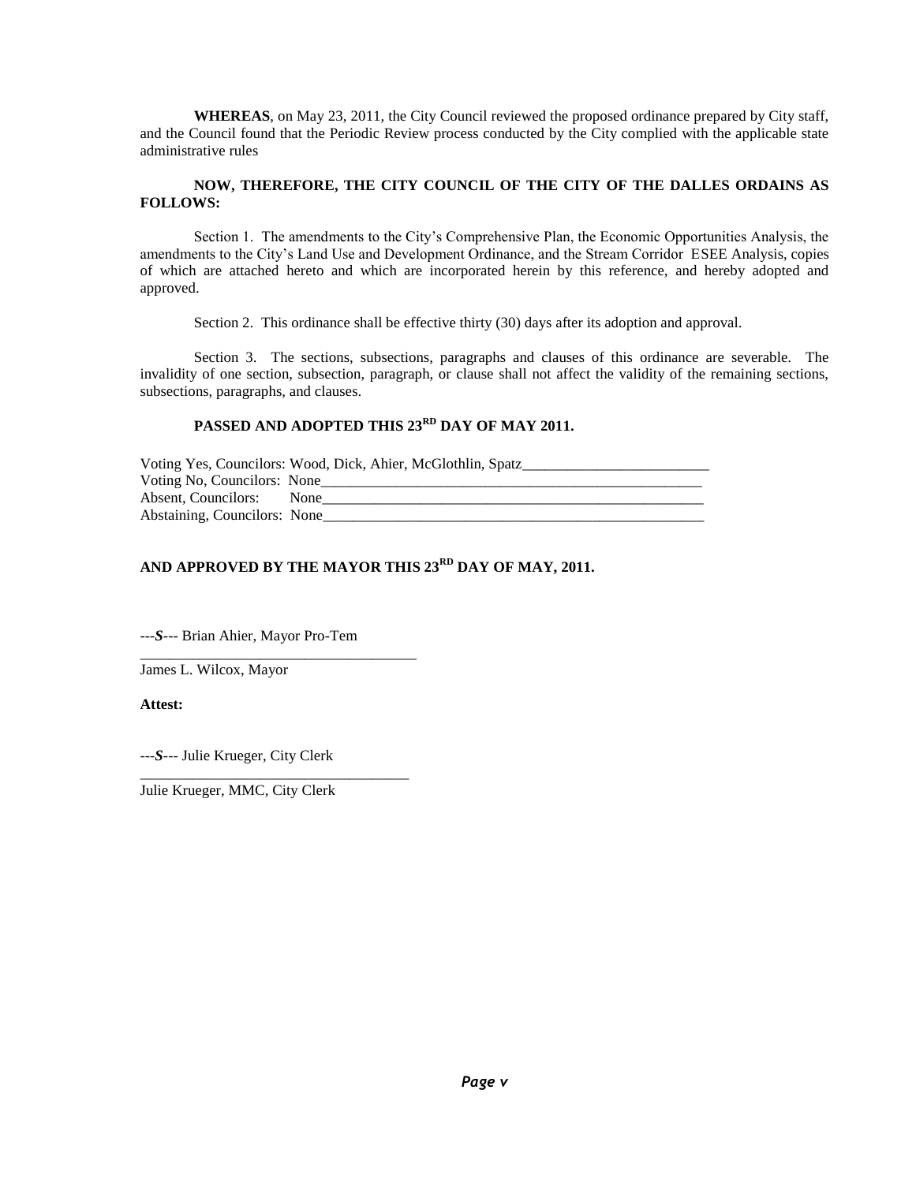**WHEREAS**, on May 23, 2011, the City Council reviewed the proposed ordinance prepared by City staff, and the Council found that the Periodic Review process conducted by the City complied with the applicable state administrative rules

**NOW, THEREFORE, THE CITY COUNCIL OF THE CITY OF THE DALLES ORDAINS AS FOLLOWS:**

Section 1. The amendments to the City's Comprehensive Plan, the Economic Opportunities Analysis, the amendments to the City's Land Use and Development Ordinance, and the Stream Corridor ESEE Analysis, copies of which are attached hereto and which are incorporated herein by this reference, and hereby adopted and approved.

Section 2. This ordinance shall be effective thirty (30) days after its adoption and approval.

Section 3. The sections, subsections, paragraphs and clauses of this ordinance are severable. The invalidity of one section, subsection, paragraph, or clause shall not affect the validity of the remaining sections, subsections, paragraphs, and clauses.

**PASSED AND ADOPTED THIS 23RD DAY OF MAY 2011.**

Voting Yes, Councilors: Wood, Dick, Ahier, McGlothlin, Spatz
Voting No, Councilors: None
Absent, Councilors: None
Abstaining, Councilors: None

**AND APPROVED BY THE MAYOR THIS 23RD DAY OF MAY, 2011.**

---*S*--- Brian Ahier, Mayor Pro-Tem
James L. Wilcox, Mayor

**Attest:**

---*S*--- Julie Krueger, City Clerk
Julie Krueger, MMC, City Clerk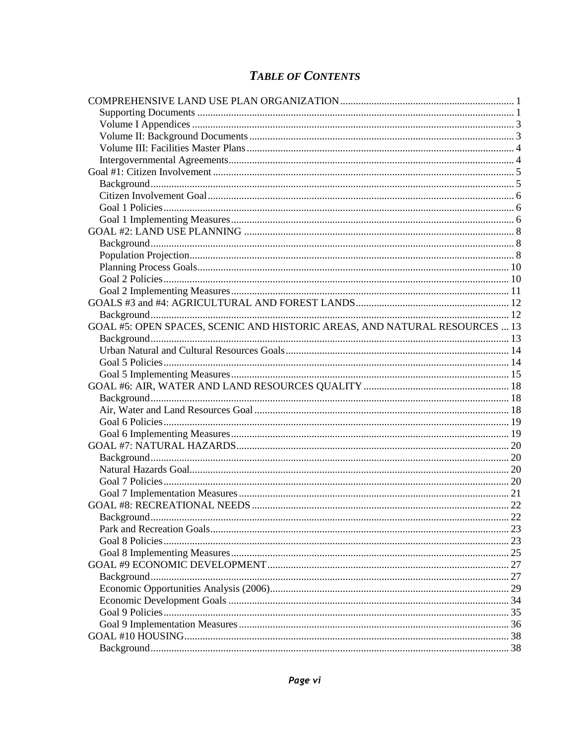# *TABLE OF CONTENTS*

COMPREHENSIVE LAND USE PLAN ORGANIZATION ..... 1
- Supporting Documents ..... 1
- Volume I Appendices ..... 3
- Volume II: Background Documents ..... 3
- Volume III: Facilities Master Plans ..... 4
- Intergovernmental Agreements ..... 4

Goal #1: Citizen Involvement ..... 5
- Background ..... 5
- Citizen Involvement Goal ..... 6
- Goal 1 Policies ..... 6
- Goal 1 Implementing Measures ..... 6

GOAL #2: LAND USE PLANNING ..... 8
- Background ..... 8
- Population Projection ..... 8
- Planning Process Goals ..... 10
- Goal 2 Policies ..... 10
- Goal 2 Implementing Measures ..... 11

GOALS #3 and #4: AGRICULTURAL AND FOREST LANDS ..... 12
- Background ..... 12

GOAL #5: OPEN SPACES, SCENIC AND HISTORIC AREAS, AND NATURAL RESOURCES ..... 13
- Background ..... 13
- Urban Natural and Cultural Resources Goals ..... 14
- Goal 5 Policies ..... 14
- Goal 5 Implementing Measures ..... 15

GOAL #6: AIR, WATER AND LAND RESOURCES QUALITY ..... 18
- Background ..... 18
- Air, Water and Land Resources Goal ..... 18
- Goal 6 Policies ..... 19
- Goal 6 Implementing Measures ..... 19

GOAL #7: NATURAL HAZARDS ..... 20
- Background ..... 20
- Natural Hazards Goal ..... 20
- Goal 7 Policies ..... 20
- Goal 7 Implementation Measures ..... 21

GOAL #8: RECREATIONAL NEEDS ..... 22
- Background ..... 22
- Park and Recreation Goals ..... 23
- Goal 8 Policies ..... 23
- Goal 8 Implementing Measures ..... 25

GOAL #9 ECONOMIC DEVELOPMENT ..... 27
- Background ..... 27
- Economic Opportunities Analysis (2006) ..... 29
- Economic Development Goals ..... 34
- Goal 9 Policies ..... 35
- Goal 9 Implementation Measures ..... 36

GOAL #10 HOUSING ..... 38
- Background ..... 38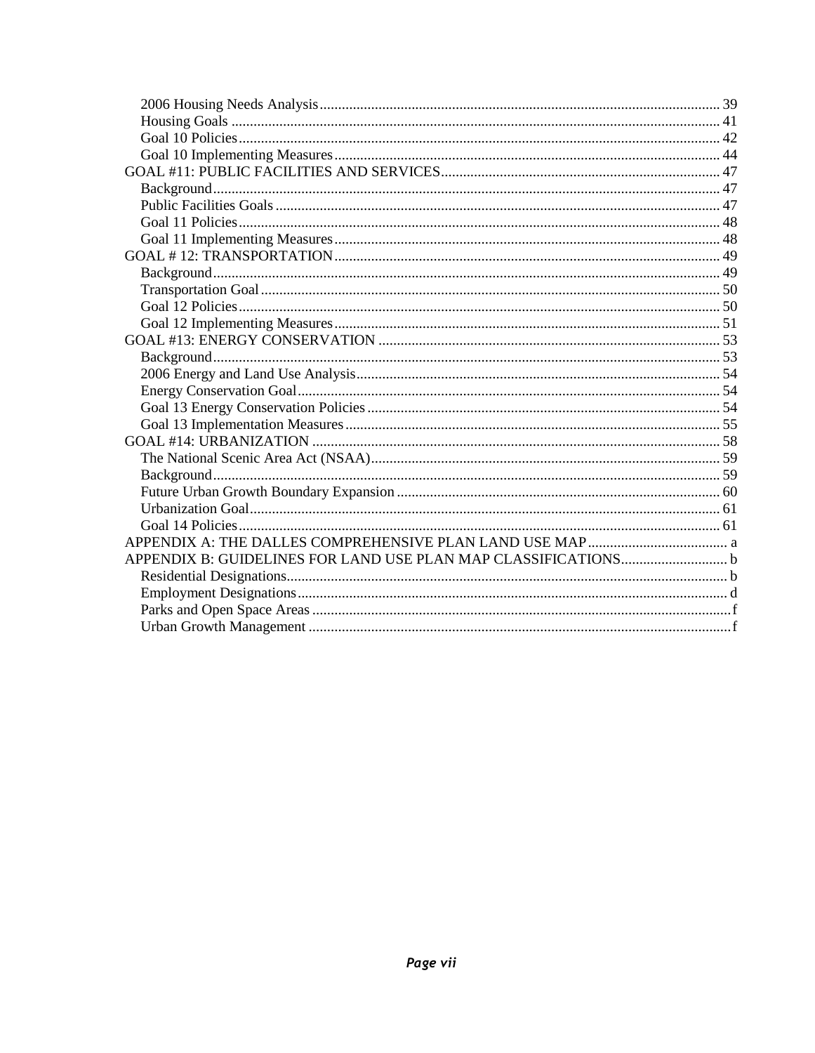2006 Housing Needs Analysis ........................................................ 39
Housing Goals ........................................................ 41
Goal 10 Policies ........................................................ 42
Goal 10 Implementing Measures ........................................................ 44
GOAL #11: PUBLIC FACILITIES AND SERVICES ........................................................ 47
Background ........................................................ 47
Public Facilities Goals ........................................................ 47
Goal 11 Policies ........................................................ 48
Goal 11 Implementing Measures ........................................................ 48
GOAL # 12: TRANSPORTATION ........................................................ 49
Background ........................................................ 49
Transportation Goal ........................................................ 50
Goal 12 Policies ........................................................ 50
Goal 12 Implementing Measures ........................................................ 51
GOAL #13: ENERGY CONSERVATION ........................................................ 53
Background ........................................................ 53
2006 Energy and Land Use Analysis ........................................................ 54
Energy Conservation Goal ........................................................ 54
Goal 13 Energy Conservation Policies ........................................................ 54
Goal 13 Implementation Measures ........................................................ 55
GOAL #14: URBANIZATION ........................................................ 58
The National Scenic Area Act (NSAA) ........................................................ 59
Background ........................................................ 59
Future Urban Growth Boundary Expansion ........................................................ 60
Urbanization Goal ........................................................ 61
Goal 14 Policies ........................................................ 61
APPENDIX A: THE DALLES COMPREHENSIVE PLAN LAND USE MAP ........................................................ a
APPENDIX B: GUIDELINES FOR LAND USE PLAN MAP CLASSIFICATIONS ........................................................ b
Residential Designations ........................................................ b
Employment Designations ........................................................ d
Parks and Open Space Areas ........................................................ f
Urban Growth Management ........................................................ f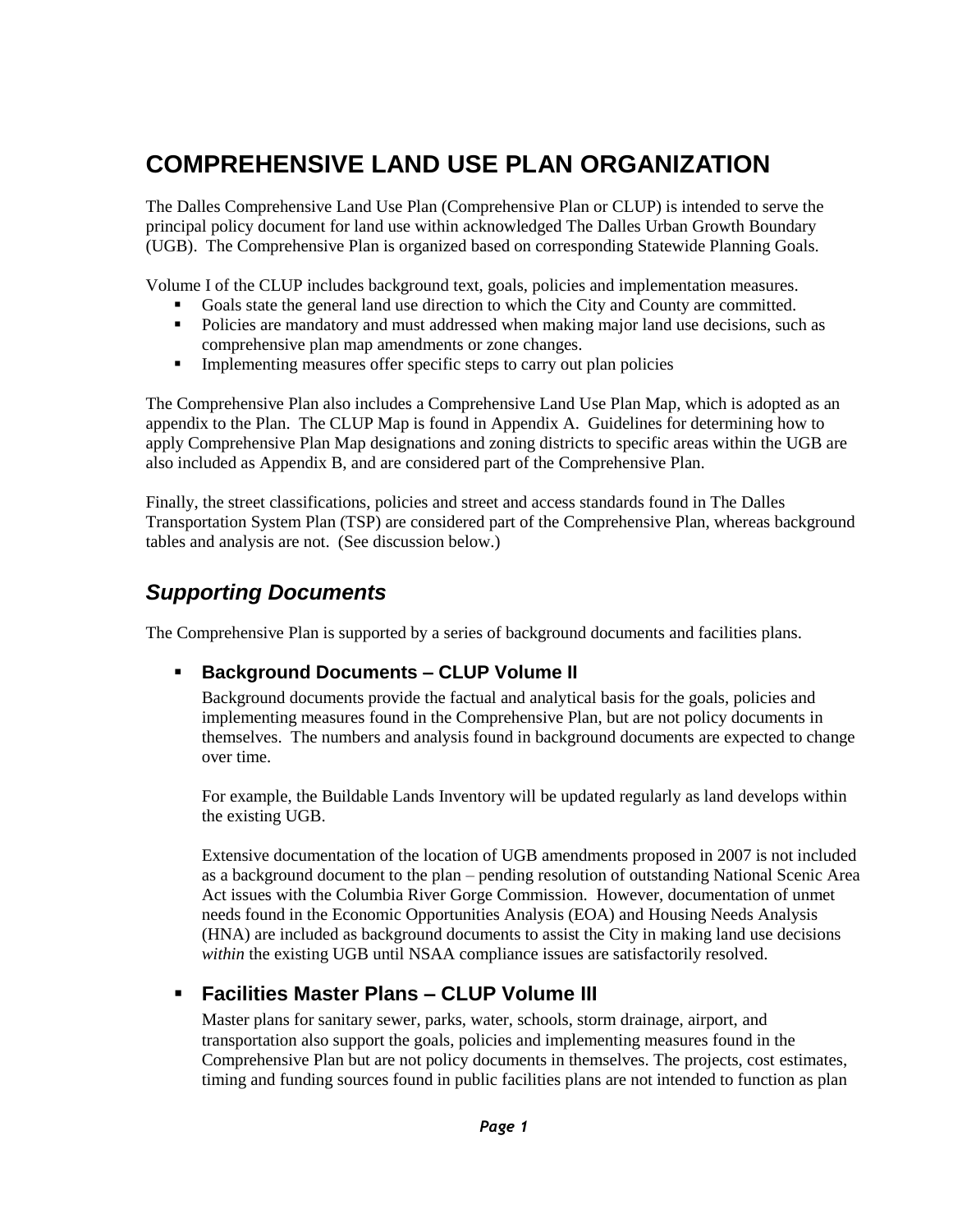# COMPREHENSIVE LAND USE PLAN ORGANIZATION

The Dalles Comprehensive Land Use Plan (Comprehensive Plan or CLUP) is intended to serve the principal policy document for land use within acknowledged The Dalles Urban Growth Boundary (UGB). The Comprehensive Plan is organized based on corresponding Statewide Planning Goals.

Volume I of the CLUP includes background text, goals, policies and implementation measures.

- Goals state the general land use direction to which the City and County are committed.
- Policies are mandatory and must addressed when making major land use decisions, such as comprehensive plan map amendments or zone changes.
- Implementing measures offer specific steps to carry out plan policies

The Comprehensive Plan also includes a Comprehensive Land Use Plan Map, which is adopted as an appendix to the Plan. The CLUP Map is found in Appendix A. Guidelines for determining how to apply Comprehensive Plan Map designations and zoning districts to specific areas within the UGB are also included as Appendix B, and are considered part of the Comprehensive Plan.

Finally, the street classifications, policies and street and access standards found in The Dalles Transportation System Plan (TSP) are considered part of the Comprehensive Plan, whereas background tables and analysis are not. (See discussion below.)

## *Supporting Documents*

The Comprehensive Plan is supported by a series of background documents and facilities plans.

- **Background Documents – CLUP Volume II**

  Background documents provide the factual and analytical basis for the goals, policies and implementing measures found in the Comprehensive Plan, but are not policy documents in themselves. The numbers and analysis found in background documents are expected to change over time.

  For example, the Buildable Lands Inventory will be updated regularly as land develops within the existing UGB.

  Extensive documentation of the location of UGB amendments proposed in 2007 is not included as a background document to the plan – pending resolution of outstanding National Scenic Area Act issues with the Columbia River Gorge Commission. However, documentation of unmet needs found in the Economic Opportunities Analysis (EOA) and Housing Needs Analysis (HNA) are included as background documents to assist the City in making land use decisions *within* the existing UGB until NSAA compliance issues are satisfactorily resolved.

- **Facilities Master Plans – CLUP Volume III**

  Master plans for sanitary sewer, parks, water, schools, storm drainage, airport, and transportation also support the goals, policies and implementing measures found in the Comprehensive Plan but are not policy documents in themselves. The projects, cost estimates, timing and funding sources found in public facilities plans are not intended to function as plan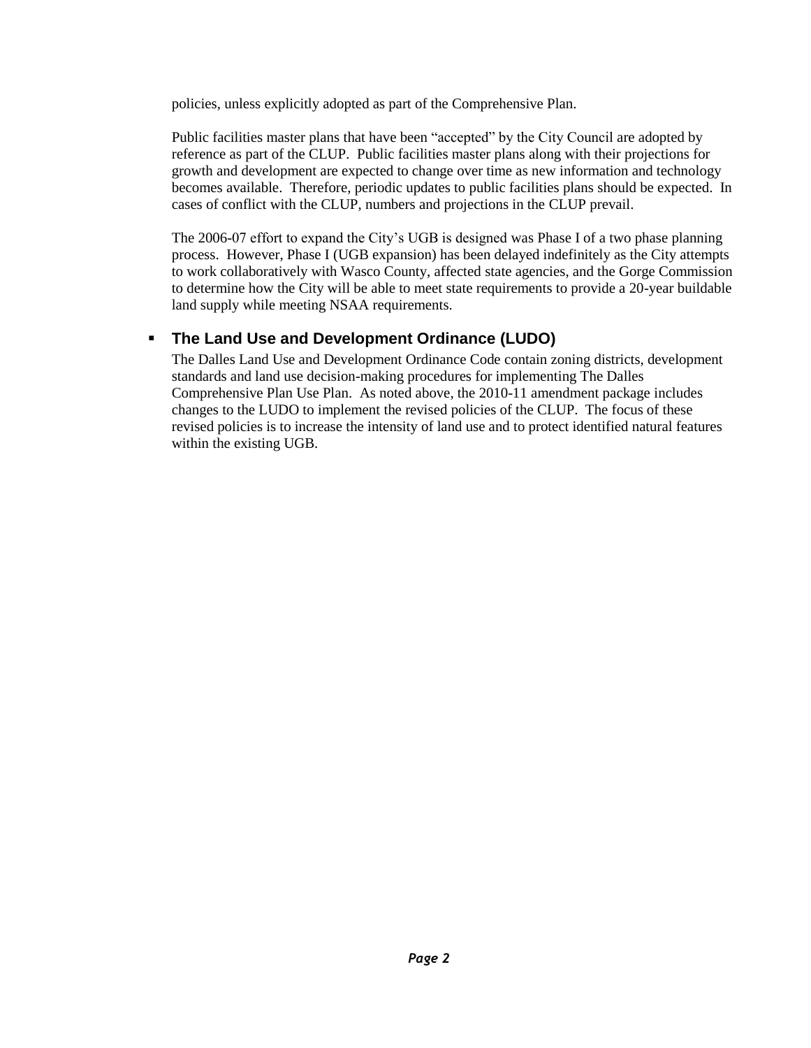policies, unless explicitly adopted as part of the Comprehensive Plan.

Public facilities master plans that have been "accepted" by the City Council are adopted by reference as part of the CLUP. Public facilities master plans along with their projections for growth and development are expected to change over time as new information and technology becomes available. Therefore, periodic updates to public facilities plans should be expected. In cases of conflict with the CLUP, numbers and projections in the CLUP prevail.

The 2006-07 effort to expand the City's UGB is designed was Phase I of a two phase planning process. However, Phase I (UGB expansion) has been delayed indefinitely as the City attempts to work collaboratively with Wasco County, affected state agencies, and the Gorge Commission to determine how the City will be able to meet state requirements to provide a 20-year buildable land supply while meeting NSAA requirements.

- **The Land Use and Development Ordinance (LUDO)**

  The Dalles Land Use and Development Ordinance Code contain zoning districts, development standards and land use decision-making procedures for implementing The Dalles Comprehensive Plan Use Plan. As noted above, the 2010-11 amendment package includes changes to the LUDO to implement the revised policies of the CLUP. The focus of these revised policies is to increase the intensity of land use and to protect identified natural features within the existing UGB.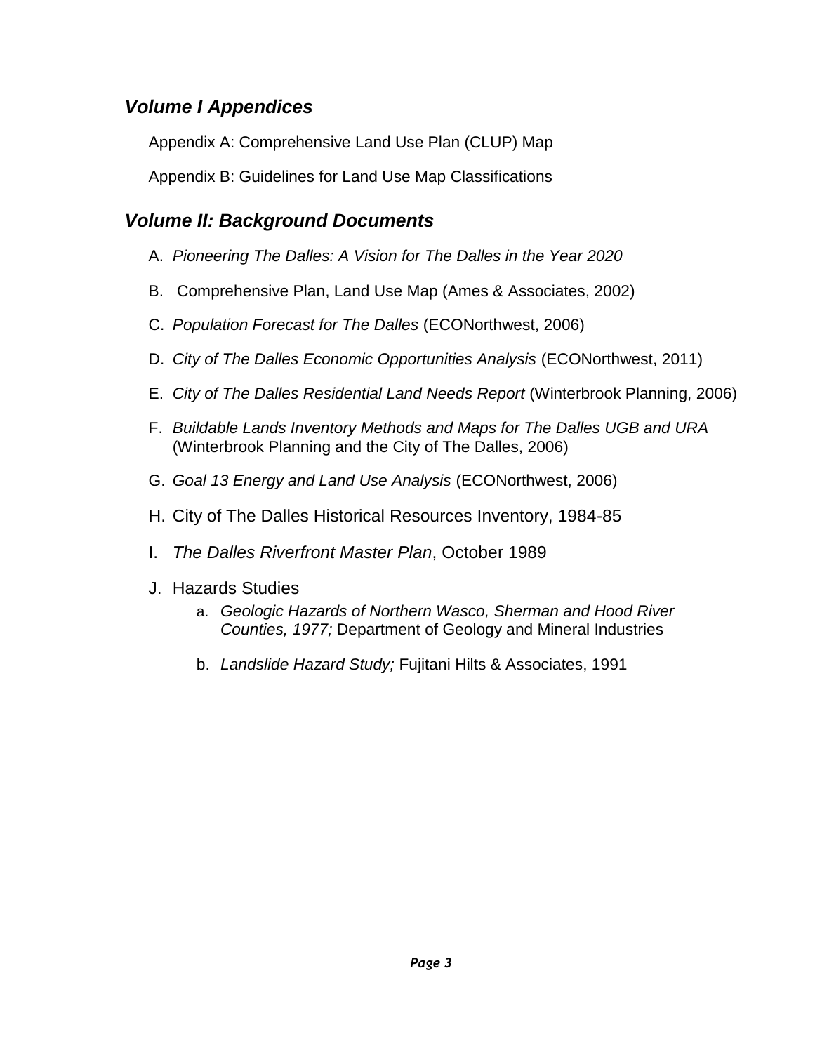## *Volume I Appendices*

Appendix A: Comprehensive Land Use Plan (CLUP) Map

Appendix B: Guidelines for Land Use Map Classifications

## *Volume II: Background Documents*

A. *Pioneering The Dalles: A Vision for The Dalles in the Year 2020*

B. Comprehensive Plan, Land Use Map (Ames & Associates, 2002)

C. *Population Forecast for The Dalles* (ECONorthwest, 2006)

D. *City of The Dalles Economic Opportunities Analysis* (ECONorthwest, 2011)

E. *City of The Dalles Residential Land Needs Report* (Winterbrook Planning, 2006)

F. *Buildable Lands Inventory Methods and Maps for The Dalles UGB and URA* (Winterbrook Planning and the City of The Dalles, 2006)

G. *Goal 13 Energy and Land Use Analysis* (ECONorthwest, 2006)

H. City of The Dalles Historical Resources Inventory, 1984-85

I. *The Dalles Riverfront Master Plan*, October 1989

J. Hazards Studies
   a. *Geologic Hazards of Northern Wasco, Sherman and Hood River Counties, 1977;* Department of Geology and Mineral Industries
   b. *Landslide Hazard Study;* Fujitani Hilts & Associates, 1991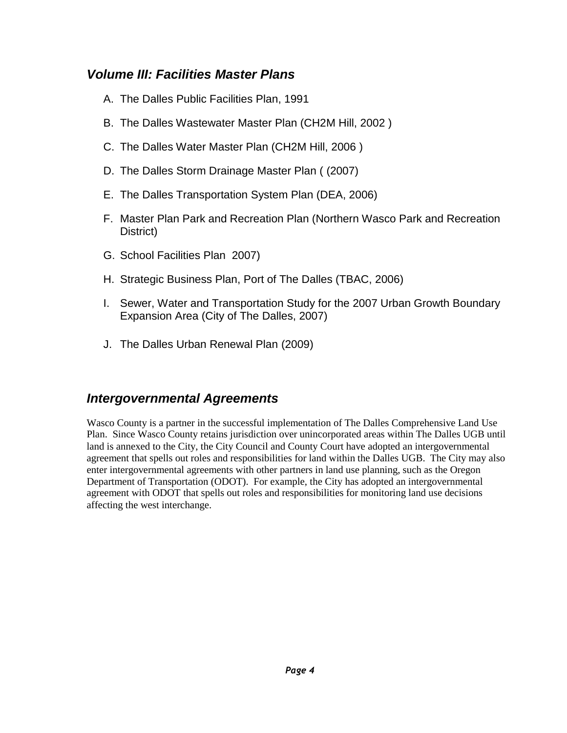## *Volume III: Facilities Master Plans*

A. The Dalles Public Facilities Plan, 1991

B. The Dalles Wastewater Master Plan (CH2M Hill, 2002 )

C. The Dalles Water Master Plan (CH2M Hill, 2006 )

D. The Dalles Storm Drainage Master Plan ( (2007)

E. The Dalles Transportation System Plan (DEA, 2006)

F. Master Plan Park and Recreation Plan (Northern Wasco Park and Recreation District)

G. School Facilities Plan 2007)

H. Strategic Business Plan, Port of The Dalles (TBAC, 2006)

I. Sewer, Water and Transportation Study for the 2007 Urban Growth Boundary Expansion Area (City of The Dalles, 2007)

J. The Dalles Urban Renewal Plan (2009)

## *Intergovernmental Agreements*

Wasco County is a partner in the successful implementation of The Dalles Comprehensive Land Use Plan. Since Wasco County retains jurisdiction over unincorporated areas within The Dalles UGB until land is annexed to the City, the City Council and County Court have adopted an intergovernmental agreement that spells out roles and responsibilities for land within the Dalles UGB. The City may also enter intergovernmental agreements with other partners in land use planning, such as the Oregon Department of Transportation (ODOT). For example, the City has adopted an intergovernmental agreement with ODOT that spells out roles and responsibilities for monitoring land use decisions affecting the west interchange.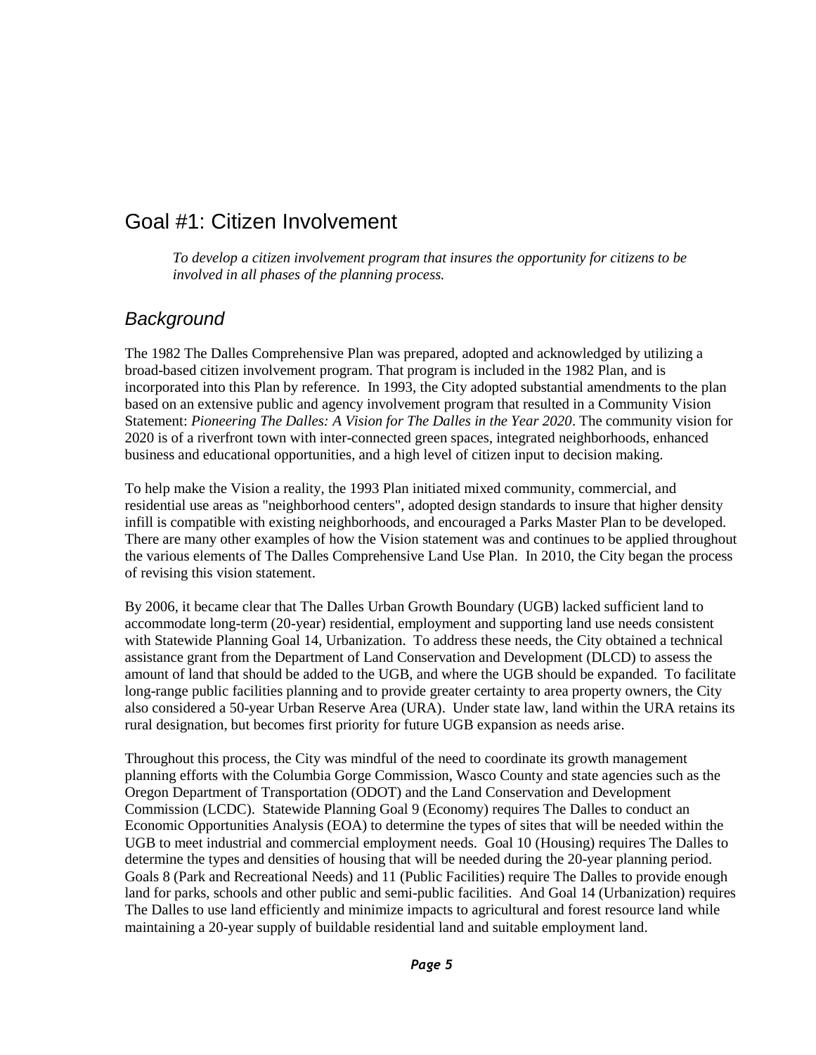# Goal #1: Citizen Involvement

> *To develop a citizen involvement program that insures the opportunity for citizens to be involved in all phases of the planning process.*

## *Background*

The 1982 The Dalles Comprehensive Plan was prepared, adopted and acknowledged by utilizing a broad-based citizen involvement program. That program is included in the 1982 Plan, and is incorporated into this Plan by reference. In 1993, the City adopted substantial amendments to the plan based on an extensive public and agency involvement program that resulted in a Community Vision Statement: *Pioneering The Dalles: A Vision for The Dalles in the Year 2020*. The community vision for 2020 is of a riverfront town with inter-connected green spaces, integrated neighborhoods, enhanced business and educational opportunities, and a high level of citizen input to decision making.

To help make the Vision a reality, the 1993 Plan initiated mixed community, commercial, and residential use areas as "neighborhood centers", adopted design standards to insure that higher density infill is compatible with existing neighborhoods, and encouraged a Parks Master Plan to be developed. There are many other examples of how the Vision statement was and continues to be applied throughout the various elements of The Dalles Comprehensive Land Use Plan. In 2010, the City began the process of revising this vision statement.

By 2006, it became clear that The Dalles Urban Growth Boundary (UGB) lacked sufficient land to accommodate long-term (20-year) residential, employment and supporting land use needs consistent with Statewide Planning Goal 14, Urbanization. To address these needs, the City obtained a technical assistance grant from the Department of Land Conservation and Development (DLCD) to assess the amount of land that should be added to the UGB, and where the UGB should be expanded. To facilitate long-range public facilities planning and to provide greater certainty to area property owners, the City also considered a 50-year Urban Reserve Area (URA). Under state law, land within the URA retains its rural designation, but becomes first priority for future UGB expansion as needs arise.

Throughout this process, the City was mindful of the need to coordinate its growth management planning efforts with the Columbia Gorge Commission, Wasco County and state agencies such as the Oregon Department of Transportation (ODOT) and the Land Conservation and Development Commission (LCDC). Statewide Planning Goal 9 (Economy) requires The Dalles to conduct an Economic Opportunities Analysis (EOA) to determine the types of sites that will be needed within the UGB to meet industrial and commercial employment needs. Goal 10 (Housing) requires The Dalles to determine the types and densities of housing that will be needed during the 20-year planning period. Goals 8 (Park and Recreational Needs) and 11 (Public Facilities) require The Dalles to provide enough land for parks, schools and other public and semi-public facilities. And Goal 14 (Urbanization) requires The Dalles to use land efficiently and minimize impacts to agricultural and forest resource land while maintaining a 20-year supply of buildable residential land and suitable employment land.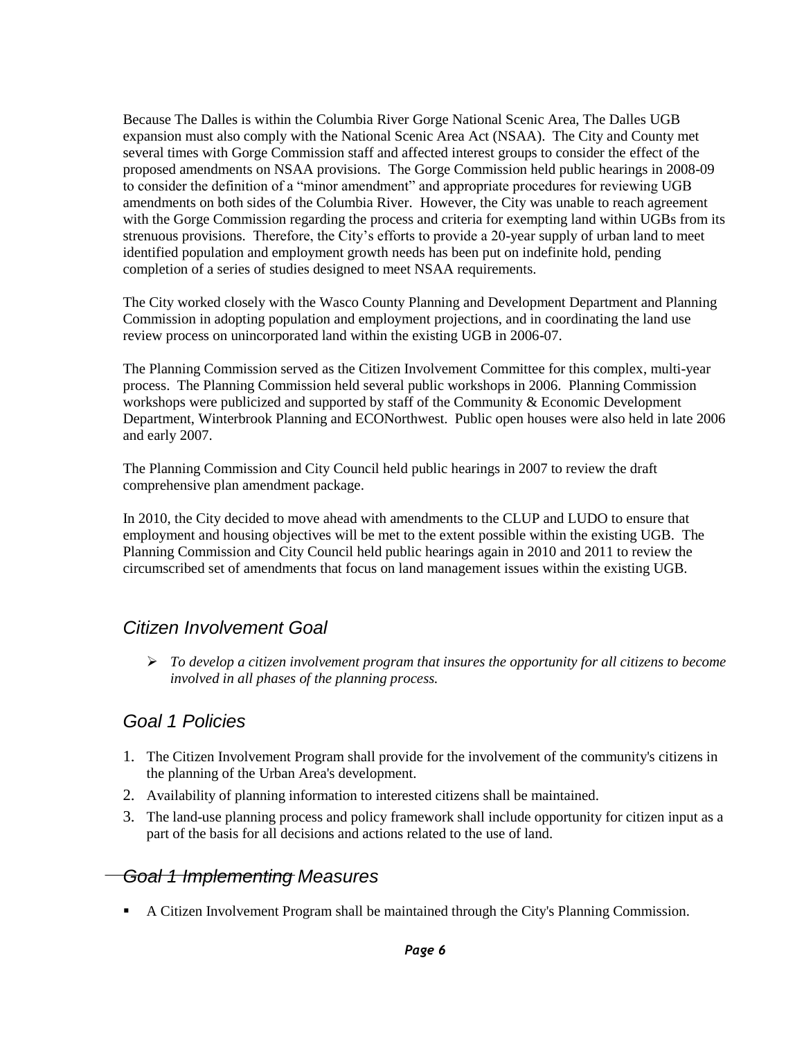Because The Dalles is within the Columbia River Gorge National Scenic Area, The Dalles UGB expansion must also comply with the National Scenic Area Act (NSAA). The City and County met several times with Gorge Commission staff and affected interest groups to consider the effect of the proposed amendments on NSAA provisions. The Gorge Commission held public hearings in 2008-09 to consider the definition of a "minor amendment" and appropriate procedures for reviewing UGB amendments on both sides of the Columbia River. However, the City was unable to reach agreement with the Gorge Commission regarding the process and criteria for exempting land within UGBs from its strenuous provisions. Therefore, the City's efforts to provide a 20-year supply of urban land to meet identified population and employment growth needs has been put on indefinite hold, pending completion of a series of studies designed to meet NSAA requirements.

The City worked closely with the Wasco County Planning and Development Department and Planning Commission in adopting population and employment projections, and in coordinating the land use review process on unincorporated land within the existing UGB in 2006-07.

The Planning Commission served as the Citizen Involvement Committee for this complex, multi-year process. The Planning Commission held several public workshops in 2006. Planning Commission workshops were publicized and supported by staff of the Community & Economic Development Department, Winterbrook Planning and ECONorthwest. Public open houses were also held in late 2006 and early 2007.

The Planning Commission and City Council held public hearings in 2007 to review the draft comprehensive plan amendment package.

In 2010, the City decided to move ahead with amendments to the CLUP and LUDO to ensure that employment and housing objectives will be met to the extent possible within the existing UGB. The Planning Commission and City Council held public hearings again in 2010 and 2011 to review the circumscribed set of amendments that focus on land management issues within the existing UGB.

## *Citizen Involvement Goal*

- *To develop a citizen involvement program that insures the opportunity for all citizens to become involved in all phases of the planning process.*

## *Goal 1 Policies*

1. The Citizen Involvement Program shall provide for the involvement of the community's citizens in the planning of the Urban Area's development.
2. Availability of planning information to interested citizens shall be maintained.
3. The land-use planning process and policy framework shall include opportunity for citizen input as a part of the basis for all decisions and actions related to the use of land.

## *~~Goal 1 Implementing~~ Measures*

- A Citizen Involvement Program shall be maintained through the City's Planning Commission.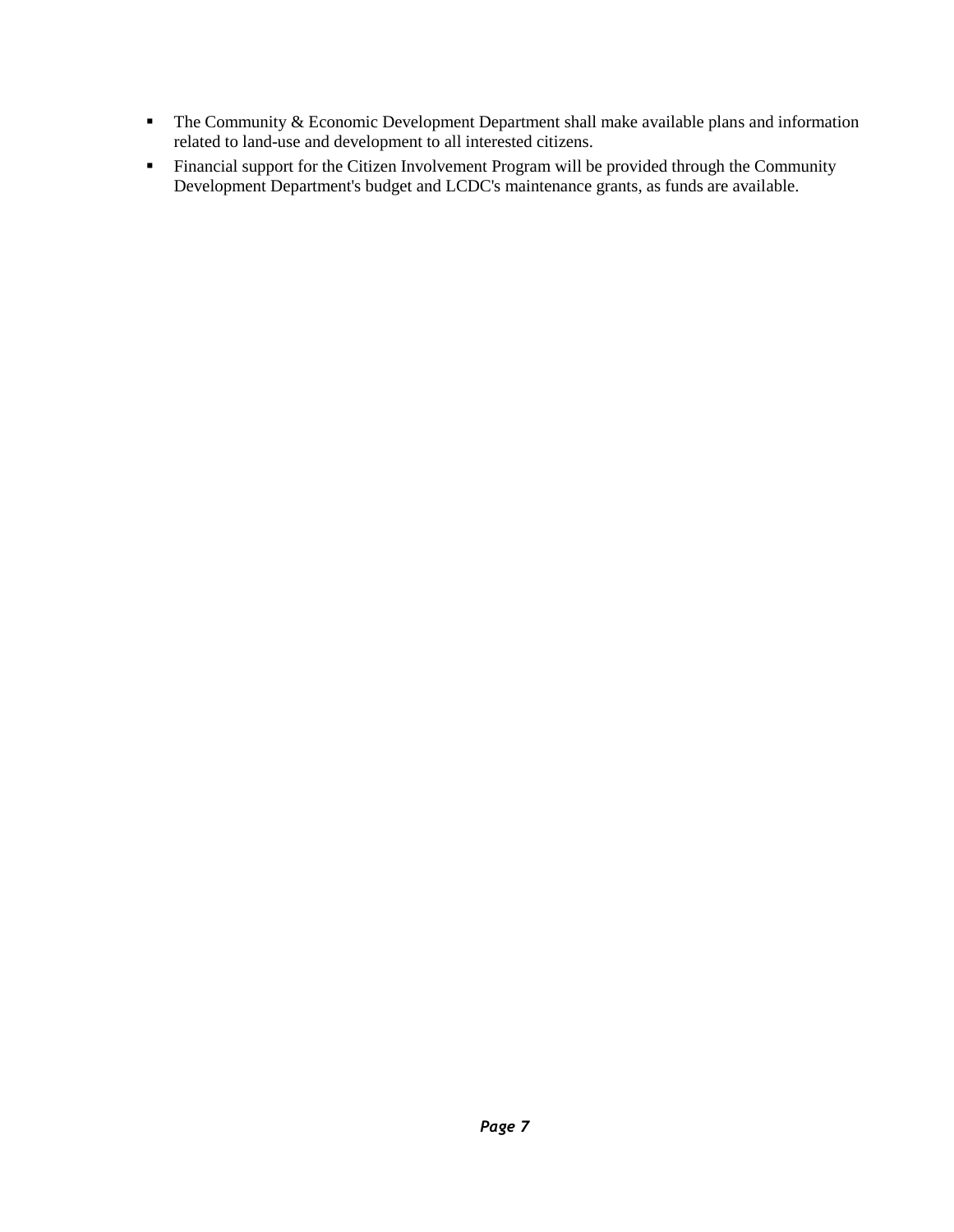- The Community & Economic Development Department shall make available plans and information related to land-use and development to all interested citizens.
- Financial support for the Citizen Involvement Program will be provided through the Community Development Department's budget and LCDC's maintenance grants, as funds are available.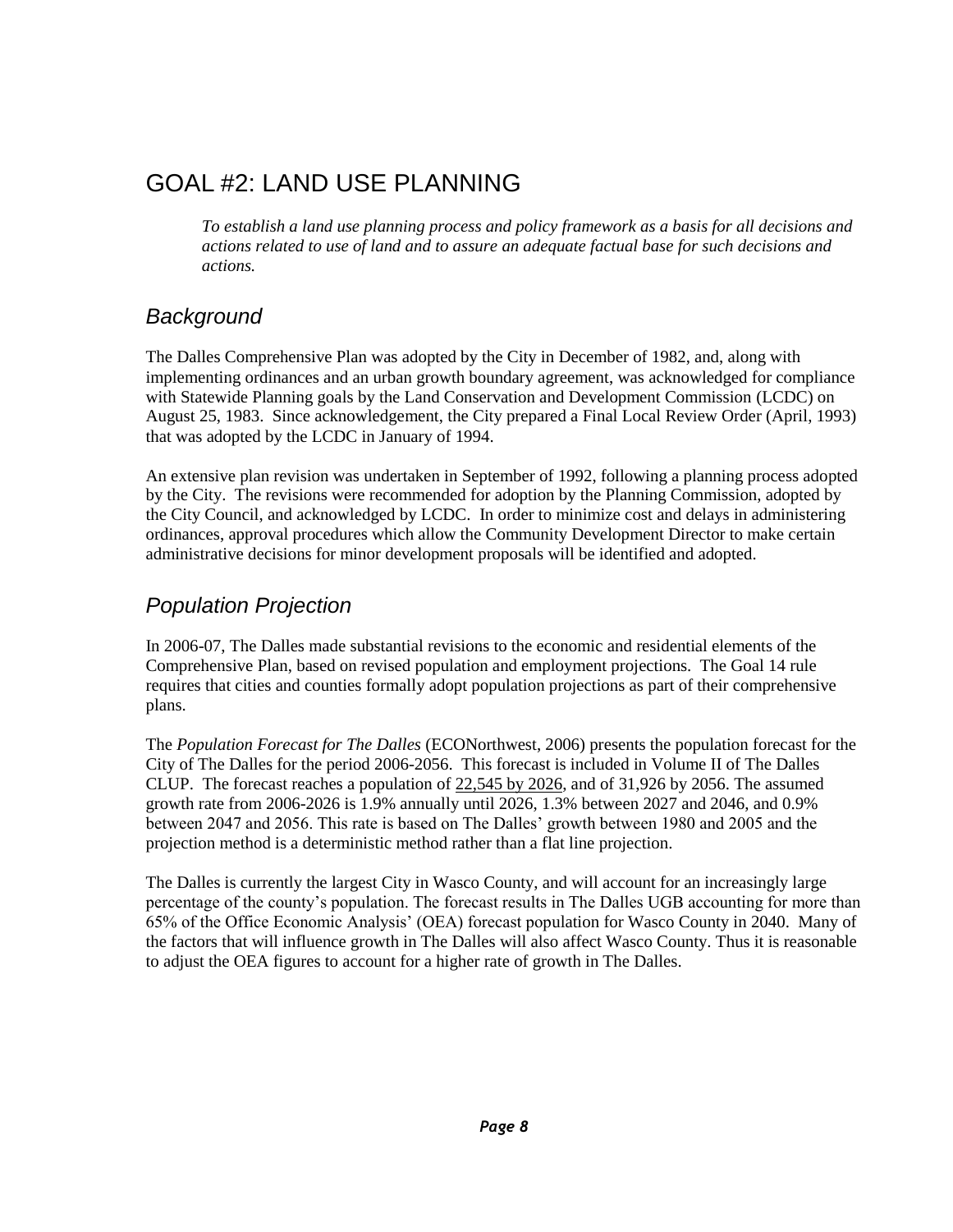# GOAL #2: LAND USE PLANNING

*To establish a land use planning process and policy framework as a basis for all decisions and actions related to use of land and to assure an adequate factual base for such decisions and actions.*

## *Background*

The Dalles Comprehensive Plan was adopted by the City in December of 1982, and, along with implementing ordinances and an urban growth boundary agreement, was acknowledged for compliance with Statewide Planning goals by the Land Conservation and Development Commission (LCDC) on August 25, 1983. Since acknowledgement, the City prepared a Final Local Review Order (April, 1993) that was adopted by the LCDC in January of 1994.

An extensive plan revision was undertaken in September of 1992, following a planning process adopted by the City. The revisions were recommended for adoption by the Planning Commission, adopted by the City Council, and acknowledged by LCDC. In order to minimize cost and delays in administering ordinances, approval procedures which allow the Community Development Director to make certain administrative decisions for minor development proposals will be identified and adopted.

## *Population Projection*

In 2006-07, The Dalles made substantial revisions to the economic and residential elements of the Comprehensive Plan, based on revised population and employment projections. The Goal 14 rule requires that cities and counties formally adopt population projections as part of their comprehensive plans.

The *Population Forecast for The Dalles* (ECONorthwest, 2006) presents the population forecast for the City of The Dalles for the period 2006-2056. This forecast is included in Volume II of The Dalles CLUP. The forecast reaches a population of 22,545 by 2026, and of 31,926 by 2056. The assumed growth rate from 2006-2026 is 1.9% annually until 2026, 1.3% between 2027 and 2046, and 0.9% between 2047 and 2056. This rate is based on The Dalles' growth between 1980 and 2005 and the projection method is a deterministic method rather than a flat line projection.

The Dalles is currently the largest City in Wasco County, and will account for an increasingly large percentage of the county's population. The forecast results in The Dalles UGB accounting for more than 65% of the Office Economic Analysis' (OEA) forecast population for Wasco County in 2040. Many of the factors that will influence growth in The Dalles will also affect Wasco County. Thus it is reasonable to adjust the OEA figures to account for a higher rate of growth in The Dalles.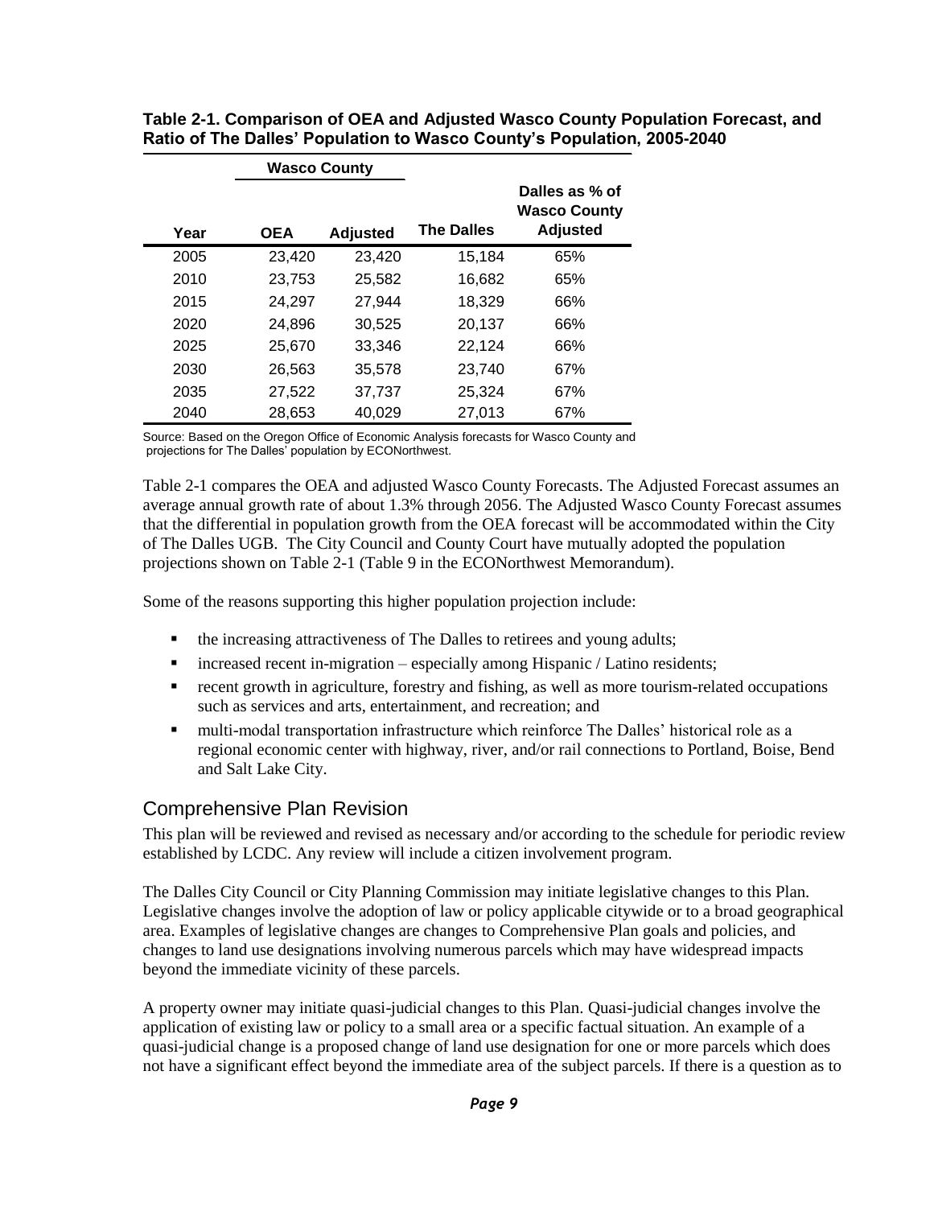**Table 2-1. Comparison of OEA and Adjusted Wasco County Population Forecast, and Ratio of The Dalles' Population to Wasco County's Population, 2005-2040**

| | Wasco County | | | |
|---|---|---|---|---|
| Year | OEA | Adjusted | The Dalles | Dalles as % of Wasco County Adjusted |
| 2005 | 23,420 | 23,420 | 15,184 | 65% |
| 2010 | 23,753 | 25,582 | 16,682 | 65% |
| 2015 | 24,297 | 27,944 | 18,329 | 66% |
| 2020 | 24,896 | 30,525 | 20,137 | 66% |
| 2025 | 25,670 | 33,346 | 22,124 | 66% |
| 2030 | 26,563 | 35,578 | 23,740 | 67% |
| 2035 | 27,522 | 37,737 | 25,324 | 67% |
| 2040 | 28,653 | 40,029 | 27,013 | 67% |

Source: Based on the Oregon Office of Economic Analysis forecasts for Wasco County and projections for The Dalles' population by ECONorthwest.

Table 2-1 compares the OEA and adjusted Wasco County Forecasts. The Adjusted Forecast assumes an average annual growth rate of about 1.3% through 2056. The Adjusted Wasco County Forecast assumes that the differential in population growth from the OEA forecast will be accommodated within the City of The Dalles UGB. The City Council and County Court have mutually adopted the population projections shown on Table 2-1 (Table 9 in the ECONorthwest Memorandum).

Some of the reasons supporting this higher population projection include:

- the increasing attractiveness of The Dalles to retirees and young adults;
- increased recent in-migration – especially among Hispanic / Latino residents;
- recent growth in agriculture, forestry and fishing, as well as more tourism-related occupations such as services and arts, entertainment, and recreation; and
- multi-modal transportation infrastructure which reinforce The Dalles' historical role as a regional economic center with highway, river, and/or rail connections to Portland, Boise, Bend and Salt Lake City.

## Comprehensive Plan Revision

This plan will be reviewed and revised as necessary and/or according to the schedule for periodic review established by LCDC. Any review will include a citizen involvement program.

The Dalles City Council or City Planning Commission may initiate legislative changes to this Plan. Legislative changes involve the adoption of law or policy applicable citywide or to a broad geographical area. Examples of legislative changes are changes to Comprehensive Plan goals and policies, and changes to land use designations involving numerous parcels which may have widespread impacts beyond the immediate vicinity of these parcels.

A property owner may initiate quasi-judicial changes to this Plan. Quasi-judicial changes involve the application of existing law or policy to a small area or a specific factual situation. An example of a quasi-judicial change is a proposed change of land use designation for one or more parcels which does not have a significant effect beyond the immediate area of the subject parcels. If there is a question as to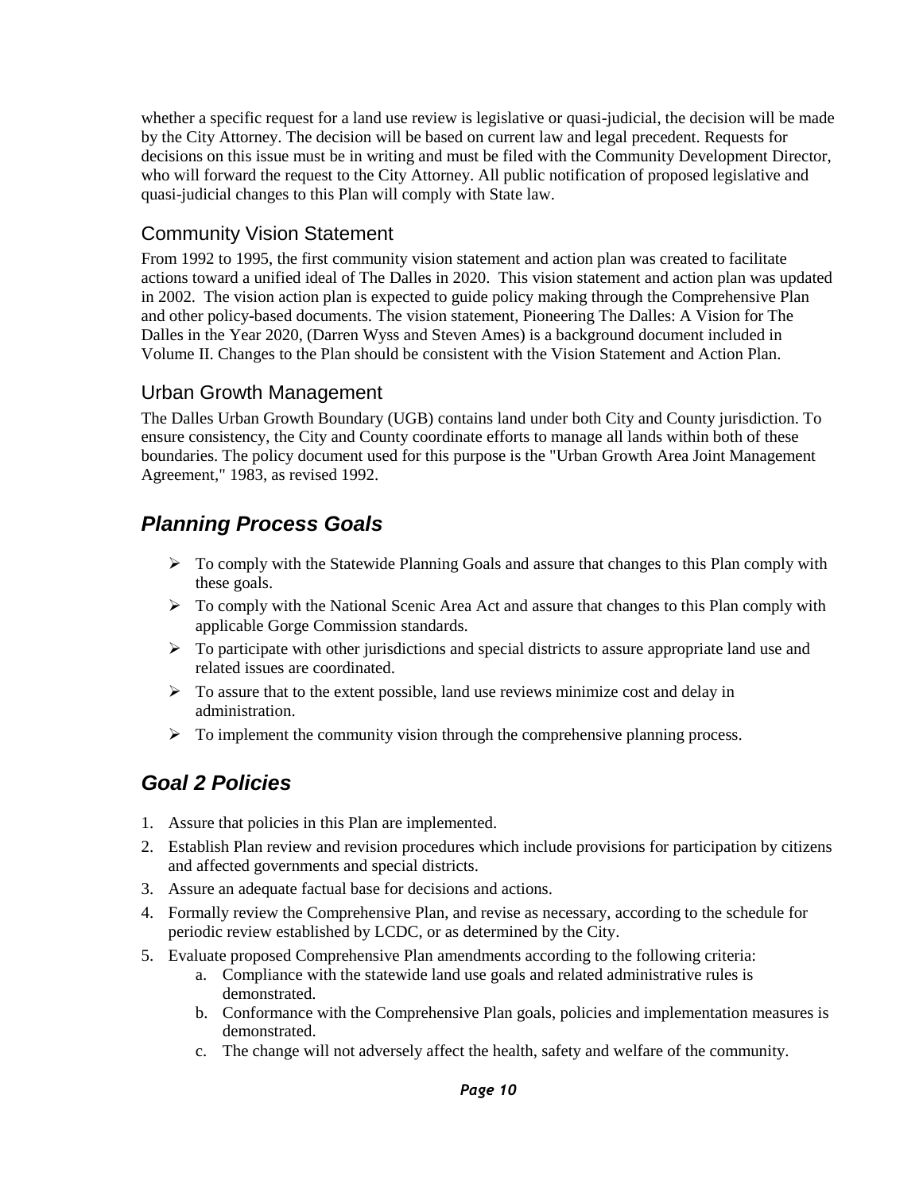whether a specific request for a land use review is legislative or quasi-judicial, the decision will be made by the City Attorney. The decision will be based on current law and legal precedent. Requests for decisions on this issue must be in writing and must be filed with the Community Development Director, who will forward the request to the City Attorney. All public notification of proposed legislative and quasi-judicial changes to this Plan will comply with State law.

### Community Vision Statement

From 1992 to 1995, the first community vision statement and action plan was created to facilitate actions toward a unified ideal of The Dalles in 2020. This vision statement and action plan was updated in 2002. The vision action plan is expected to guide policy making through the Comprehensive Plan and other policy-based documents. The vision statement, Pioneering The Dalles: A Vision for The Dalles in the Year 2020, (Darren Wyss and Steven Ames) is a background document included in Volume II. Changes to the Plan should be consistent with the Vision Statement and Action Plan.

### Urban Growth Management

The Dalles Urban Growth Boundary (UGB) contains land under both City and County jurisdiction. To ensure consistency, the City and County coordinate efforts to manage all lands within both of these boundaries. The policy document used for this purpose is the "Urban Growth Area Joint Management Agreement," 1983, as revised 1992.

## *Planning Process Goals*

- To comply with the Statewide Planning Goals and assure that changes to this Plan comply with these goals.
- To comply with the National Scenic Area Act and assure that changes to this Plan comply with applicable Gorge Commission standards.
- To participate with other jurisdictions and special districts to assure appropriate land use and related issues are coordinated.
- To assure that to the extent possible, land use reviews minimize cost and delay in administration.
- To implement the community vision through the comprehensive planning process.

## *Goal 2 Policies*

1. Assure that policies in this Plan are implemented.
2. Establish Plan review and revision procedures which include provisions for participation by citizens and affected governments and special districts.
3. Assure an adequate factual base for decisions and actions.
4. Formally review the Comprehensive Plan, and revise as necessary, according to the schedule for periodic review established by LCDC, or as determined by the City.
5. Evaluate proposed Comprehensive Plan amendments according to the following criteria:
    a. Compliance with the statewide land use goals and related administrative rules is demonstrated.
    b. Conformance with the Comprehensive Plan goals, policies and implementation measures is demonstrated.
    c. The change will not adversely affect the health, safety and welfare of the community.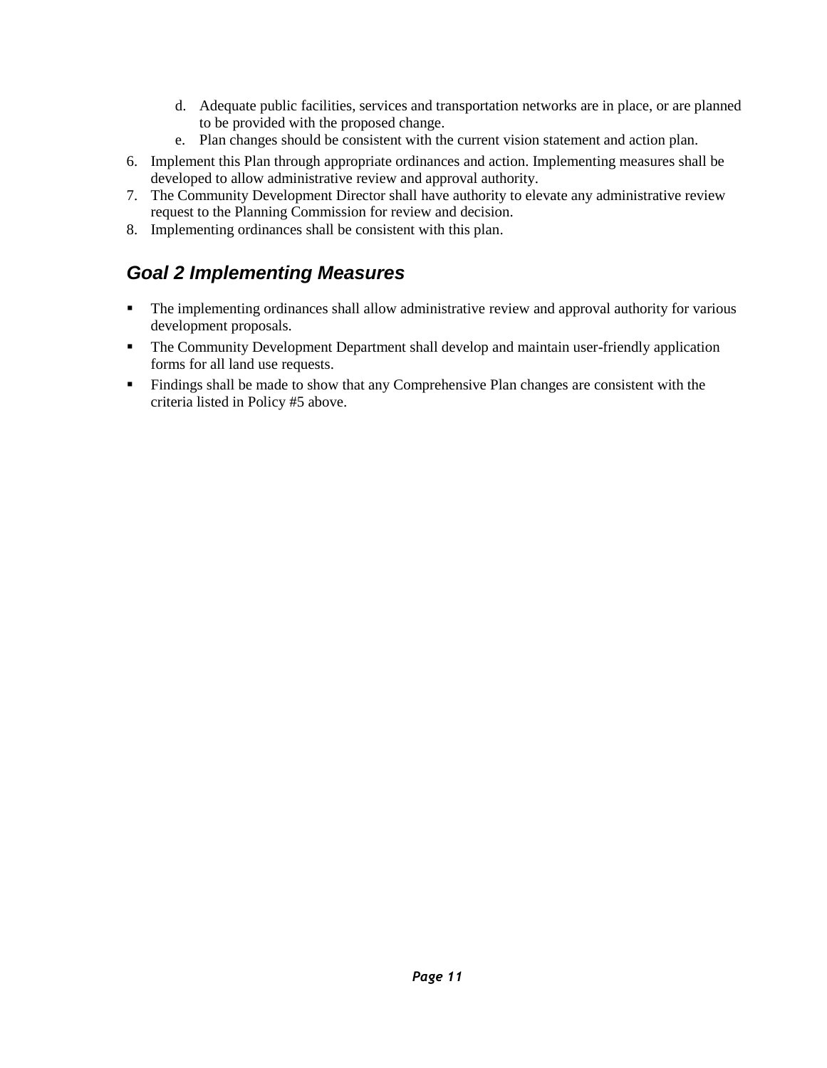d. Adequate public facilities, services and transportation networks are in place, or are planned to be provided with the proposed change.
   e. Plan changes should be consistent with the current vision statement and action plan.
6. Implement this Plan through appropriate ordinances and action. Implementing measures shall be developed to allow administrative review and approval authority.
7. The Community Development Director shall have authority to elevate any administrative review request to the Planning Commission for review and decision.
8. Implementing ordinances shall be consistent with this plan.

## *Goal 2 Implementing Measures*

- The implementing ordinances shall allow administrative review and approval authority for various development proposals.
- The Community Development Department shall develop and maintain user-friendly application forms for all land use requests.
- Findings shall be made to show that any Comprehensive Plan changes are consistent with the criteria listed in Policy #5 above.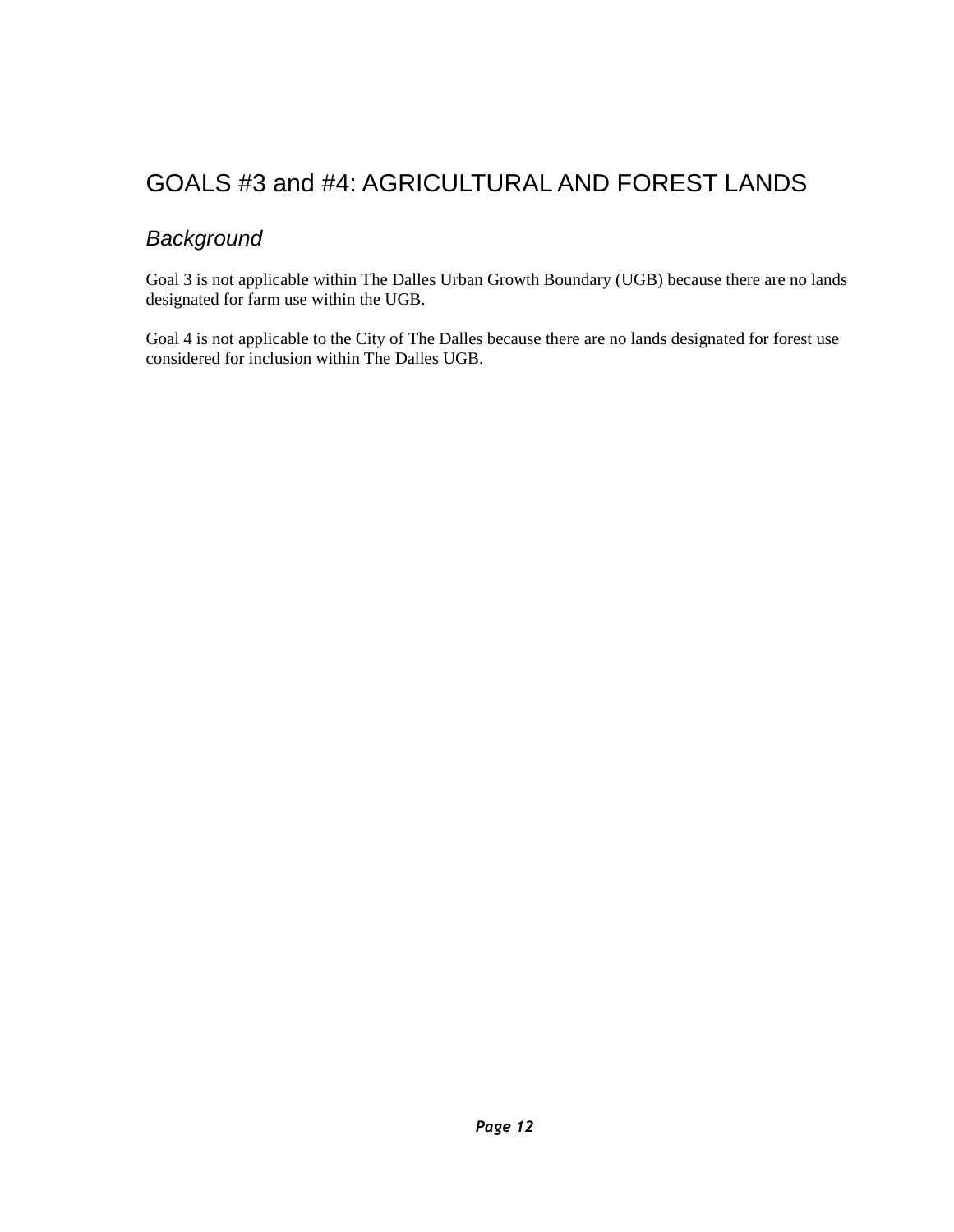# GOALS #3 and #4: AGRICULTURAL AND FOREST LANDS

## *Background*

Goal 3 is not applicable within The Dalles Urban Growth Boundary (UGB) because there are no lands designated for farm use within the UGB.

Goal 4 is not applicable to the City of The Dalles because there are no lands designated for forest use considered for inclusion within The Dalles UGB.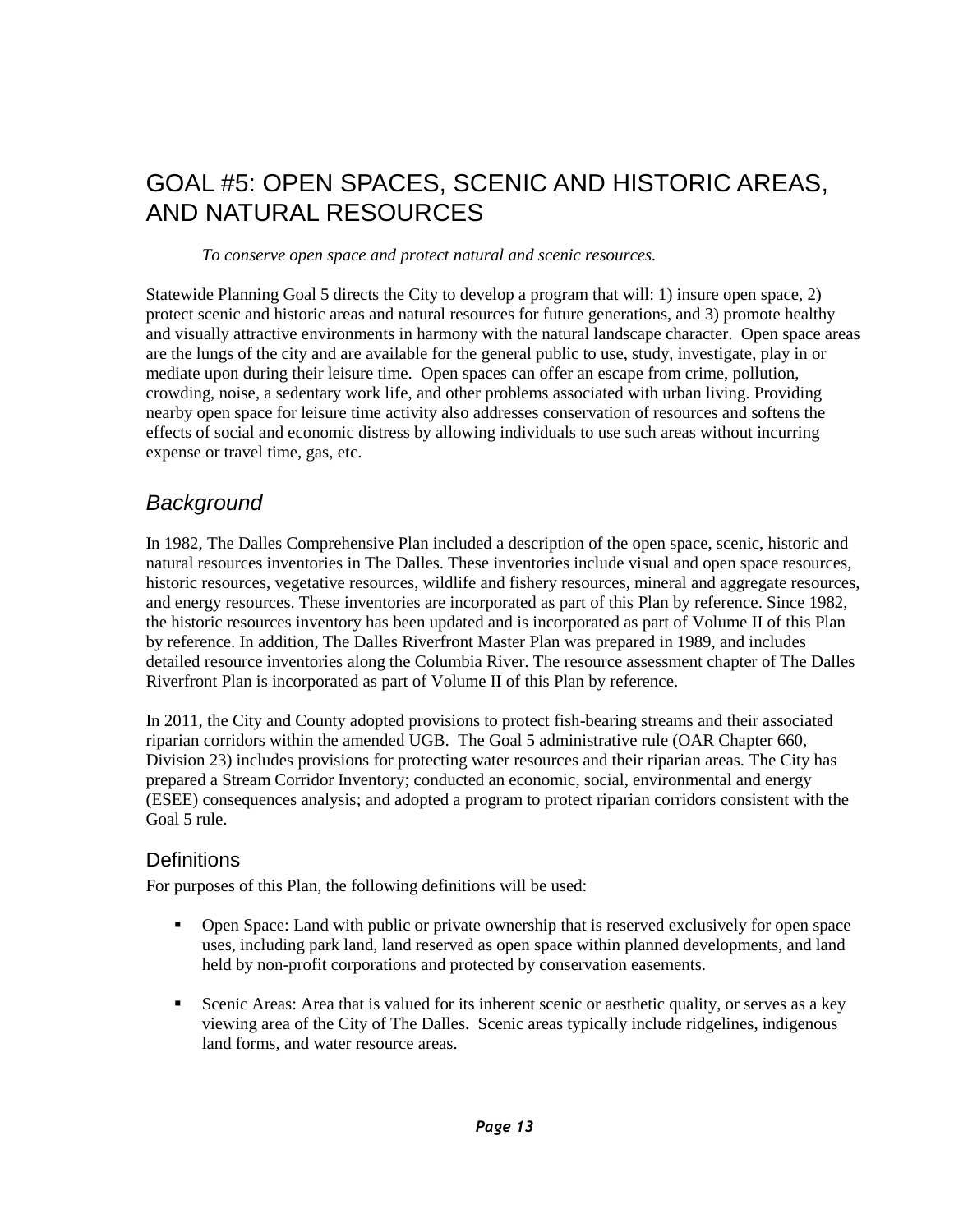# GOAL #5: OPEN SPACES, SCENIC AND HISTORIC AREAS, AND NATURAL RESOURCES

*To conserve open space and protect natural and scenic resources.*

Statewide Planning Goal 5 directs the City to develop a program that will: 1) insure open space, 2) protect scenic and historic areas and natural resources for future generations, and 3) promote healthy and visually attractive environments in harmony with the natural landscape character. Open space areas are the lungs of the city and are available for the general public to use, study, investigate, play in or mediate upon during their leisure time. Open spaces can offer an escape from crime, pollution, crowding, noise, a sedentary work life, and other problems associated with urban living. Providing nearby open space for leisure time activity also addresses conservation of resources and softens the effects of social and economic distress by allowing individuals to use such areas without incurring expense or travel time, gas, etc.

## *Background*

In 1982, The Dalles Comprehensive Plan included a description of the open space, scenic, historic and natural resources inventories in The Dalles. These inventories include visual and open space resources, historic resources, vegetative resources, wildlife and fishery resources, mineral and aggregate resources, and energy resources. These inventories are incorporated as part of this Plan by reference. Since 1982, the historic resources inventory has been updated and is incorporated as part of Volume II of this Plan by reference. In addition, The Dalles Riverfront Master Plan was prepared in 1989, and includes detailed resource inventories along the Columbia River. The resource assessment chapter of The Dalles Riverfront Plan is incorporated as part of Volume II of this Plan by reference.

In 2011, the City and County adopted provisions to protect fish-bearing streams and their associated riparian corridors within the amended UGB. The Goal 5 administrative rule (OAR Chapter 660, Division 23) includes provisions for protecting water resources and their riparian areas. The City has prepared a Stream Corridor Inventory; conducted an economic, social, environmental and energy (ESEE) consequences analysis; and adopted a program to protect riparian corridors consistent with the Goal 5 rule.

### Definitions

For purposes of this Plan, the following definitions will be used:

- Open Space: Land with public or private ownership that is reserved exclusively for open space uses, including park land, land reserved as open space within planned developments, and land held by non-profit corporations and protected by conservation easements.

- Scenic Areas: Area that is valued for its inherent scenic or aesthetic quality, or serves as a key viewing area of the City of The Dalles. Scenic areas typically include ridgelines, indigenous land forms, and water resource areas.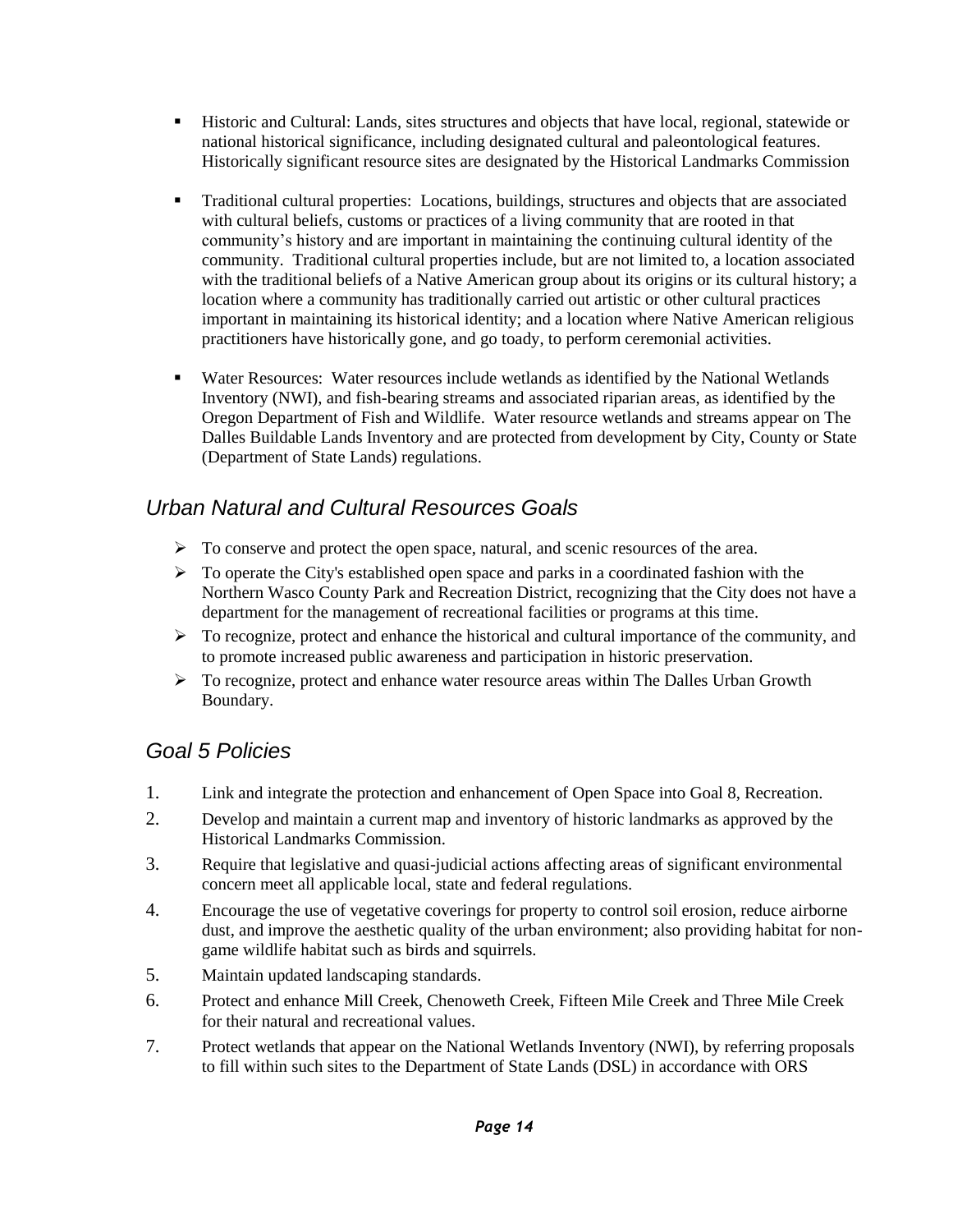- Historic and Cultural: Lands, sites structures and objects that have local, regional, statewide or national historical significance, including designated cultural and paleontological features. Historically significant resource sites are designated by the Historical Landmarks Commission

- Traditional cultural properties: Locations, buildings, structures and objects that are associated with cultural beliefs, customs or practices of a living community that are rooted in that community's history and are important in maintaining the continuing cultural identity of the community. Traditional cultural properties include, but are not limited to, a location associated with the traditional beliefs of a Native American group about its origins or its cultural history; a location where a community has traditionally carried out artistic or other cultural practices important in maintaining its historical identity; and a location where Native American religious practitioners have historically gone, and go toady, to perform ceremonial activities.

- Water Resources: Water resources include wetlands as identified by the National Wetlands Inventory (NWI), and fish-bearing streams and associated riparian areas, as identified by the Oregon Department of Fish and Wildlife. Water resource wetlands and streams appear on The Dalles Buildable Lands Inventory and are protected from development by City, County or State (Department of State Lands) regulations.

## *Urban Natural and Cultural Resources Goals*

- To conserve and protect the open space, natural, and scenic resources of the area.
- To operate the City's established open space and parks in a coordinated fashion with the Northern Wasco County Park and Recreation District, recognizing that the City does not have a department for the management of recreational facilities or programs at this time.
- To recognize, protect and enhance the historical and cultural importance of the community, and to promote increased public awareness and participation in historic preservation.
- To recognize, protect and enhance water resource areas within The Dalles Urban Growth Boundary.

## *Goal 5 Policies*

1. Link and integrate the protection and enhancement of Open Space into Goal 8, Recreation.
2. Develop and maintain a current map and inventory of historic landmarks as approved by the Historical Landmarks Commission.
3. Require that legislative and quasi-judicial actions affecting areas of significant environmental concern meet all applicable local, state and federal regulations.
4. Encourage the use of vegetative coverings for property to control soil erosion, reduce airborne dust, and improve the aesthetic quality of the urban environment; also providing habitat for non-game wildlife habitat such as birds and squirrels.
5. Maintain updated landscaping standards.
6. Protect and enhance Mill Creek, Chenoweth Creek, Fifteen Mile Creek and Three Mile Creek for their natural and recreational values.
7. Protect wetlands that appear on the National Wetlands Inventory (NWI), by referring proposals to fill within such sites to the Department of State Lands (DSL) in accordance with ORS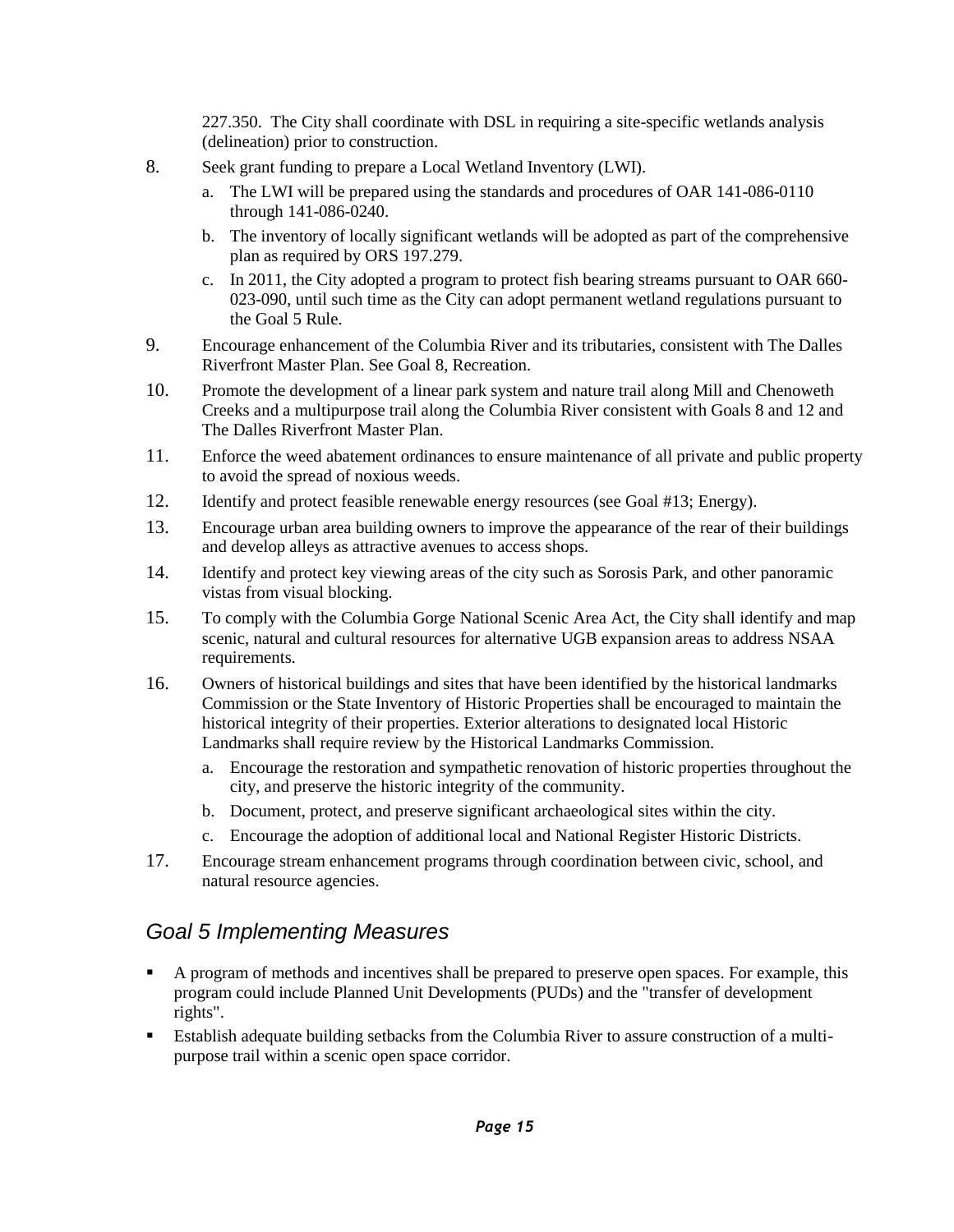227.350. The City shall coordinate with DSL in requiring a site-specific wetlands analysis (delineation) prior to construction.

8. Seek grant funding to prepare a Local Wetland Inventory (LWI).
   a. The LWI will be prepared using the standards and procedures of OAR 141-086-0110 through 141-086-0240.
   b. The inventory of locally significant wetlands will be adopted as part of the comprehensive plan as required by ORS 197.279.
   c. In 2011, the City adopted a program to protect fish bearing streams pursuant to OAR 660-023-090, until such time as the City can adopt permanent wetland regulations pursuant to the Goal 5 Rule.
9. Encourage enhancement of the Columbia River and its tributaries, consistent with The Dalles Riverfront Master Plan. See Goal 8, Recreation.
10. Promote the development of a linear park system and nature trail along Mill and Chenoweth Creeks and a multipurpose trail along the Columbia River consistent with Goals 8 and 12 and The Dalles Riverfront Master Plan.
11. Enforce the weed abatement ordinances to ensure maintenance of all private and public property to avoid the spread of noxious weeds.
12. Identify and protect feasible renewable energy resources (see Goal #13; Energy).
13. Encourage urban area building owners to improve the appearance of the rear of their buildings and develop alleys as attractive avenues to access shops.
14. Identify and protect key viewing areas of the city such as Sorosis Park, and other panoramic vistas from visual blocking.
15. To comply with the Columbia Gorge National Scenic Area Act, the City shall identify and map scenic, natural and cultural resources for alternative UGB expansion areas to address NSAA requirements.
16. Owners of historical buildings and sites that have been identified by the historical landmarks Commission or the State Inventory of Historic Properties shall be encouraged to maintain the historical integrity of their properties. Exterior alterations to designated local Historic Landmarks shall require review by the Historical Landmarks Commission.
   a. Encourage the restoration and sympathetic renovation of historic properties throughout the city, and preserve the historic integrity of the community.
   b. Document, protect, and preserve significant archaeological sites within the city.
   c. Encourage the adoption of additional local and National Register Historic Districts.
17. Encourage stream enhancement programs through coordination between civic, school, and natural resource agencies.

## *Goal 5 Implementing Measures*

- A program of methods and incentives shall be prepared to preserve open spaces. For example, this program could include Planned Unit Developments (PUDs) and the "transfer of development rights".
- Establish adequate building setbacks from the Columbia River to assure construction of a multi-purpose trail within a scenic open space corridor.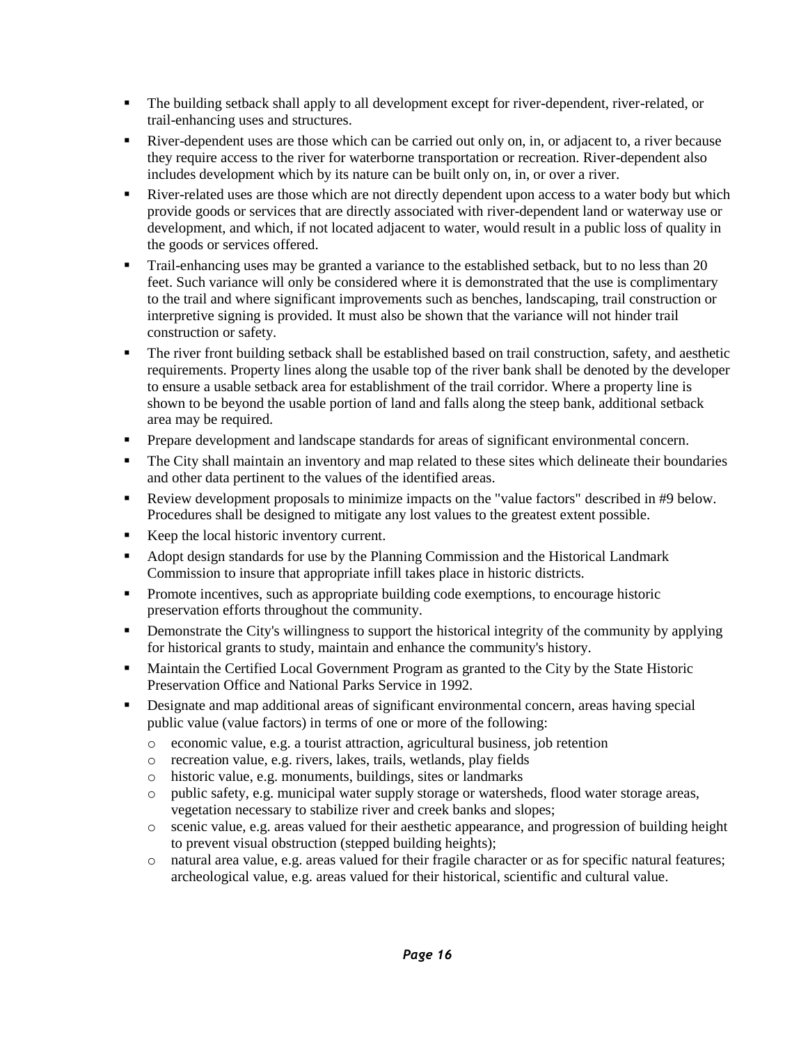- The building setback shall apply to all development except for river-dependent, river-related, or trail-enhancing uses and structures.
- River-dependent uses are those which can be carried out only on, in, or adjacent to, a river because they require access to the river for waterborne transportation or recreation. River-dependent also includes development which by its nature can be built only on, in, or over a river.
- River-related uses are those which are not directly dependent upon access to a water body but which provide goods or services that are directly associated with river-dependent land or waterway use or development, and which, if not located adjacent to water, would result in a public loss of quality in the goods or services offered.
- Trail-enhancing uses may be granted a variance to the established setback, but to no less than 20 feet. Such variance will only be considered where it is demonstrated that the use is complimentary to the trail and where significant improvements such as benches, landscaping, trail construction or interpretive signing is provided. It must also be shown that the variance will not hinder trail construction or safety.
- The river front building setback shall be established based on trail construction, safety, and aesthetic requirements. Property lines along the usable top of the river bank shall be denoted by the developer to ensure a usable setback area for establishment of the trail corridor. Where a property line is shown to be beyond the usable portion of land and falls along the steep bank, additional setback area may be required.
- Prepare development and landscape standards for areas of significant environmental concern.
- The City shall maintain an inventory and map related to these sites which delineate their boundaries and other data pertinent to the values of the identified areas.
- Review development proposals to minimize impacts on the "value factors" described in #9 below. Procedures shall be designed to mitigate any lost values to the greatest extent possible.
- Keep the local historic inventory current.
- Adopt design standards for use by the Planning Commission and the Historical Landmark Commission to insure that appropriate infill takes place in historic districts.
- Promote incentives, such as appropriate building code exemptions, to encourage historic preservation efforts throughout the community.
- Demonstrate the City's willingness to support the historical integrity of the community by applying for historical grants to study, maintain and enhance the community's history.
- Maintain the Certified Local Government Program as granted to the City by the State Historic Preservation Office and National Parks Service in 1992.
- Designate and map additional areas of significant environmental concern, areas having special public value (value factors) in terms of one or more of the following:
  - economic value, e.g. a tourist attraction, agricultural business, job retention
  - recreation value, e.g. rivers, lakes, trails, wetlands, play fields
  - historic value, e.g. monuments, buildings, sites or landmarks
  - public safety, e.g. municipal water supply storage or watersheds, flood water storage areas, vegetation necessary to stabilize river and creek banks and slopes;
  - scenic value, e.g. areas valued for their aesthetic appearance, and progression of building height to prevent visual obstruction (stepped building heights);
  - natural area value, e.g. areas valued for their fragile character or as for specific natural features; archeological value, e.g. areas valued for their historical, scientific and cultural value.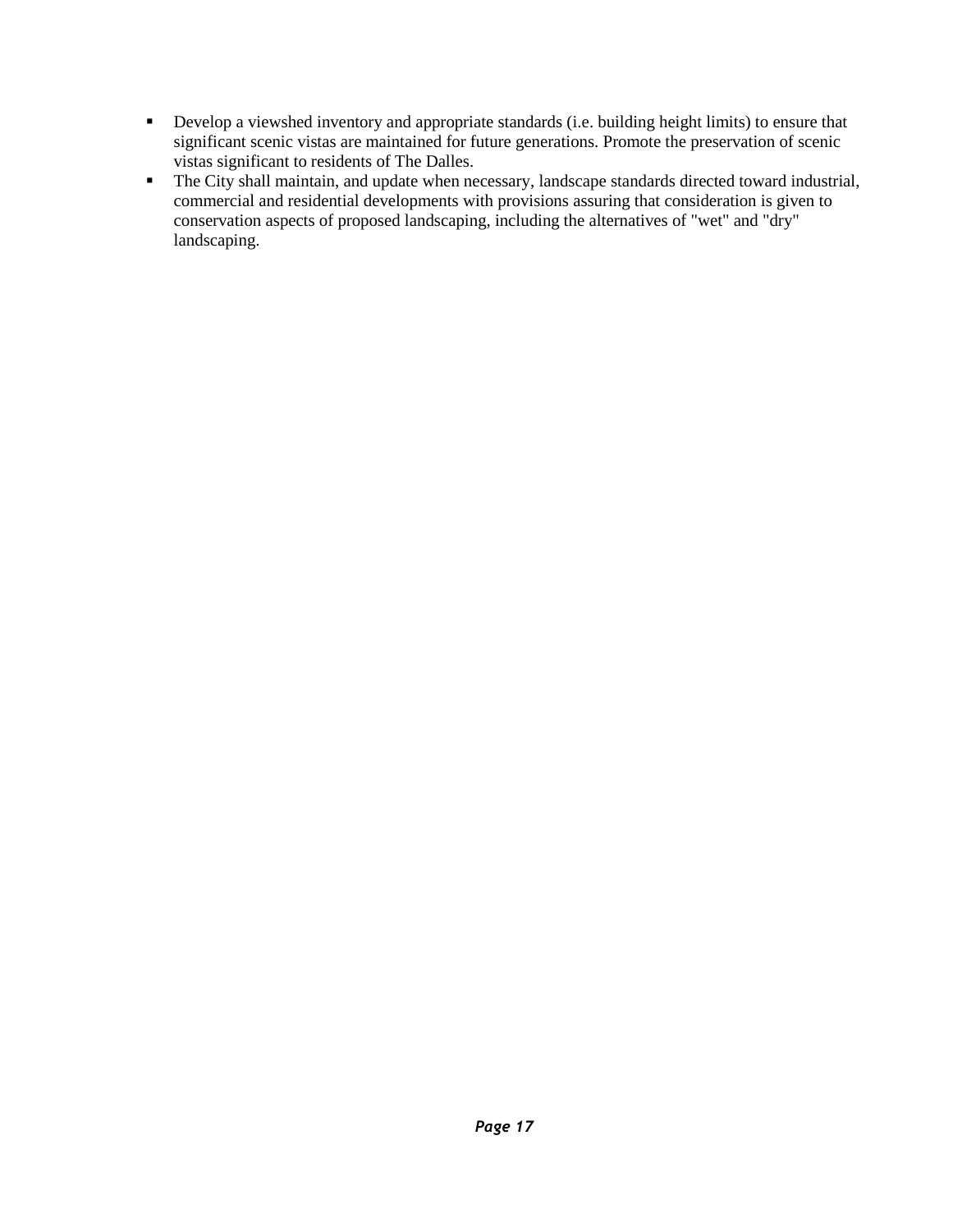- Develop a viewshed inventory and appropriate standards (i.e. building height limits) to ensure that significant scenic vistas are maintained for future generations. Promote the preservation of scenic vistas significant to residents of The Dalles.
- The City shall maintain, and update when necessary, landscape standards directed toward industrial, commercial and residential developments with provisions assuring that consideration is given to conservation aspects of proposed landscaping, including the alternatives of "wet" and "dry" landscaping.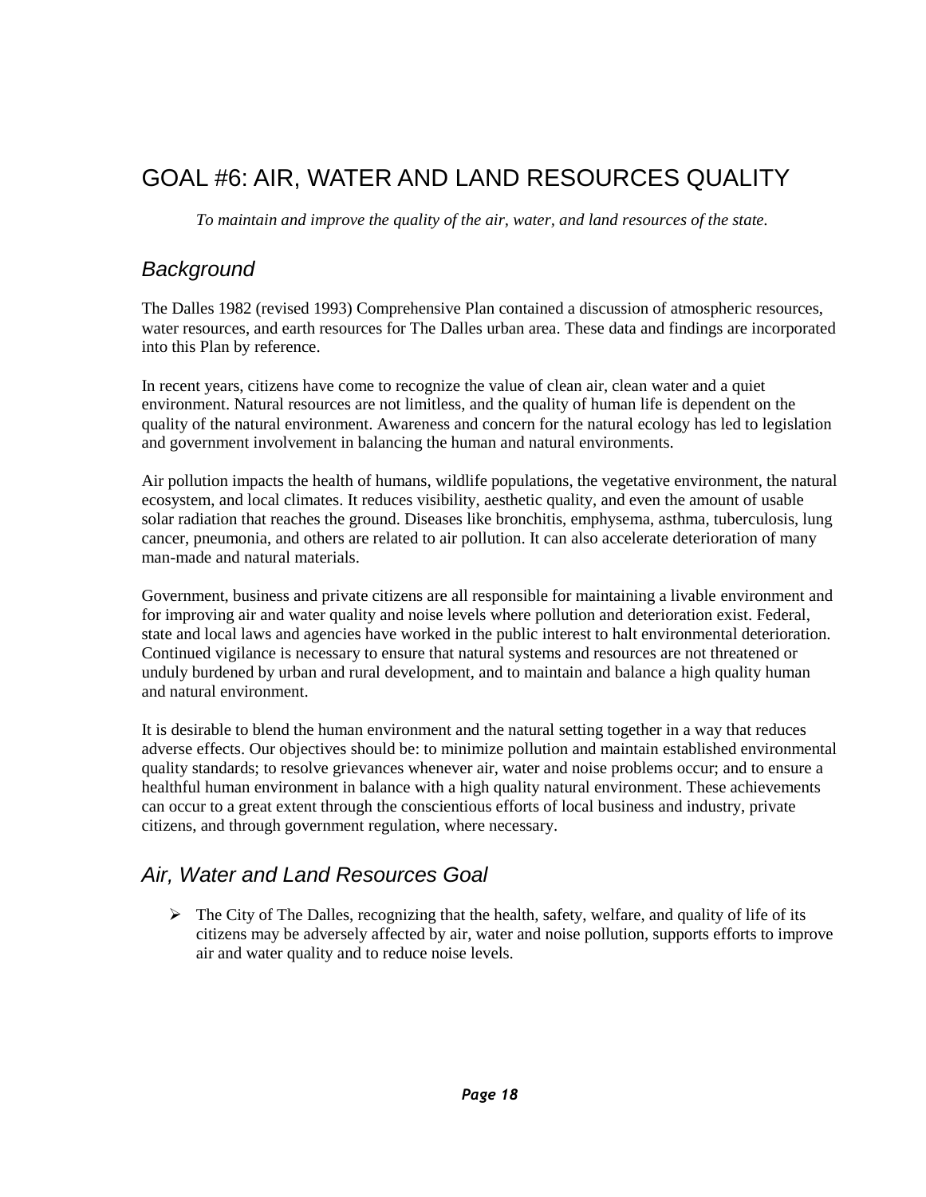# GOAL #6: AIR, WATER AND LAND RESOURCES QUALITY

*To maintain and improve the quality of the air, water, and land resources of the state.*

## *Background*

The Dalles 1982 (revised 1993) Comprehensive Plan contained a discussion of atmospheric resources, water resources, and earth resources for The Dalles urban area. These data and findings are incorporated into this Plan by reference.

In recent years, citizens have come to recognize the value of clean air, clean water and a quiet environment. Natural resources are not limitless, and the quality of human life is dependent on the quality of the natural environment. Awareness and concern for the natural ecology has led to legislation and government involvement in balancing the human and natural environments.

Air pollution impacts the health of humans, wildlife populations, the vegetative environment, the natural ecosystem, and local climates. It reduces visibility, aesthetic quality, and even the amount of usable solar radiation that reaches the ground. Diseases like bronchitis, emphysema, asthma, tuberculosis, lung cancer, pneumonia, and others are related to air pollution. It can also accelerate deterioration of many man-made and natural materials.

Government, business and private citizens are all responsible for maintaining a livable environment and for improving air and water quality and noise levels where pollution and deterioration exist. Federal, state and local laws and agencies have worked in the public interest to halt environmental deterioration. Continued vigilance is necessary to ensure that natural systems and resources are not threatened or unduly burdened by urban and rural development, and to maintain and balance a high quality human and natural environment.

It is desirable to blend the human environment and the natural setting together in a way that reduces adverse effects. Our objectives should be: to minimize pollution and maintain established environmental quality standards; to resolve grievances whenever air, water and noise problems occur; and to ensure a healthful human environment in balance with a high quality natural environment. These achievements can occur to a great extent through the conscientious efforts of local business and industry, private citizens, and through government regulation, where necessary.

## *Air, Water and Land Resources Goal*

- The City of The Dalles, recognizing that the health, safety, welfare, and quality of life of its citizens may be adversely affected by air, water and noise pollution, supports efforts to improve air and water quality and to reduce noise levels.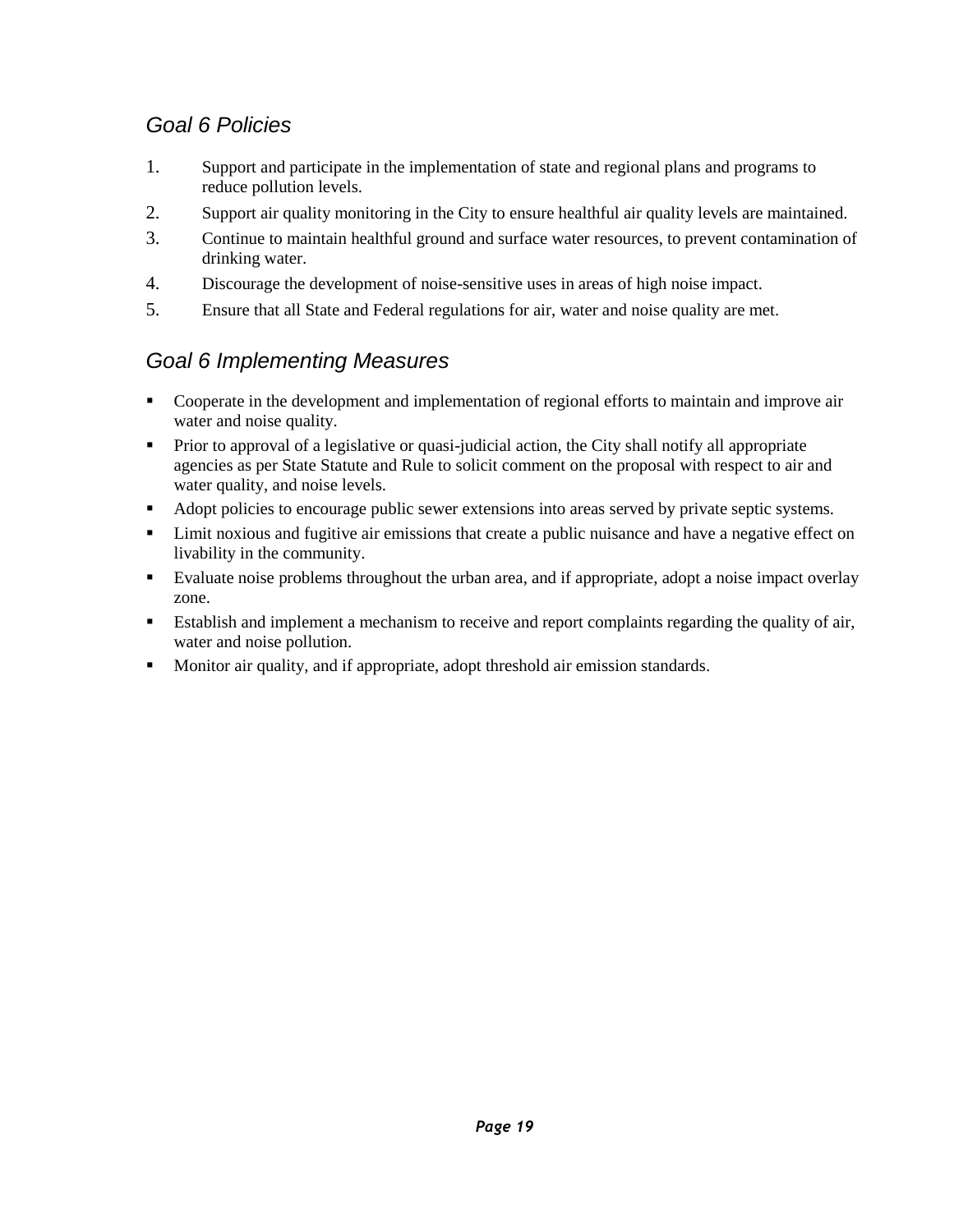## *Goal 6 Policies*

1. Support and participate in the implementation of state and regional plans and programs to reduce pollution levels.
2. Support air quality monitoring in the City to ensure healthful air quality levels are maintained.
3. Continue to maintain healthful ground and surface water resources, to prevent contamination of drinking water.
4. Discourage the development of noise-sensitive uses in areas of high noise impact.
5. Ensure that all State and Federal regulations for air, water and noise quality are met.

## *Goal 6 Implementing Measures*

- Cooperate in the development and implementation of regional efforts to maintain and improve air water and noise quality.
- Prior to approval of a legislative or quasi-judicial action, the City shall notify all appropriate agencies as per State Statute and Rule to solicit comment on the proposal with respect to air and water quality, and noise levels.
- Adopt policies to encourage public sewer extensions into areas served by private septic systems.
- Limit noxious and fugitive air emissions that create a public nuisance and have a negative effect on livability in the community.
- Evaluate noise problems throughout the urban area, and if appropriate, adopt a noise impact overlay zone.
- Establish and implement a mechanism to receive and report complaints regarding the quality of air, water and noise pollution.
- Monitor air quality, and if appropriate, adopt threshold air emission standards.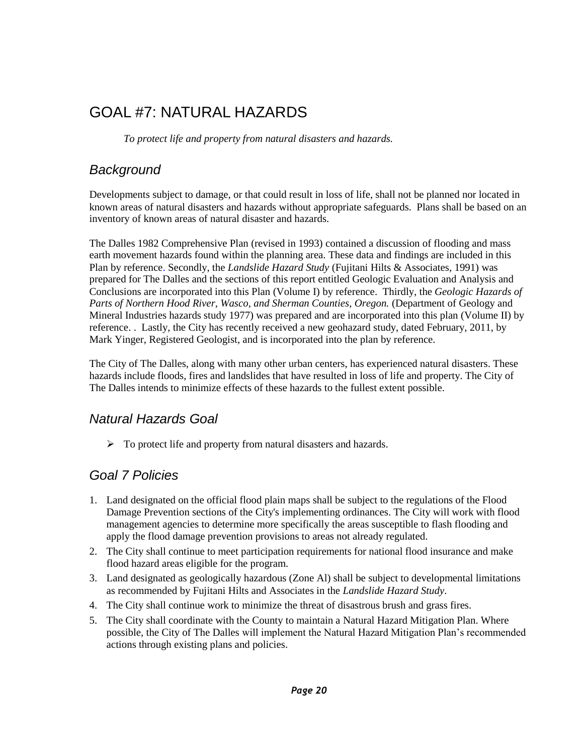# GOAL #7: NATURAL HAZARDS

*To protect life and property from natural disasters and hazards.*

## *Background*

Developments subject to damage, or that could result in loss of life, shall not be planned nor located in known areas of natural disasters and hazards without appropriate safeguards. Plans shall be based on an inventory of known areas of natural disaster and hazards.

The Dalles 1982 Comprehensive Plan (revised in 1993) contained a discussion of flooding and mass earth movement hazards found within the planning area. These data and findings are included in this Plan by reference. Secondly, the *Landslide Hazard Study* (Fujitani Hilts & Associates, 1991) was prepared for The Dalles and the sections of this report entitled Geologic Evaluation and Analysis and Conclusions are incorporated into this Plan (Volume I) by reference. Thirdly, the *Geologic Hazards of Parts of Northern Hood River, Wasco, and Sherman Counties, Oregon.* (Department of Geology and Mineral Industries hazards study 1977) was prepared and are incorporated into this plan (Volume II) by reference. . Lastly, the City has recently received a new geohazard study, dated February, 2011, by Mark Yinger, Registered Geologist, and is incorporated into the plan by reference.

The City of The Dalles, along with many other urban centers, has experienced natural disasters. These hazards include floods, fires and landslides that have resulted in loss of life and property. The City of The Dalles intends to minimize effects of these hazards to the fullest extent possible.

## *Natural Hazards Goal*

- To protect life and property from natural disasters and hazards.

## *Goal 7 Policies*

1. Land designated on the official flood plain maps shall be subject to the regulations of the Flood Damage Prevention sections of the City's implementing ordinances. The City will work with flood management agencies to determine more specifically the areas susceptible to flash flooding and apply the flood damage prevention provisions to areas not already regulated.
2. The City shall continue to meet participation requirements for national flood insurance and make flood hazard areas eligible for the program.
3. Land designated as geologically hazardous (Zone Al) shall be subject to developmental limitations as recommended by Fujitani Hilts and Associates in the *Landslide Hazard Study*.
4. The City shall continue work to minimize the threat of disastrous brush and grass fires.
5. The City shall coordinate with the County to maintain a Natural Hazard Mitigation Plan. Where possible, the City of The Dalles will implement the Natural Hazard Mitigation Plan's recommended actions through existing plans and policies.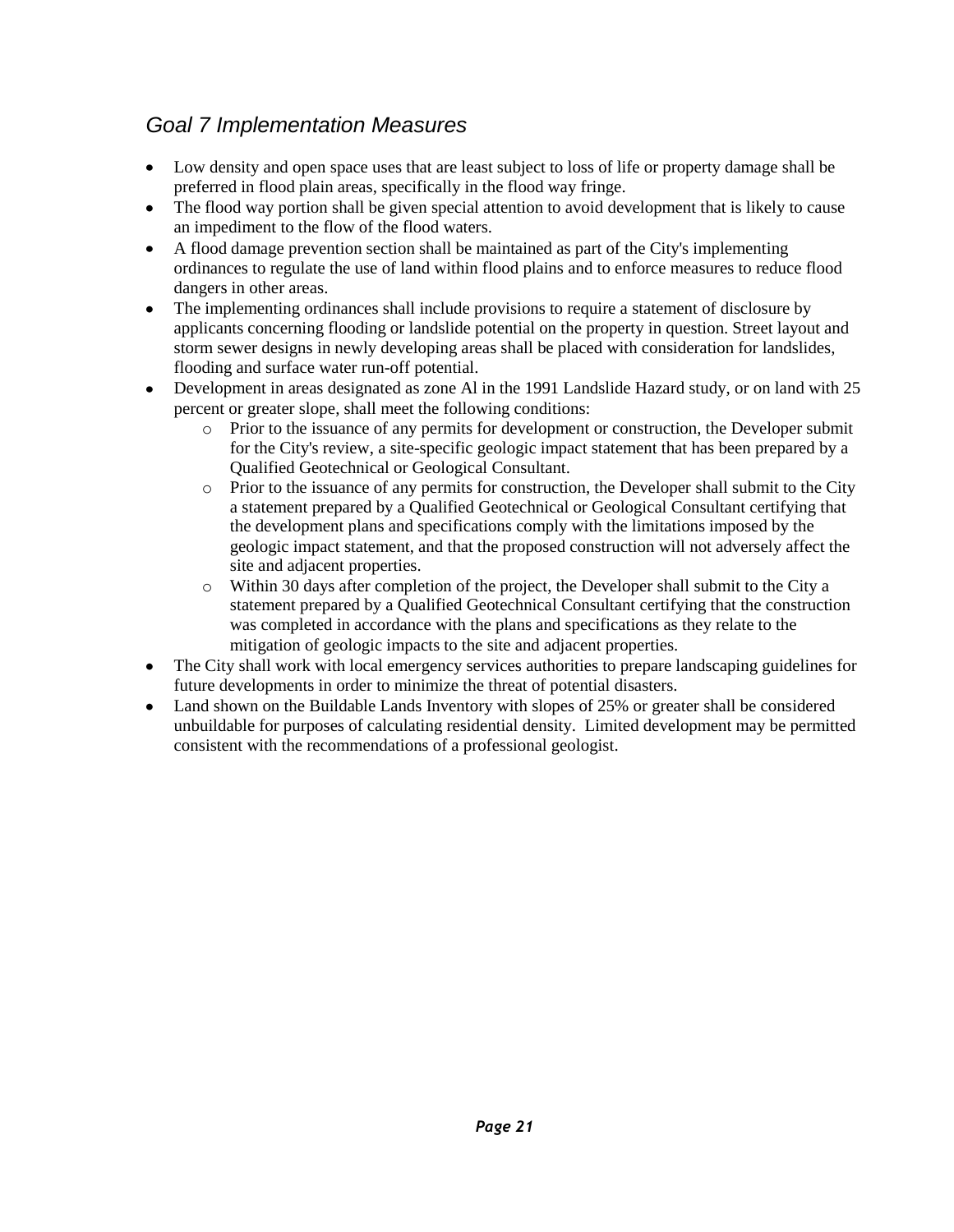## *Goal 7 Implementation Measures*

- Low density and open space uses that are least subject to loss of life or property damage shall be preferred in flood plain areas, specifically in the flood way fringe.
- The flood way portion shall be given special attention to avoid development that is likely to cause an impediment to the flow of the flood waters.
- A flood damage prevention section shall be maintained as part of the City's implementing ordinances to regulate the use of land within flood plains and to enforce measures to reduce flood dangers in other areas.
- The implementing ordinances shall include provisions to require a statement of disclosure by applicants concerning flooding or landslide potential on the property in question. Street layout and storm sewer designs in newly developing areas shall be placed with consideration for landslides, flooding and surface water run-off potential.
- Development in areas designated as zone Al in the 1991 Landslide Hazard study, or on land with 25 percent or greater slope, shall meet the following conditions:
  - Prior to the issuance of any permits for development or construction, the Developer submit for the City's review, a site-specific geologic impact statement that has been prepared by a Qualified Geotechnical or Geological Consultant.
  - Prior to the issuance of any permits for construction, the Developer shall submit to the City a statement prepared by a Qualified Geotechnical or Geological Consultant certifying that the development plans and specifications comply with the limitations imposed by the geologic impact statement, and that the proposed construction will not adversely affect the site and adjacent properties.
  - Within 30 days after completion of the project, the Developer shall submit to the City a statement prepared by a Qualified Geotechnical Consultant certifying that the construction was completed in accordance with the plans and specifications as they relate to the mitigation of geologic impacts to the site and adjacent properties.
- The City shall work with local emergency services authorities to prepare landscaping guidelines for future developments in order to minimize the threat of potential disasters.
- Land shown on the Buildable Lands Inventory with slopes of 25% or greater shall be considered unbuildable for purposes of calculating residential density. Limited development may be permitted consistent with the recommendations of a professional geologist.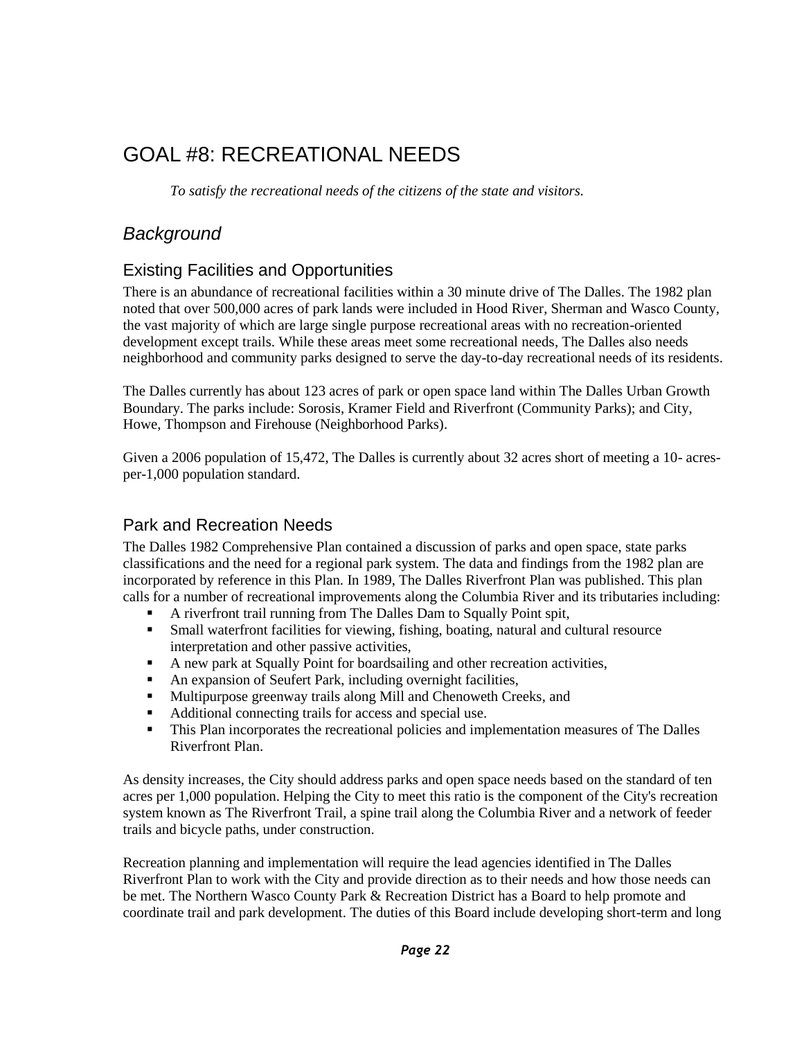# GOAL #8: RECREATIONAL NEEDS

*To satisfy the recreational needs of the citizens of the state and visitors.*

## *Background*

### Existing Facilities and Opportunities

There is an abundance of recreational facilities within a 30 minute drive of The Dalles. The 1982 plan noted that over 500,000 acres of park lands were included in Hood River, Sherman and Wasco County, the vast majority of which are large single purpose recreational areas with no recreation-oriented development except trails. While these areas meet some recreational needs, The Dalles also needs neighborhood and community parks designed to serve the day-to-day recreational needs of its residents.

The Dalles currently has about 123 acres of park or open space land within The Dalles Urban Growth Boundary. The parks include: Sorosis, Kramer Field and Riverfront (Community Parks); and City, Howe, Thompson and Firehouse (Neighborhood Parks).

Given a 2006 population of 15,472, The Dalles is currently about 32 acres short of meeting a 10- acres-per-1,000 population standard.

### Park and Recreation Needs

The Dalles 1982 Comprehensive Plan contained a discussion of parks and open space, state parks classifications and the need for a regional park system. The data and findings from the 1982 plan are incorporated by reference in this Plan. In 1989, The Dalles Riverfront Plan was published. This plan calls for a number of recreational improvements along the Columbia River and its tributaries including:

- A riverfront trail running from The Dalles Dam to Squally Point spit,
- Small waterfront facilities for viewing, fishing, boating, natural and cultural resource interpretation and other passive activities,
- A new park at Squally Point for boardsailing and other recreation activities,
- An expansion of Seufert Park, including overnight facilities,
- Multipurpose greenway trails along Mill and Chenoweth Creeks, and
- Additional connecting trails for access and special use.
- This Plan incorporates the recreational policies and implementation measures of The Dalles Riverfront Plan.

As density increases, the City should address parks and open space needs based on the standard of ten acres per 1,000 population. Helping the City to meet this ratio is the component of the City's recreation system known as The Riverfront Trail, a spine trail along the Columbia River and a network of feeder trails and bicycle paths, under construction.

Recreation planning and implementation will require the lead agencies identified in The Dalles Riverfront Plan to work with the City and provide direction as to their needs and how those needs can be met. The Northern Wasco County Park & Recreation District has a Board to help promote and coordinate trail and park development. The duties of this Board include developing short-term and long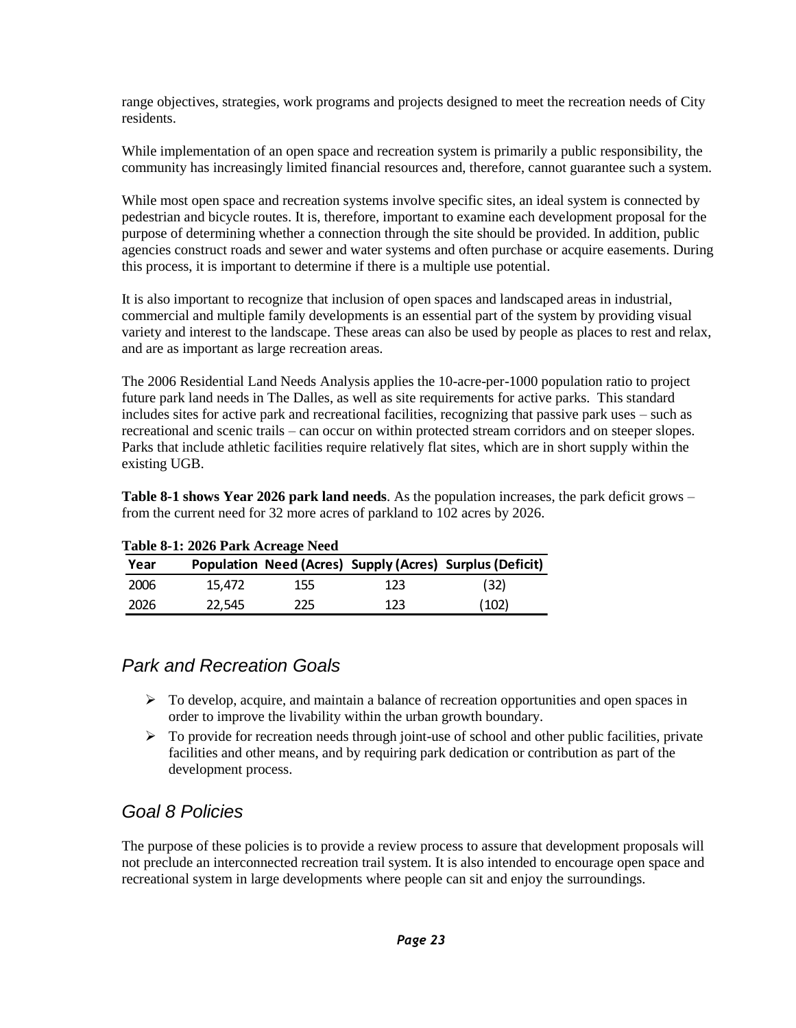range objectives, strategies, work programs and projects designed to meet the recreation needs of City residents.

While implementation of an open space and recreation system is primarily a public responsibility, the community has increasingly limited financial resources and, therefore, cannot guarantee such a system.

While most open space and recreation systems involve specific sites, an ideal system is connected by pedestrian and bicycle routes. It is, therefore, important to examine each development proposal for the purpose of determining whether a connection through the site should be provided. In addition, public agencies construct roads and sewer and water systems and often purchase or acquire easements. During this process, it is important to determine if there is a multiple use potential.

It is also important to recognize that inclusion of open spaces and landscaped areas in industrial, commercial and multiple family developments is an essential part of the system by providing visual variety and interest to the landscape. These areas can also be used by people as places to rest and relax, and are as important as large recreation areas.

The 2006 Residential Land Needs Analysis applies the 10-acre-per-1000 population ratio to project future park land needs in The Dalles, as well as site requirements for active parks. This standard includes sites for active park and recreational facilities, recognizing that passive park uses – such as recreational and scenic trails – can occur on within protected stream corridors and on steeper slopes. Parks that include athletic facilities require relatively flat sites, which are in short supply within the existing UGB.

**Table 8-1 shows Year 2026 park land needs**. As the population increases, the park deficit grows – from the current need for 32 more acres of parkland to 102 acres by 2026.

**Table 8-1: 2026 Park Acreage Need**

| Year | Population | Need (Acres) | Supply (Acres) | Surplus (Deficit) |
|---|---|---|---|---|
| 2006 | 15,472 | 155 | 123 | (32) |
| 2026 | 22,545 | 225 | 123 | (102) |

## *Park and Recreation Goals*

- To develop, acquire, and maintain a balance of recreation opportunities and open spaces in order to improve the livability within the urban growth boundary.
- To provide for recreation needs through joint-use of school and other public facilities, private facilities and other means, and by requiring park dedication or contribution as part of the development process.

## *Goal 8 Policies*

The purpose of these policies is to provide a review process to assure that development proposals will not preclude an interconnected recreation trail system. It is also intended to encourage open space and recreational system in large developments where people can sit and enjoy the surroundings.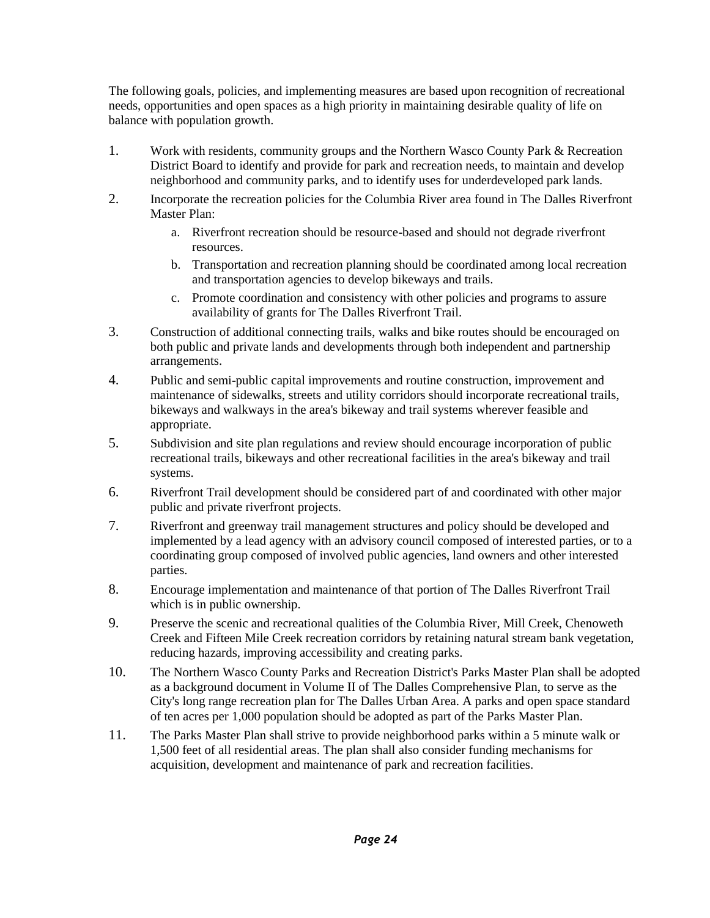The following goals, policies, and implementing measures are based upon recognition of recreational needs, opportunities and open spaces as a high priority in maintaining desirable quality of life on balance with population growth.

1. Work with residents, community groups and the Northern Wasco County Park & Recreation District Board to identify and provide for park and recreation needs, to maintain and develop neighborhood and community parks, and to identify uses for underdeveloped park lands.
2. Incorporate the recreation policies for the Columbia River area found in The Dalles Riverfront Master Plan:
   a. Riverfront recreation should be resource-based and should not degrade riverfront resources.
   b. Transportation and recreation planning should be coordinated among local recreation and transportation agencies to develop bikeways and trails.
   c. Promote coordination and consistency with other policies and programs to assure availability of grants for The Dalles Riverfront Trail.
3. Construction of additional connecting trails, walks and bike routes should be encouraged on both public and private lands and developments through both independent and partnership arrangements.
4. Public and semi-public capital improvements and routine construction, improvement and maintenance of sidewalks, streets and utility corridors should incorporate recreational trails, bikeways and walkways in the area's bikeway and trail systems wherever feasible and appropriate.
5. Subdivision and site plan regulations and review should encourage incorporation of public recreational trails, bikeways and other recreational facilities in the area's bikeway and trail systems.
6. Riverfront Trail development should be considered part of and coordinated with other major public and private riverfront projects.
7. Riverfront and greenway trail management structures and policy should be developed and implemented by a lead agency with an advisory council composed of interested parties, or to a coordinating group composed of involved public agencies, land owners and other interested parties.
8. Encourage implementation and maintenance of that portion of The Dalles Riverfront Trail which is in public ownership.
9. Preserve the scenic and recreational qualities of the Columbia River, Mill Creek, Chenoweth Creek and Fifteen Mile Creek recreation corridors by retaining natural stream bank vegetation, reducing hazards, improving accessibility and creating parks.
10. The Northern Wasco County Parks and Recreation District's Parks Master Plan shall be adopted as a background document in Volume II of The Dalles Comprehensive Plan, to serve as the City's long range recreation plan for The Dalles Urban Area. A parks and open space standard of ten acres per 1,000 population should be adopted as part of the Parks Master Plan.
11. The Parks Master Plan shall strive to provide neighborhood parks within a 5 minute walk or 1,500 feet of all residential areas. The plan shall also consider funding mechanisms for acquisition, development and maintenance of park and recreation facilities.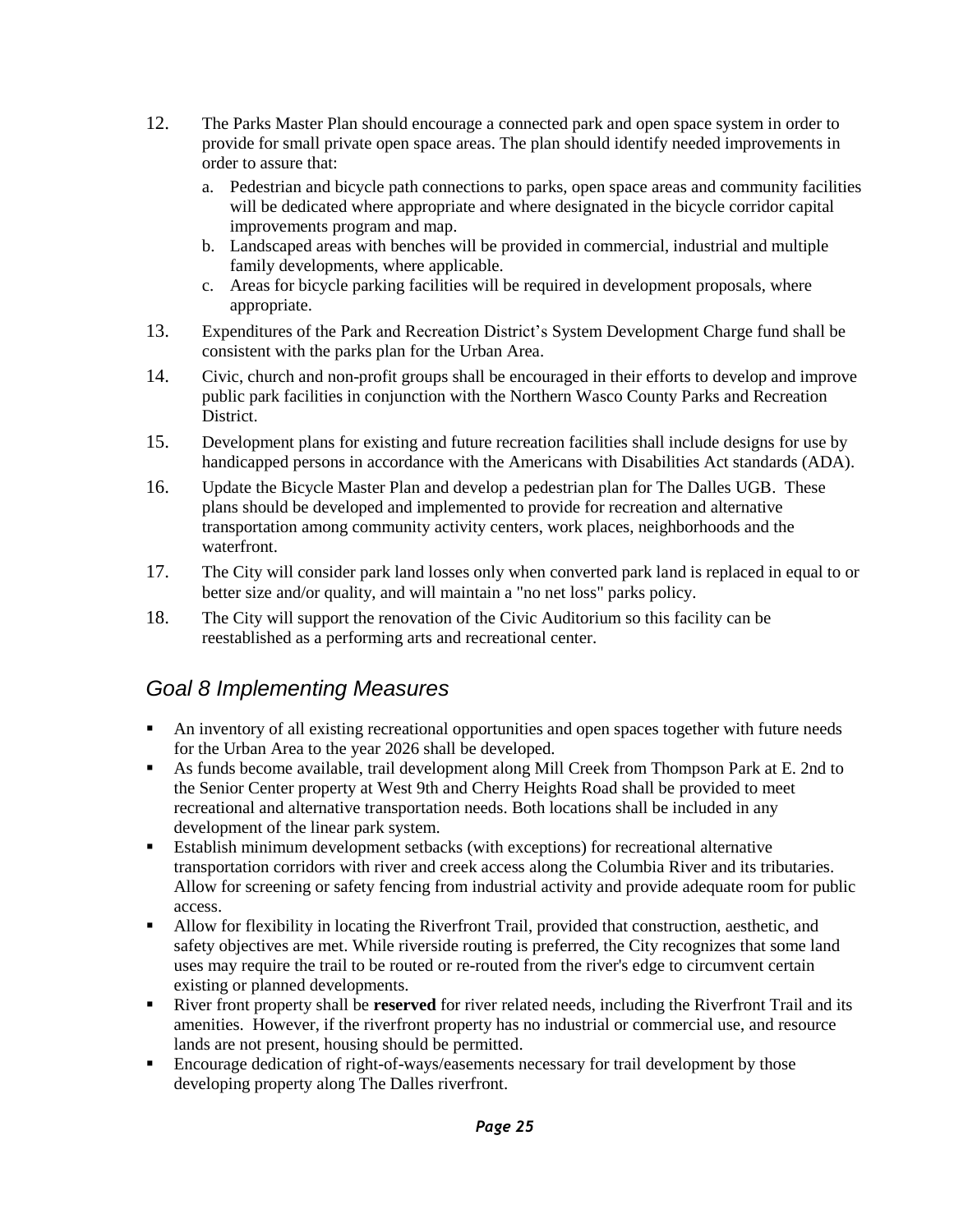12. The Parks Master Plan should encourage a connected park and open space system in order to provide for small private open space areas. The plan should identify needed improvements in order to assure that:
    a. Pedestrian and bicycle path connections to parks, open space areas and community facilities will be dedicated where appropriate and where designated in the bicycle corridor capital improvements program and map.
    b. Landscaped areas with benches will be provided in commercial, industrial and multiple family developments, where applicable.
    c. Areas for bicycle parking facilities will be required in development proposals, where appropriate.
13. Expenditures of the Park and Recreation District's System Development Charge fund shall be consistent with the parks plan for the Urban Area.
14. Civic, church and non-profit groups shall be encouraged in their efforts to develop and improve public park facilities in conjunction with the Northern Wasco County Parks and Recreation District.
15. Development plans for existing and future recreation facilities shall include designs for use by handicapped persons in accordance with the Americans with Disabilities Act standards (ADA).
16. Update the Bicycle Master Plan and develop a pedestrian plan for The Dalles UGB. These plans should be developed and implemented to provide for recreation and alternative transportation among community activity centers, work places, neighborhoods and the waterfront.
17. The City will consider park land losses only when converted park land is replaced in equal to or better size and/or quality, and will maintain a "no net loss" parks policy.
18. The City will support the renovation of the Civic Auditorium so this facility can be reestablished as a performing arts and recreational center.

## *Goal 8 Implementing Measures*

- An inventory of all existing recreational opportunities and open spaces together with future needs for the Urban Area to the year 2026 shall be developed.
- As funds become available, trail development along Mill Creek from Thompson Park at E. 2nd to the Senior Center property at West 9th and Cherry Heights Road shall be provided to meet recreational and alternative transportation needs. Both locations shall be included in any development of the linear park system.
- Establish minimum development setbacks (with exceptions) for recreational alternative transportation corridors with river and creek access along the Columbia River and its tributaries. Allow for screening or safety fencing from industrial activity and provide adequate room for public access.
- Allow for flexibility in locating the Riverfront Trail, provided that construction, aesthetic, and safety objectives are met. While riverside routing is preferred, the City recognizes that some land uses may require the trail to be routed or re-routed from the river's edge to circumvent certain existing or planned developments.
- River front property shall be **reserved** for river related needs, including the Riverfront Trail and its amenities. However, if the riverfront property has no industrial or commercial use, and resource lands are not present, housing should be permitted.
- Encourage dedication of right-of-ways/easements necessary for trail development by those developing property along The Dalles riverfront.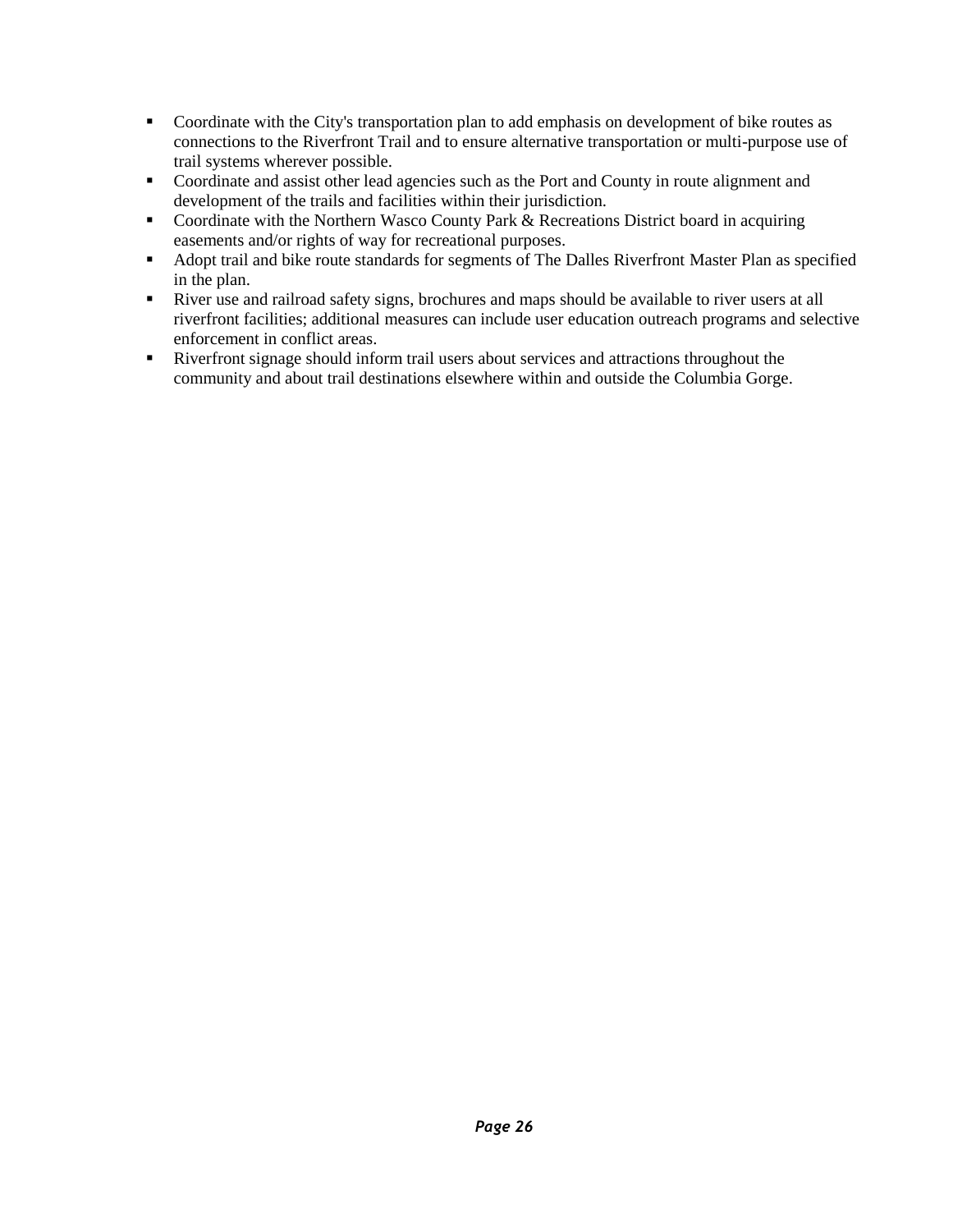- Coordinate with the City's transportation plan to add emphasis on development of bike routes as connections to the Riverfront Trail and to ensure alternative transportation or multi-purpose use of trail systems wherever possible.
- Coordinate and assist other lead agencies such as the Port and County in route alignment and development of the trails and facilities within their jurisdiction.
- Coordinate with the Northern Wasco County Park & Recreations District board in acquiring easements and/or rights of way for recreational purposes.
- Adopt trail and bike route standards for segments of The Dalles Riverfront Master Plan as specified in the plan.
- River use and railroad safety signs, brochures and maps should be available to river users at all riverfront facilities; additional measures can include user education outreach programs and selective enforcement in conflict areas.
- Riverfront signage should inform trail users about services and attractions throughout the community and about trail destinations elsewhere within and outside the Columbia Gorge.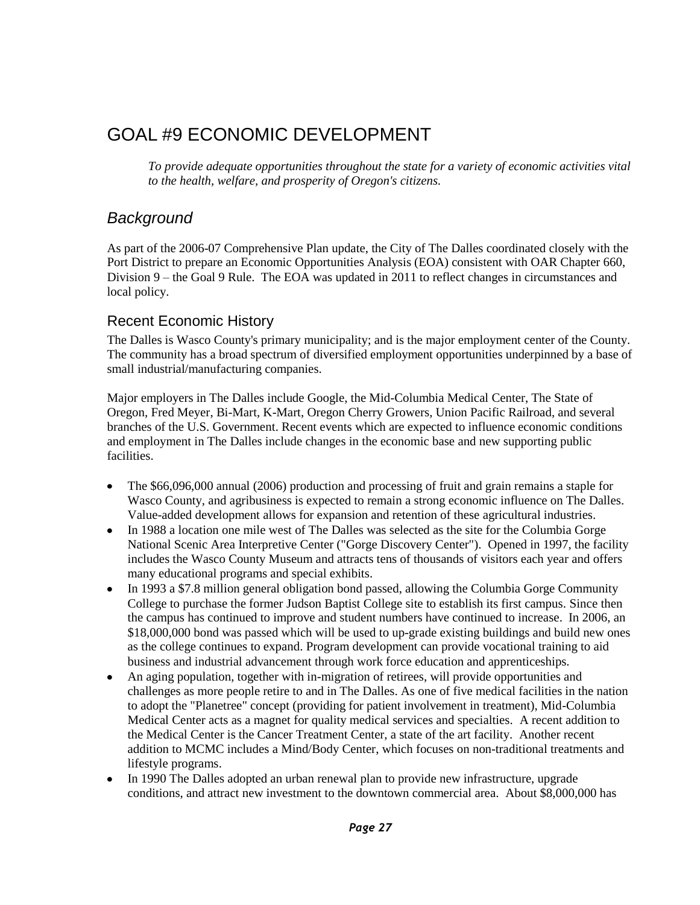# GOAL #9 ECONOMIC DEVELOPMENT

*To provide adequate opportunities throughout the state for a variety of economic activities vital to the health, welfare, and prosperity of Oregon's citizens.*

## *Background*

As part of the 2006-07 Comprehensive Plan update, the City of The Dalles coordinated closely with the Port District to prepare an Economic Opportunities Analysis (EOA) consistent with OAR Chapter 660, Division 9 – the Goal 9 Rule. The EOA was updated in 2011 to reflect changes in circumstances and local policy.

### Recent Economic History

The Dalles is Wasco County's primary municipality; and is the major employment center of the County. The community has a broad spectrum of diversified employment opportunities underpinned by a base of small industrial/manufacturing companies.

Major employers in The Dalles include Google, the Mid-Columbia Medical Center, The State of Oregon, Fred Meyer, Bi-Mart, K-Mart, Oregon Cherry Growers, Union Pacific Railroad, and several branches of the U.S. Government. Recent events which are expected to influence economic conditions and employment in The Dalles include changes in the economic base and new supporting public facilities.

- The $66,096,000 annual (2006) production and processing of fruit and grain remains a staple for Wasco County, and agribusiness is expected to remain a strong economic influence on The Dalles. Value-added development allows for expansion and retention of these agricultural industries.
- In 1988 a location one mile west of The Dalles was selected as the site for the Columbia Gorge National Scenic Area Interpretive Center ("Gorge Discovery Center"). Opened in 1997, the facility includes the Wasco County Museum and attracts tens of thousands of visitors each year and offers many educational programs and special exhibits.
- In 1993 a $7.8 million general obligation bond passed, allowing the Columbia Gorge Community College to purchase the former Judson Baptist College site to establish its first campus. Since then the campus has continued to improve and student numbers have continued to increase. In 2006, an $18,000,000 bond was passed which will be used to up-grade existing buildings and build new ones as the college continues to expand. Program development can provide vocational training to aid business and industrial advancement through work force education and apprenticeships.
- An aging population, together with in-migration of retirees, will provide opportunities and challenges as more people retire to and in The Dalles. As one of five medical facilities in the nation to adopt the "Planetree" concept (providing for patient involvement in treatment), Mid-Columbia Medical Center acts as a magnet for quality medical services and specialties. A recent addition to the Medical Center is the Cancer Treatment Center, a state of the art facility. Another recent addition to MCMC includes a Mind/Body Center, which focuses on non-traditional treatments and lifestyle programs.
- In 1990 The Dalles adopted an urban renewal plan to provide new infrastructure, upgrade conditions, and attract new investment to the downtown commercial area. About $8,000,000 has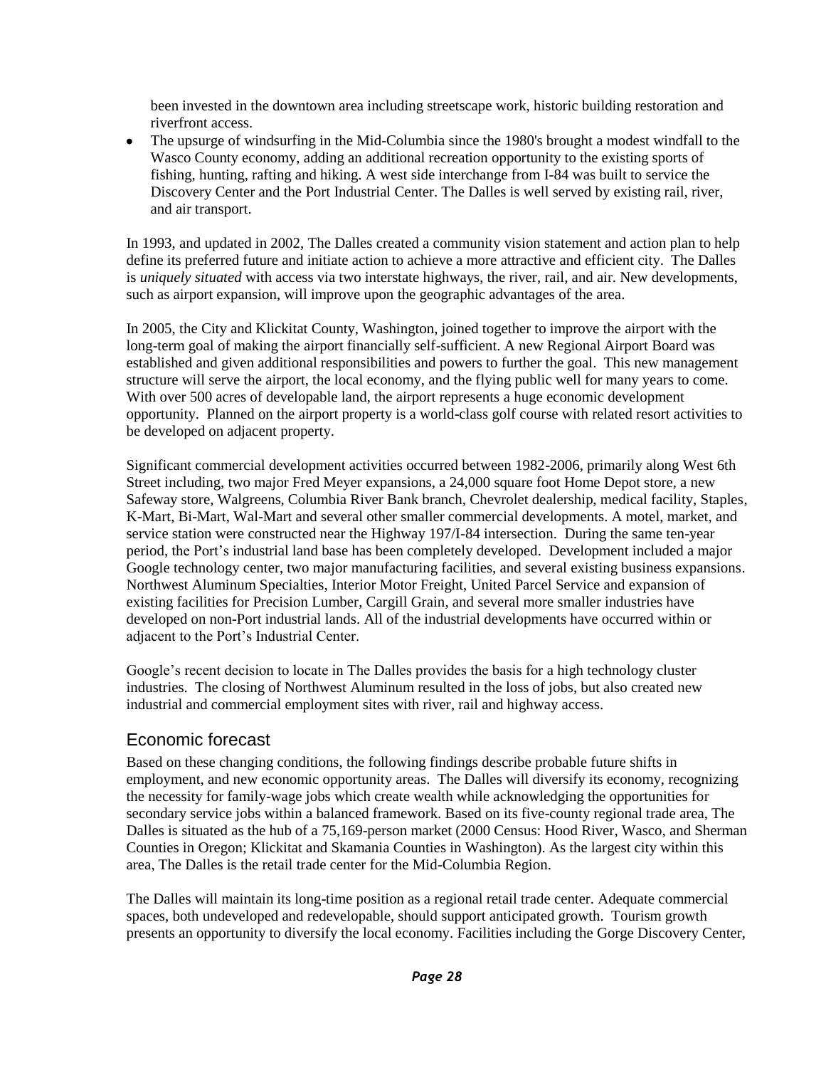been invested in the downtown area including streetscape work, historic building restoration and riverfront access.

- The upsurge of windsurfing in the Mid-Columbia since the 1980's brought a modest windfall to the Wasco County economy, adding an additional recreation opportunity to the existing sports of fishing, hunting, rafting and hiking. A west side interchange from I-84 was built to service the Discovery Center and the Port Industrial Center. The Dalles is well served by existing rail, river, and air transport.

In 1993, and updated in 2002, The Dalles created a community vision statement and action plan to help define its preferred future and initiate action to achieve a more attractive and efficient city. The Dalles is *uniquely situated* with access via two interstate highways, the river, rail, and air. New developments, such as airport expansion, will improve upon the geographic advantages of the area.

In 2005, the City and Klickitat County, Washington, joined together to improve the airport with the long-term goal of making the airport financially self-sufficient. A new Regional Airport Board was established and given additional responsibilities and powers to further the goal. This new management structure will serve the airport, the local economy, and the flying public well for many years to come. With over 500 acres of developable land, the airport represents a huge economic development opportunity. Planned on the airport property is a world-class golf course with related resort activities to be developed on adjacent property.

Significant commercial development activities occurred between 1982-2006, primarily along West 6th Street including, two major Fred Meyer expansions, a 24,000 square foot Home Depot store, a new Safeway store, Walgreens, Columbia River Bank branch, Chevrolet dealership, medical facility, Staples, K-Mart, Bi-Mart, Wal-Mart and several other smaller commercial developments. A motel, market, and service station were constructed near the Highway 197/I-84 intersection. During the same ten-year period, the Port's industrial land base has been completely developed. Development included a major Google technology center, two major manufacturing facilities, and several existing business expansions. Northwest Aluminum Specialties, Interior Motor Freight, United Parcel Service and expansion of existing facilities for Precision Lumber, Cargill Grain, and several more smaller industries have developed on non-Port industrial lands. All of the industrial developments have occurred within or adjacent to the Port's Industrial Center.

Google's recent decision to locate in The Dalles provides the basis for a high technology cluster industries. The closing of Northwest Aluminum resulted in the loss of jobs, but also created new industrial and commercial employment sites with river, rail and highway access.

## Economic forecast

Based on these changing conditions, the following findings describe probable future shifts in employment, and new economic opportunity areas. The Dalles will diversify its economy, recognizing the necessity for family-wage jobs which create wealth while acknowledging the opportunities for secondary service jobs within a balanced framework. Based on its five-county regional trade area, The Dalles is situated as the hub of a 75,169-person market (2000 Census: Hood River, Wasco, and Sherman Counties in Oregon; Klickitat and Skamania Counties in Washington). As the largest city within this area, The Dalles is the retail trade center for the Mid-Columbia Region.

The Dalles will maintain its long-time position as a regional retail trade center. Adequate commercial spaces, both undeveloped and redevelopable, should support anticipated growth. Tourism growth presents an opportunity to diversify the local economy. Facilities including the Gorge Discovery Center,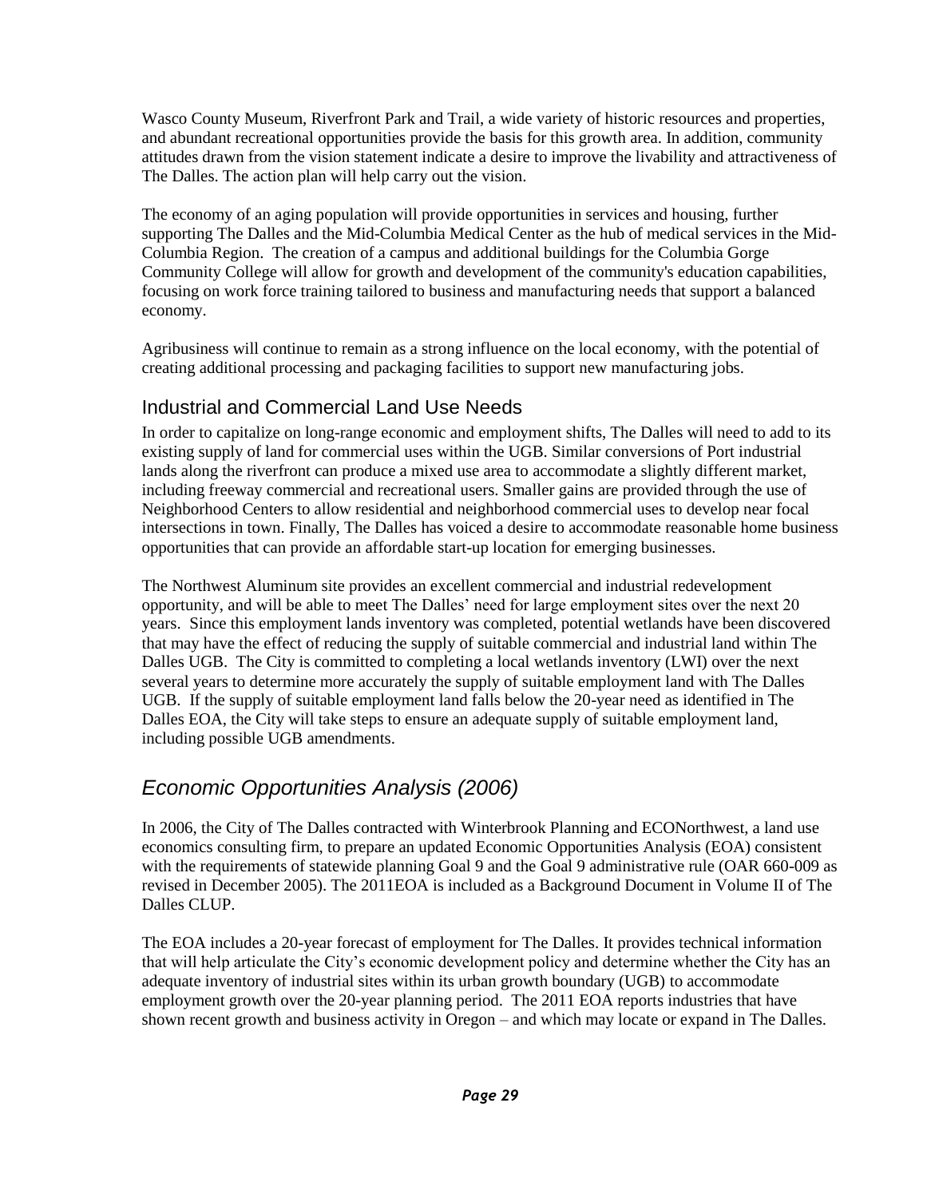Wasco County Museum, Riverfront Park and Trail, a wide variety of historic resources and properties, and abundant recreational opportunities provide the basis for this growth area. In addition, community attitudes drawn from the vision statement indicate a desire to improve the livability and attractiveness of The Dalles. The action plan will help carry out the vision.

The economy of an aging population will provide opportunities in services and housing, further supporting The Dalles and the Mid-Columbia Medical Center as the hub of medical services in the Mid-Columbia Region. The creation of a campus and additional buildings for the Columbia Gorge Community College will allow for growth and development of the community's education capabilities, focusing on work force training tailored to business and manufacturing needs that support a balanced economy.

Agribusiness will continue to remain as a strong influence on the local economy, with the potential of creating additional processing and packaging facilities to support new manufacturing jobs.

### Industrial and Commercial Land Use Needs

In order to capitalize on long-range economic and employment shifts, The Dalles will need to add to its existing supply of land for commercial uses within the UGB. Similar conversions of Port industrial lands along the riverfront can produce a mixed use area to accommodate a slightly different market, including freeway commercial and recreational users. Smaller gains are provided through the use of Neighborhood Centers to allow residential and neighborhood commercial uses to develop near focal intersections in town. Finally, The Dalles has voiced a desire to accommodate reasonable home business opportunities that can provide an affordable start-up location for emerging businesses.

The Northwest Aluminum site provides an excellent commercial and industrial redevelopment opportunity, and will be able to meet The Dalles' need for large employment sites over the next 20 years. Since this employment lands inventory was completed, potential wetlands have been discovered that may have the effect of reducing the supply of suitable commercial and industrial land within The Dalles UGB. The City is committed to completing a local wetlands inventory (LWI) over the next several years to determine more accurately the supply of suitable employment land with The Dalles UGB. If the supply of suitable employment land falls below the 20-year need as identified in The Dalles EOA, the City will take steps to ensure an adequate supply of suitable employment land, including possible UGB amendments.

## *Economic Opportunities Analysis (2006)*

In 2006, the City of The Dalles contracted with Winterbrook Planning and ECONorthwest, a land use economics consulting firm, to prepare an updated Economic Opportunities Analysis (EOA) consistent with the requirements of statewide planning Goal 9 and the Goal 9 administrative rule (OAR 660-009 as revised in December 2005). The 2011EOA is included as a Background Document in Volume II of The Dalles CLUP.

The EOA includes a 20-year forecast of employment for The Dalles. It provides technical information that will help articulate the City's economic development policy and determine whether the City has an adequate inventory of industrial sites within its urban growth boundary (UGB) to accommodate employment growth over the 20-year planning period. The 2011 EOA reports industries that have shown recent growth and business activity in Oregon – and which may locate or expand in The Dalles.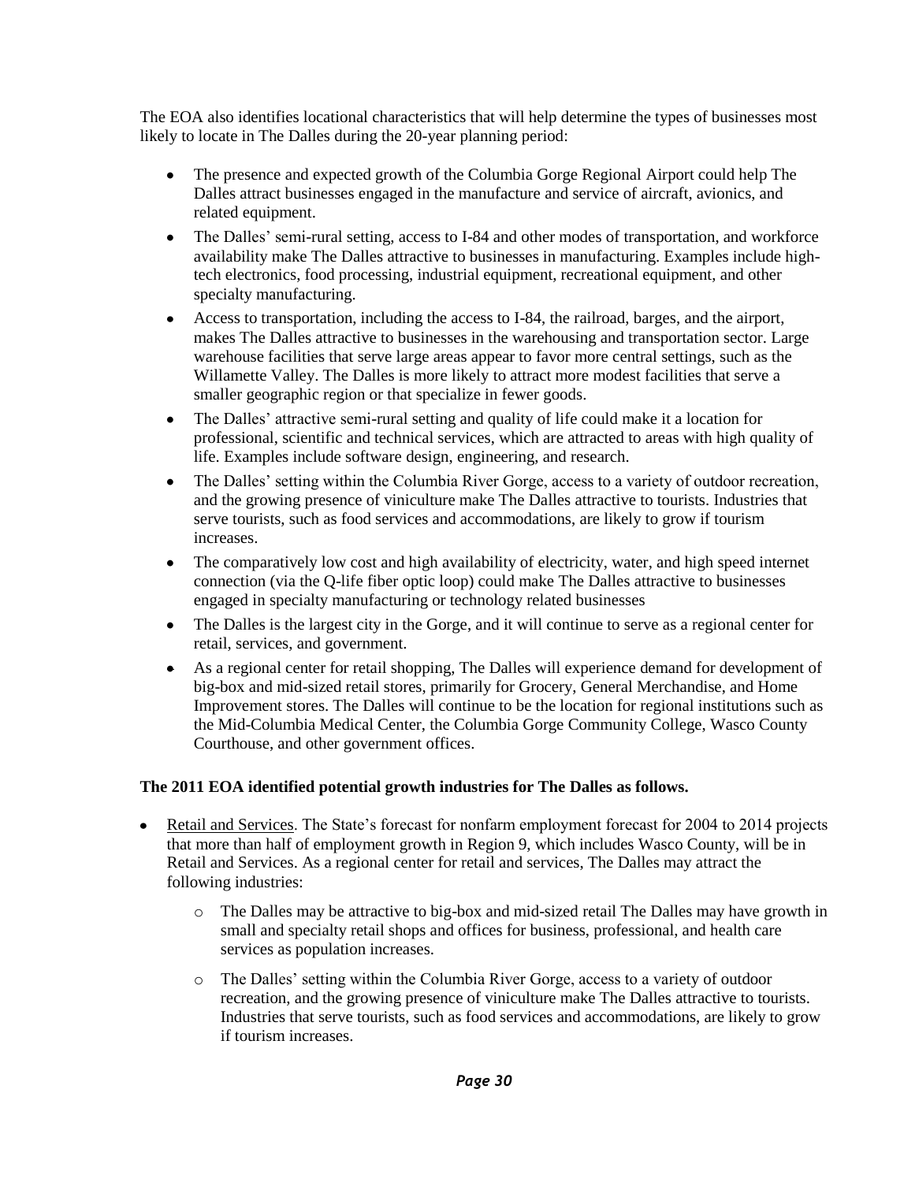The EOA also identifies locational characteristics that will help determine the types of businesses most likely to locate in The Dalles during the 20-year planning period:

- The presence and expected growth of the Columbia Gorge Regional Airport could help The Dalles attract businesses engaged in the manufacture and service of aircraft, avionics, and related equipment.
- The Dalles' semi-rural setting, access to I-84 and other modes of transportation, and workforce availability make The Dalles attractive to businesses in manufacturing. Examples include high-tech electronics, food processing, industrial equipment, recreational equipment, and other specialty manufacturing.
- Access to transportation, including the access to I-84, the railroad, barges, and the airport, makes The Dalles attractive to businesses in the warehousing and transportation sector. Large warehouse facilities that serve large areas appear to favor more central settings, such as the Willamette Valley. The Dalles is more likely to attract more modest facilities that serve a smaller geographic region or that specialize in fewer goods.
- The Dalles' attractive semi-rural setting and quality of life could make it a location for professional, scientific and technical services, which are attracted to areas with high quality of life. Examples include software design, engineering, and research.
- The Dalles' setting within the Columbia River Gorge, access to a variety of outdoor recreation, and the growing presence of viniculture make The Dalles attractive to tourists. Industries that serve tourists, such as food services and accommodations, are likely to grow if tourism increases.
- The comparatively low cost and high availability of electricity, water, and high speed internet connection (via the Q-life fiber optic loop) could make The Dalles attractive to businesses engaged in specialty manufacturing or technology related businesses
- The Dalles is the largest city in the Gorge, and it will continue to serve as a regional center for retail, services, and government.
- As a regional center for retail shopping, The Dalles will experience demand for development of big-box and mid-sized retail stores, primarily for Grocery, General Merchandise, and Home Improvement stores. The Dalles will continue to be the location for regional institutions such as the Mid-Columbia Medical Center, the Columbia Gorge Community College, Wasco County Courthouse, and other government offices.

**The 2011 EOA identified potential growth industries for The Dalles as follows.**

- Retail and Services. The State's forecast for nonfarm employment forecast for 2004 to 2014 projects that more than half of employment growth in Region 9, which includes Wasco County, will be in Retail and Services. As a regional center for retail and services, The Dalles may attract the following industries:
    - The Dalles may be attractive to big-box and mid-sized retail The Dalles may have growth in small and specialty retail shops and offices for business, professional, and health care services as population increases.
    - The Dalles' setting within the Columbia River Gorge, access to a variety of outdoor recreation, and the growing presence of viniculture make The Dalles attractive to tourists. Industries that serve tourists, such as food services and accommodations, are likely to grow if tourism increases.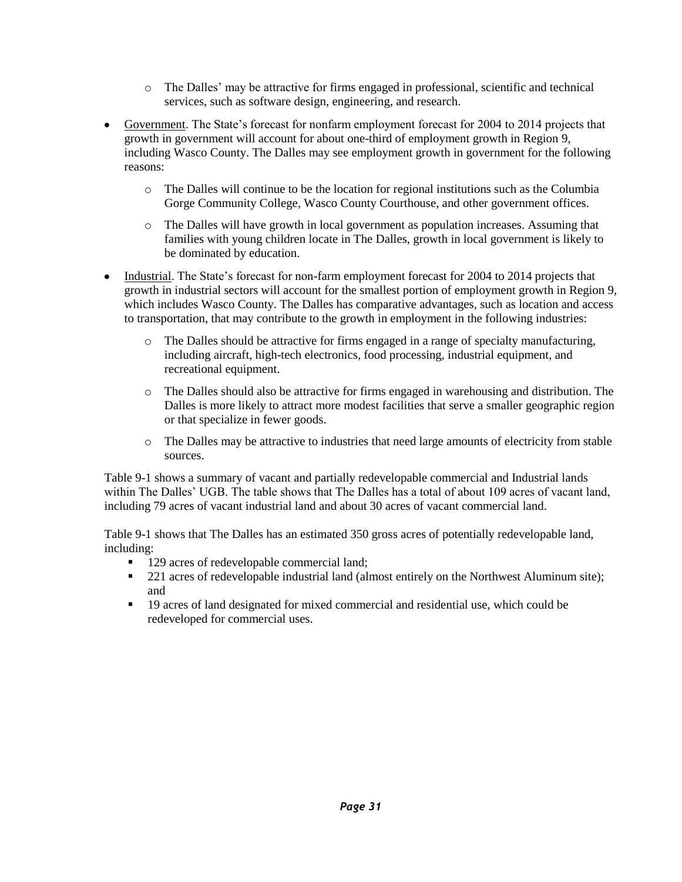- The Dalles' may be attractive for firms engaged in professional, scientific and technical services, such as software design, engineering, and research.

- Government. The State's forecast for nonfarm employment forecast for 2004 to 2014 projects that growth in government will account for about one-third of employment growth in Region 9, including Wasco County. The Dalles may see employment growth in government for the following reasons:

  - The Dalles will continue to be the location for regional institutions such as the Columbia Gorge Community College, Wasco County Courthouse, and other government offices.

  - The Dalles will have growth in local government as population increases. Assuming that families with young children locate in The Dalles, growth in local government is likely to be dominated by education.

- Industrial. The State's forecast for non-farm employment forecast for 2004 to 2014 projects that growth in industrial sectors will account for the smallest portion of employment growth in Region 9, which includes Wasco County. The Dalles has comparative advantages, such as location and access to transportation, that may contribute to the growth in employment in the following industries:

  - The Dalles should be attractive for firms engaged in a range of specialty manufacturing, including aircraft, high-tech electronics, food processing, industrial equipment, and recreational equipment.

  - The Dalles should also be attractive for firms engaged in warehousing and distribution. The Dalles is more likely to attract more modest facilities that serve a smaller geographic region or that specialize in fewer goods.

  - The Dalles may be attractive to industries that need large amounts of electricity from stable sources.

Table 9-1 shows a summary of vacant and partially redevelopable commercial and Industrial lands within The Dalles' UGB. The table shows that The Dalles has a total of about 109 acres of vacant land, including 79 acres of vacant industrial land and about 30 acres of vacant commercial land.

Table 9-1 shows that The Dalles has an estimated 350 gross acres of potentially redevelopable land, including:

- 129 acres of redevelopable commercial land;
- 221 acres of redevelopable industrial land (almost entirely on the Northwest Aluminum site); and
- 19 acres of land designated for mixed commercial and residential use, which could be redeveloped for commercial uses.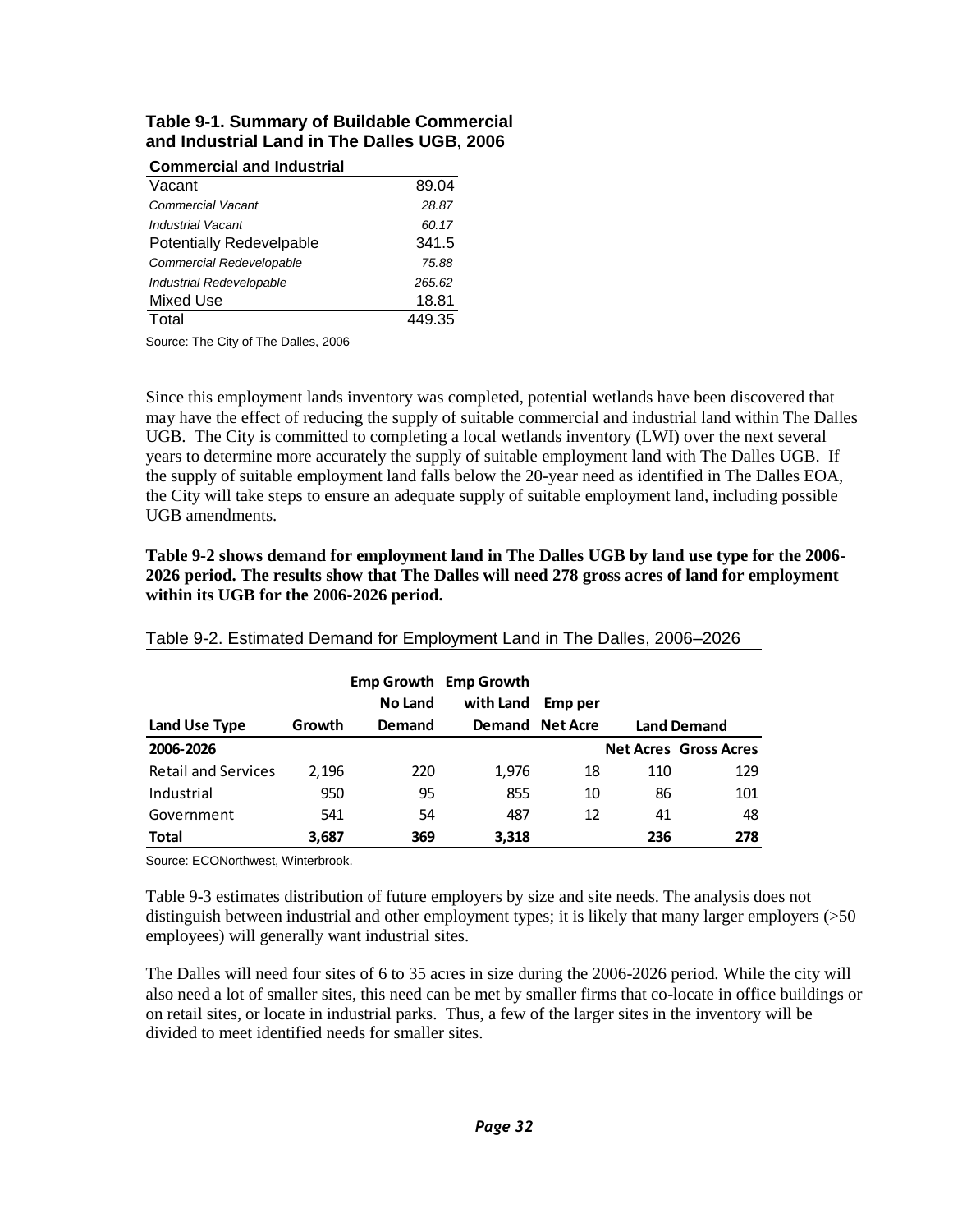**Table 9-1. Summary of Buildable Commercial and Industrial Land in The Dalles UGB, 2006**

| Commercial and Industrial | |
|---|---|
| Vacant | 89.04 |
| *Commercial Vacant* | *28.87* |
| *Industrial Vacant* | *60.17* |
| Potentially Redevelpable | 341.5 |
| *Commercial Redevelopable* | *75.88* |
| *Industrial Redevelopable* | *265.62* |
| Mixed Use | 18.81 |
| Total | 449.35 |

Source: The City of The Dalles, 2006

Since this employment lands inventory was completed, potential wetlands have been discovered that may have the effect of reducing the supply of suitable commercial and industrial land within The Dalles UGB. The City is committed to completing a local wetlands inventory (LWI) over the next several years to determine more accurately the supply of suitable employment land with The Dalles UGB. If the supply of suitable employment land falls below the 20-year need as identified in The Dalles EOA, the City will take steps to ensure an adequate supply of suitable employment land, including possible UGB amendments.

**Table 9-2 shows demand for employment land in The Dalles UGB by land use type for the 2006-2026 period. The results show that The Dalles will need 278 gross acres of land for employment within its UGB for the 2006-2026 period.**

Table 9-2. Estimated Demand for Employment Land in The Dalles, 2006–2026

| Land Use Type | Growth | Emp Growth No Land Demand | Emp Growth with Land Demand | Emp per Net Acre | Land Demand | |
|---|---|---|---|---|---|---|
| **2006-2026** | | | | | **Net Acres** | **Gross Acres** |
| Retail and Services | 2,196 | 220 | 1,976 | 18 | 110 | 129 |
| Industrial | 950 | 95 | 855 | 10 | 86 | 101 |
| Government | 541 | 54 | 487 | 12 | 41 | 48 |
| **Total** | **3,687** | **369** | **3,318** | | **236** | **278** |

Source: ECONorthwest, Winterbrook.

Table 9-3 estimates distribution of future employers by size and site needs. The analysis does not distinguish between industrial and other employment types; it is likely that many larger employers (>50 employees) will generally want industrial sites.

The Dalles will need four sites of 6 to 35 acres in size during the 2006-2026 period. While the city will also need a lot of smaller sites, this need can be met by smaller firms that co-locate in office buildings or on retail sites, or locate in industrial parks. Thus, a few of the larger sites in the inventory will be divided to meet identified needs for smaller sites.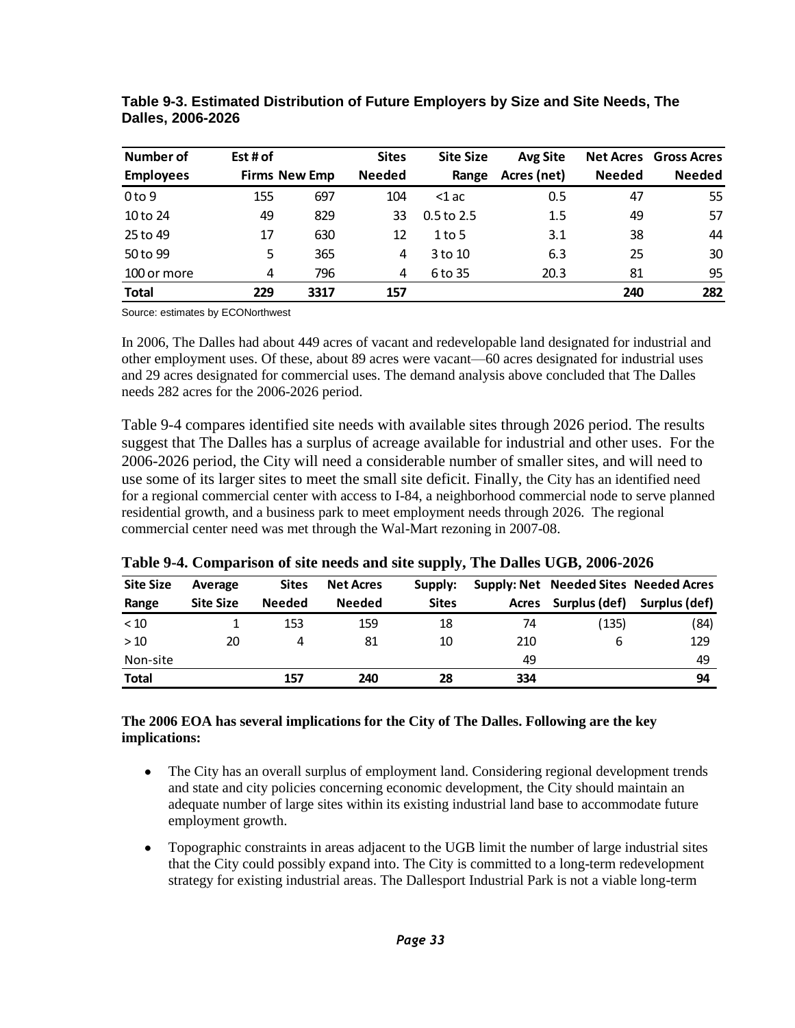**Table 9-3. Estimated Distribution of Future Employers by Size and Site Needs, The Dalles, 2006-2026**

| Number of Employees | Est # of Firms | New Emp | Sites Needed | Site Size Range | Avg Site Acres (net) | Net Acres Needed | Gross Acres Needed |
|---|---|---|---|---|---|---|---|
| 0 to 9 | 155 | 697 | 104 | <1 ac | 0.5 | 47 | 55 |
| 10 to 24 | 49 | 829 | 33 | 0.5 to 2.5 | 1.5 | 49 | 57 |
| 25 to 49 | 17 | 630 | 12 | 1 to 5 | 3.1 | 38 | 44 |
| 50 to 99 | 5 | 365 | 4 | 3 to 10 | 6.3 | 25 | 30 |
| 100 or more | 4 | 796 | 4 | 6 to 35 | 20.3 | 81 | 95 |
| **Total** | **229** | **3317** | **157** | | | **240** | **282** |

Source: estimates by ECONorthwest

In 2006, The Dalles had about 449 acres of vacant and redevelopable land designated for industrial and other employment uses. Of these, about 89 acres were vacant—60 acres designated for industrial uses and 29 acres designated for commercial uses. The demand analysis above concluded that The Dalles needs 282 acres for the 2006-2026 period.

Table 9-4 compares identified site needs with available sites through 2026 period. The results suggest that The Dalles has a surplus of acreage available for industrial and other uses. For the 2006-2026 period, the City will need a considerable number of smaller sites, and will need to use some of its larger sites to meet the small site deficit. Finally, the City has an identified need for a regional commercial center with access to I-84, a neighborhood commercial node to serve planned residential growth, and a business park to meet employment needs through 2026. The regional commercial center need was met through the Wal-Mart rezoning in 2007-08.

**Table 9-4. Comparison of site needs and site supply, The Dalles UGB, 2006-2026**

| Site Size Range | Average Site Size | Sites Needed | Net Acres Needed | Supply: Sites | Supply: Net Acres | Needed Sites Surplus (def) | Needed Acres Surplus (def) |
|---|---|---|---|---|---|---|---|
| < 10 | 1 | 153 | 159 | 18 | 74 | (135) | (84) |
| > 10 | 20 | 4 | 81 | 10 | 210 | 6 | 129 |
| Non-site | | | | | 49 | | 49 |
| **Total** | | **157** | **240** | **28** | **334** | | **94** |

**The 2006 EOA has several implications for the City of The Dalles. Following are the key implications:**

- The City has an overall surplus of employment land. Considering regional development trends and state and city policies concerning economic development, the City should maintain an adequate number of large sites within its existing industrial land base to accommodate future employment growth.
- Topographic constraints in areas adjacent to the UGB limit the number of large industrial sites that the City could possibly expand into. The City is committed to a long-term redevelopment strategy for existing industrial areas. The Dallesport Industrial Park is not a viable long-term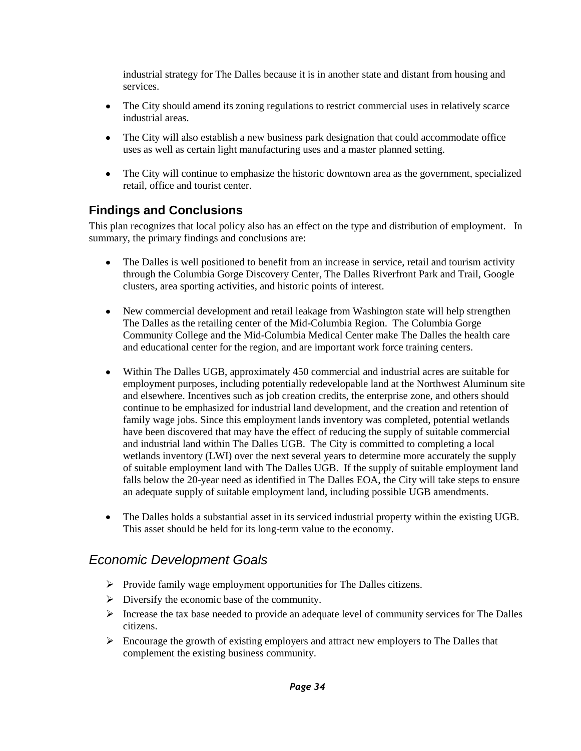industrial strategy for The Dalles because it is in another state and distant from housing and services.

- The City should amend its zoning regulations to restrict commercial uses in relatively scarce industrial areas.
- The City will also establish a new business park designation that could accommodate office uses as well as certain light manufacturing uses and a master planned setting.
- The City will continue to emphasize the historic downtown area as the government, specialized retail, office and tourist center.

## Findings and Conclusions

This plan recognizes that local policy also has an effect on the type and distribution of employment. In summary, the primary findings and conclusions are:

- The Dalles is well positioned to benefit from an increase in service, retail and tourism activity through the Columbia Gorge Discovery Center, The Dalles Riverfront Park and Trail, Google clusters, area sporting activities, and historic points of interest.
- New commercial development and retail leakage from Washington state will help strengthen The Dalles as the retailing center of the Mid-Columbia Region. The Columbia Gorge Community College and the Mid-Columbia Medical Center make The Dalles the health care and educational center for the region, and are important work force training centers.
- Within The Dalles UGB, approximately 450 commercial and industrial acres are suitable for employment purposes, including potentially redevelopable land at the Northwest Aluminum site and elsewhere. Incentives such as job creation credits, the enterprise zone, and others should continue to be emphasized for industrial land development, and the creation and retention of family wage jobs. Since this employment lands inventory was completed, potential wetlands have been discovered that may have the effect of reducing the supply of suitable commercial and industrial land within The Dalles UGB. The City is committed to completing a local wetlands inventory (LWI) over the next several years to determine more accurately the supply of suitable employment land with The Dalles UGB. If the supply of suitable employment land falls below the 20-year need as identified in The Dalles EOA, the City will take steps to ensure an adequate supply of suitable employment land, including possible UGB amendments.
- The Dalles holds a substantial asset in its serviced industrial property within the existing UGB. This asset should be held for its long-term value to the economy.

## *Economic Development Goals*

- Provide family wage employment opportunities for The Dalles citizens.
- Diversify the economic base of the community.
- Increase the tax base needed to provide an adequate level of community services for The Dalles citizens.
- Encourage the growth of existing employers and attract new employers to The Dalles that complement the existing business community.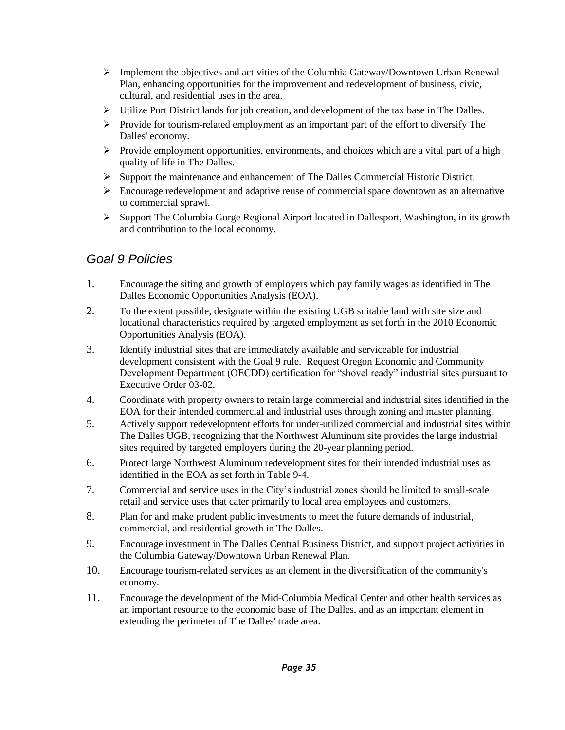- Implement the objectives and activities of the Columbia Gateway/Downtown Urban Renewal Plan, enhancing opportunities for the improvement and redevelopment of business, civic, cultural, and residential uses in the area.
- Utilize Port District lands for job creation, and development of the tax base in The Dalles.
- Provide for tourism-related employment as an important part of the effort to diversify The Dalles' economy.
- Provide employment opportunities, environments, and choices which are a vital part of a high quality of life in The Dalles.
- Support the maintenance and enhancement of The Dalles Commercial Historic District.
- Encourage redevelopment and adaptive reuse of commercial space downtown as an alternative to commercial sprawl.
- Support The Columbia Gorge Regional Airport located in Dallesport, Washington, in its growth and contribution to the local economy.

## *Goal 9 Policies*

1. Encourage the siting and growth of employers which pay family wages as identified in The Dalles Economic Opportunities Analysis (EOA).
2. To the extent possible, designate within the existing UGB suitable land with site size and locational characteristics required by targeted employment as set forth in the 2010 Economic Opportunities Analysis (EOA).
3. Identify industrial sites that are immediately available and serviceable for industrial development consistent with the Goal 9 rule. Request Oregon Economic and Community Development Department (OECDD) certification for "shovel ready" industrial sites pursuant to Executive Order 03-02.
4. Coordinate with property owners to retain large commercial and industrial sites identified in the EOA for their intended commercial and industrial uses through zoning and master planning.
5. Actively support redevelopment efforts for under-utilized commercial and industrial sites within The Dalles UGB, recognizing that the Northwest Aluminum site provides the large industrial sites required by targeted employers during the 20-year planning period.
6. Protect large Northwest Aluminum redevelopment sites for their intended industrial uses as identified in the EOA as set forth in Table 9-4.
7. Commercial and service uses in the City's industrial zones should be limited to small-scale retail and service uses that cater primarily to local area employees and customers.
8. Plan for and make prudent public investments to meet the future demands of industrial, commercial, and residential growth in The Dalles.
9. Encourage investment in The Dalles Central Business District, and support project activities in the Columbia Gateway/Downtown Urban Renewal Plan.
10. Encourage tourism-related services as an element in the diversification of the community's economy.
11. Encourage the development of the Mid-Columbia Medical Center and other health services as an important resource to the economic base of The Dalles, and as an important element in extending the perimeter of The Dalles' trade area.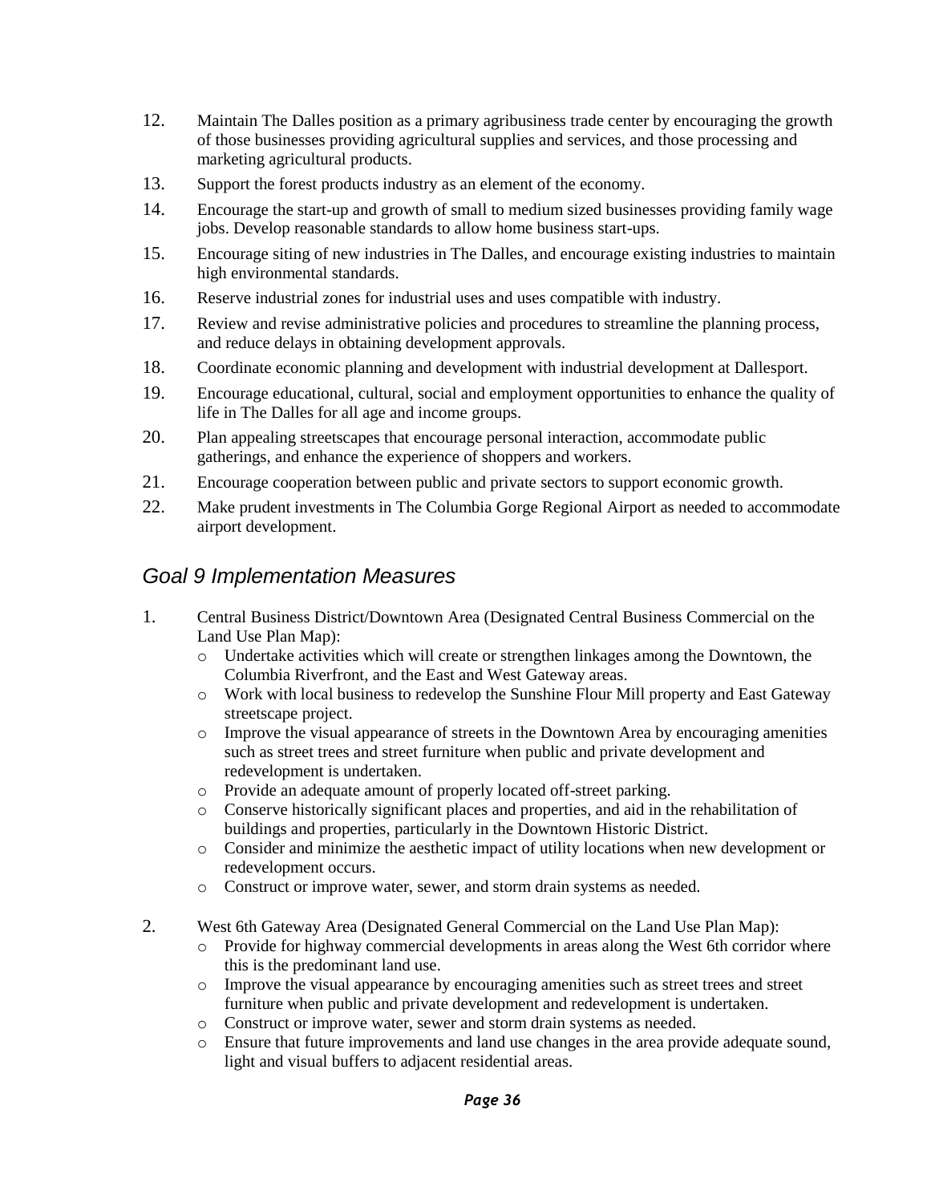12. Maintain The Dalles position as a primary agribusiness trade center by encouraging the growth of those businesses providing agricultural supplies and services, and those processing and marketing agricultural products.
13. Support the forest products industry as an element of the economy.
14. Encourage the start-up and growth of small to medium sized businesses providing family wage jobs. Develop reasonable standards to allow home business start-ups.
15. Encourage siting of new industries in The Dalles, and encourage existing industries to maintain high environmental standards.
16. Reserve industrial zones for industrial uses and uses compatible with industry.
17. Review and revise administrative policies and procedures to streamline the planning process, and reduce delays in obtaining development approvals.
18. Coordinate economic planning and development with industrial development at Dallesport.
19. Encourage educational, cultural, social and employment opportunities to enhance the quality of life in The Dalles for all age and income groups.
20. Plan appealing streetscapes that encourage personal interaction, accommodate public gatherings, and enhance the experience of shoppers and workers.
21. Encourage cooperation between public and private sectors to support economic growth.
22. Make prudent investments in The Columbia Gorge Regional Airport as needed to accommodate airport development.

## *Goal 9 Implementation Measures*

1. Central Business District/Downtown Area (Designated Central Business Commercial on the Land Use Plan Map):
   - Undertake activities which will create or strengthen linkages among the Downtown, the Columbia Riverfront, and the East and West Gateway areas.
   - Work with local business to redevelop the Sunshine Flour Mill property and East Gateway streetscape project.
   - Improve the visual appearance of streets in the Downtown Area by encouraging amenities such as street trees and street furniture when public and private development and redevelopment is undertaken.
   - Provide an adequate amount of properly located off-street parking.
   - Conserve historically significant places and properties, and aid in the rehabilitation of buildings and properties, particularly in the Downtown Historic District.
   - Consider and minimize the aesthetic impact of utility locations when new development or redevelopment occurs.
   - Construct or improve water, sewer, and storm drain systems as needed.

2. West 6th Gateway Area (Designated General Commercial on the Land Use Plan Map):
   - Provide for highway commercial developments in areas along the West 6th corridor where this is the predominant land use.
   - Improve the visual appearance by encouraging amenities such as street trees and street furniture when public and private development and redevelopment is undertaken.
   - Construct or improve water, sewer and storm drain systems as needed.
   - Ensure that future improvements and land use changes in the area provide adequate sound, light and visual buffers to adjacent residential areas.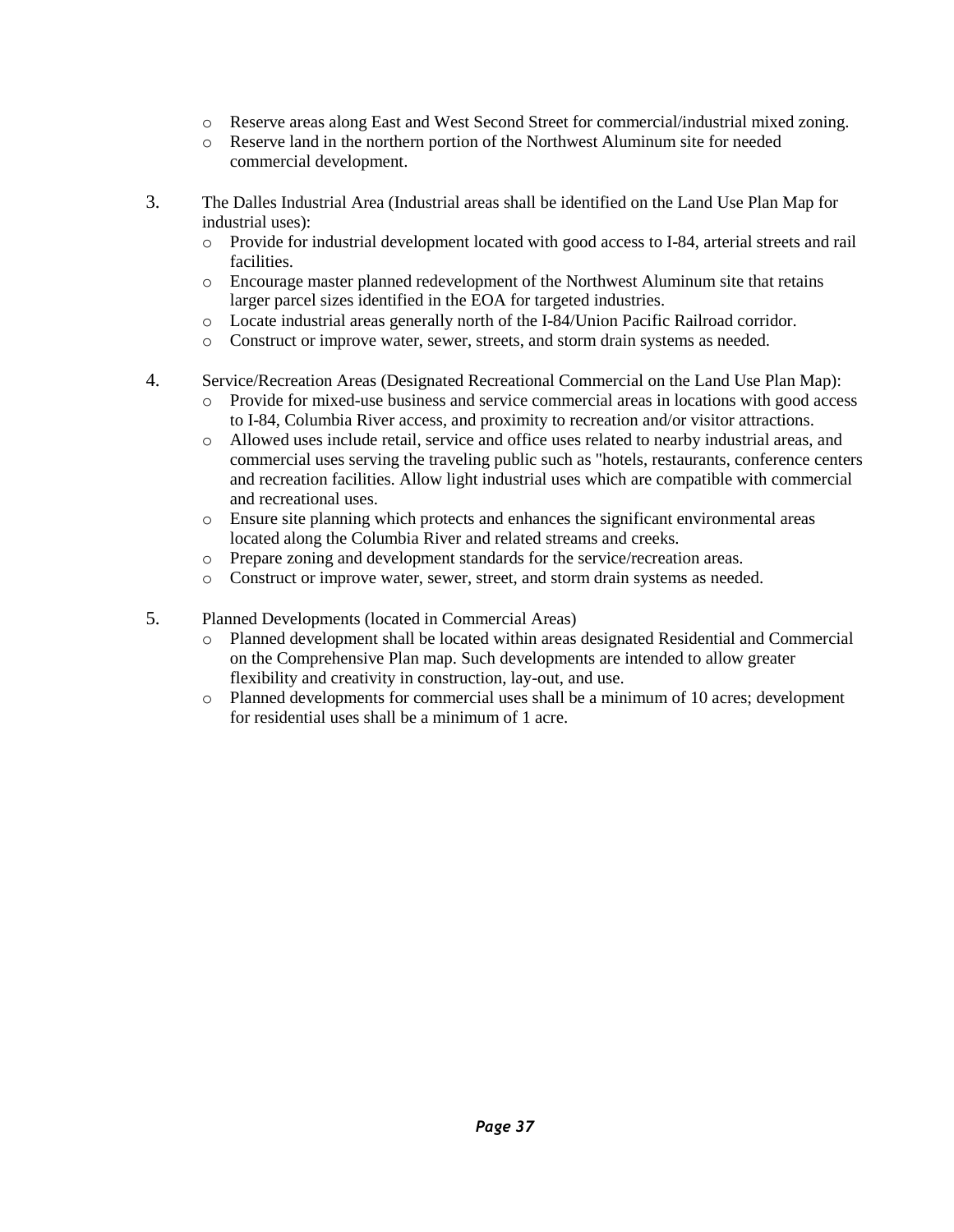- Reserve areas along East and West Second Street for commercial/industrial mixed zoning.
- Reserve land in the northern portion of the Northwest Aluminum site for needed commercial development.

3. The Dalles Industrial Area (Industrial areas shall be identified on the Land Use Plan Map for industrial uses):
   - Provide for industrial development located with good access to I-84, arterial streets and rail facilities.
   - Encourage master planned redevelopment of the Northwest Aluminum site that retains larger parcel sizes identified in the EOA for targeted industries.
   - Locate industrial areas generally north of the I-84/Union Pacific Railroad corridor.
   - Construct or improve water, sewer, streets, and storm drain systems as needed.

4. Service/Recreation Areas (Designated Recreational Commercial on the Land Use Plan Map):
   - Provide for mixed-use business and service commercial areas in locations with good access to I-84, Columbia River access, and proximity to recreation and/or visitor attractions.
   - Allowed uses include retail, service and office uses related to nearby industrial areas, and commercial uses serving the traveling public such as "hotels, restaurants, conference centers and recreation facilities. Allow light industrial uses which are compatible with commercial and recreational uses.
   - Ensure site planning which protects and enhances the significant environmental areas located along the Columbia River and related streams and creeks.
   - Prepare zoning and development standards for the service/recreation areas.
   - Construct or improve water, sewer, street, and storm drain systems as needed.

5. Planned Developments (located in Commercial Areas)
   - Planned development shall be located within areas designated Residential and Commercial on the Comprehensive Plan map. Such developments are intended to allow greater flexibility and creativity in construction, lay-out, and use.
   - Planned developments for commercial uses shall be a minimum of 10 acres; development for residential uses shall be a minimum of 1 acre.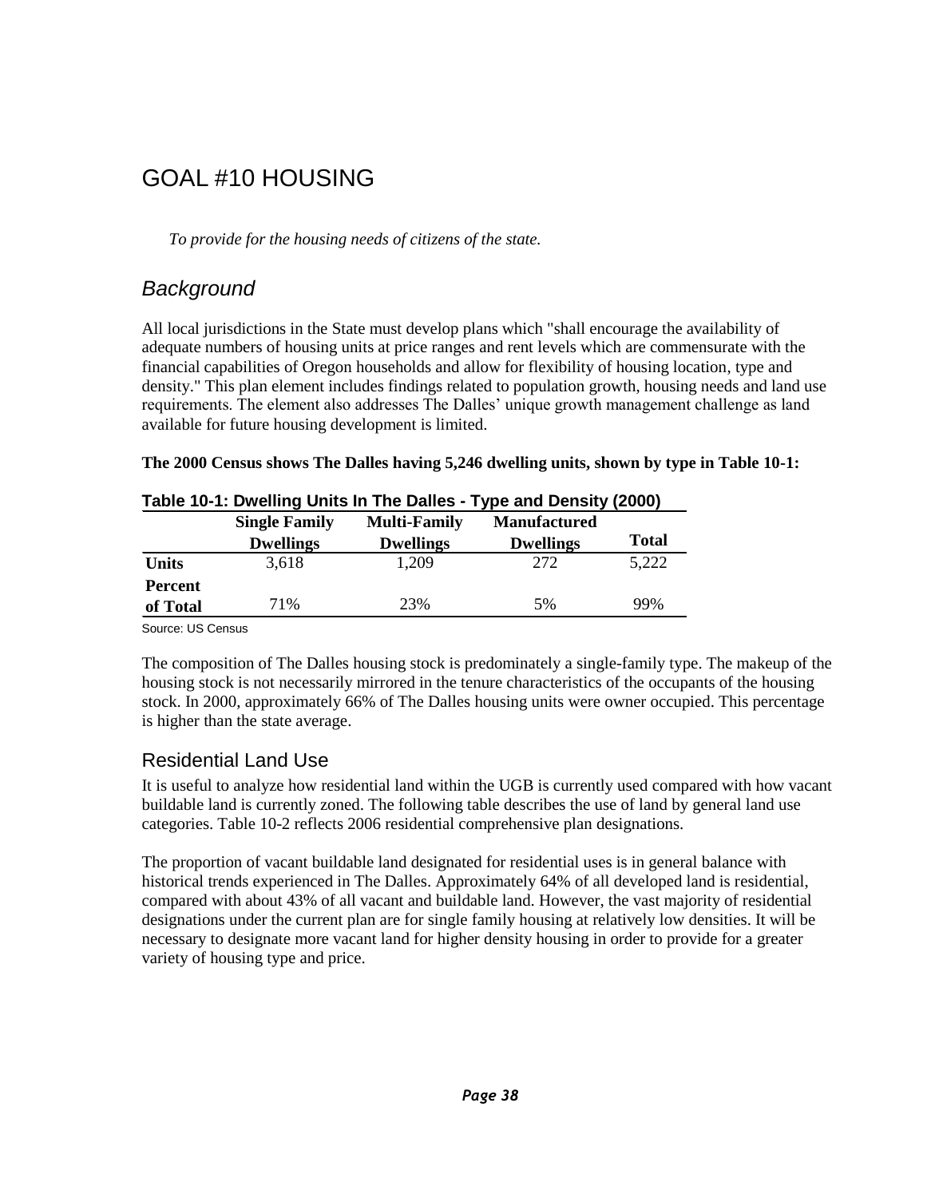# GOAL #10 HOUSING

*To provide for the housing needs of citizens of the state.*

## *Background*

All local jurisdictions in the State must develop plans which "shall encourage the availability of adequate numbers of housing units at price ranges and rent levels which are commensurate with the financial capabilities of Oregon households and allow for flexibility of housing location, type and density." This plan element includes findings related to population growth, housing needs and land use requirements. The element also addresses The Dalles' unique growth management challenge as land available for future housing development is limited.

**The 2000 Census shows The Dalles having 5,246 dwelling units, shown by type in Table 10-1:**

**Table 10-1: Dwelling Units In The Dalles - Type and Density (2000)**

| | Single Family Dwellings | Multi-Family Dwellings | Manufactured Dwellings | Total |
|---|---|---|---|---|
| **Units** | 3,618 | 1,209 | 272 | 5,222 |
| **Percent of Total** | 71% | 23% | 5% | 99% |

Source: US Census

The composition of The Dalles housing stock is predominately a single-family type. The makeup of the housing stock is not necessarily mirrored in the tenure characteristics of the occupants of the housing stock. In 2000, approximately 66% of The Dalles housing units were owner occupied. This percentage is higher than the state average.

## Residential Land Use

It is useful to analyze how residential land within the UGB is currently used compared with how vacant buildable land is currently zoned. The following table describes the use of land by general land use categories. Table 10-2 reflects 2006 residential comprehensive plan designations.

The proportion of vacant buildable land designated for residential uses is in general balance with historical trends experienced in The Dalles. Approximately 64% of all developed land is residential, compared with about 43% of all vacant and buildable land. However, the vast majority of residential designations under the current plan are for single family housing at relatively low densities. It will be necessary to designate more vacant land for higher density housing in order to provide for a greater variety of housing type and price.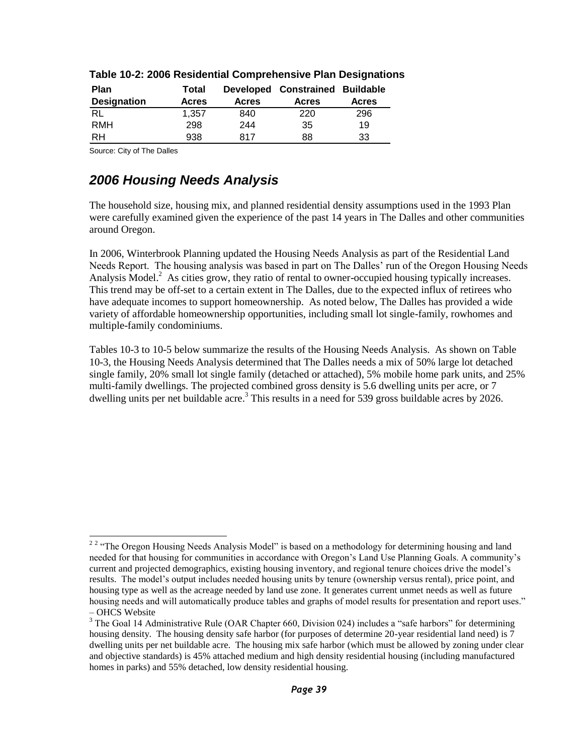**Table 10-2: 2006 Residential Comprehensive Plan Designations**

| Plan Designation | Total Acres | Developed Acres | Constrained Acres | Buildable Acres |
|---|---|---|---|---|
| RL | 1,357 | 840 | 220 | 296 |
| RMH | 298 | 244 | 35 | 19 |
| RH | 938 | 817 | 88 | 33 |

Source: City of The Dalles

## *2006 Housing Needs Analysis*

The household size, housing mix, and planned residential density assumptions used in the 1993 Plan were carefully examined given the experience of the past 14 years in The Dalles and other communities around Oregon.

In 2006, Winterbrook Planning updated the Housing Needs Analysis as part of the Residential Land Needs Report. The housing analysis was based in part on The Dalles' run of the Oregon Housing Needs Analysis Model.[2] As cities grow, they ratio of rental to owner-occupied housing typically increases. This trend may be off-set to a certain extent in The Dalles, due to the expected influx of retirees who have adequate incomes to support homeownership. As noted below, The Dalles has provided a wide variety of affordable homeownership opportunities, including small lot single-family, rowhomes and multiple-family condominiums.

Tables 10-3 to 10-5 below summarize the results of the Housing Needs Analysis. As shown on Table 10-3, the Housing Needs Analysis determined that The Dalles needs a mix of 50% large lot detached single family, 20% small lot single family (detached or attached), 5% mobile home park units, and 25% multi-family dwellings. The projected combined gross density is 5.6 dwelling units per acre, or 7 dwelling units per net buildable acre.[3] This results in a need for 539 gross buildable acres by 2026.

---

[2] [2] "The Oregon Housing Needs Analysis Model" is based on a methodology for determining housing and land needed for that housing for communities in accordance with Oregon's Land Use Planning Goals. A community's current and projected demographics, existing housing inventory, and regional tenure choices drive the model's results. The model's output includes needed housing units by tenure (ownership versus rental), price point, and housing type as well as the acreage needed by land use zone. It generates current unmet needs as well as future housing needs and will automatically produce tables and graphs of model results for presentation and report uses." – OHCS Website

[3] The Goal 14 Administrative Rule (OAR Chapter 660, Division 024) includes a "safe harbors" for determining housing density. The housing density safe harbor (for purposes of determine 20-year residential land need) is 7 dwelling units per net buildable acre. The housing mix safe harbor (which must be allowed by zoning under clear and objective standards) is 45% attached medium and high density residential housing (including manufactured homes in parks) and 55% detached, low density residential housing.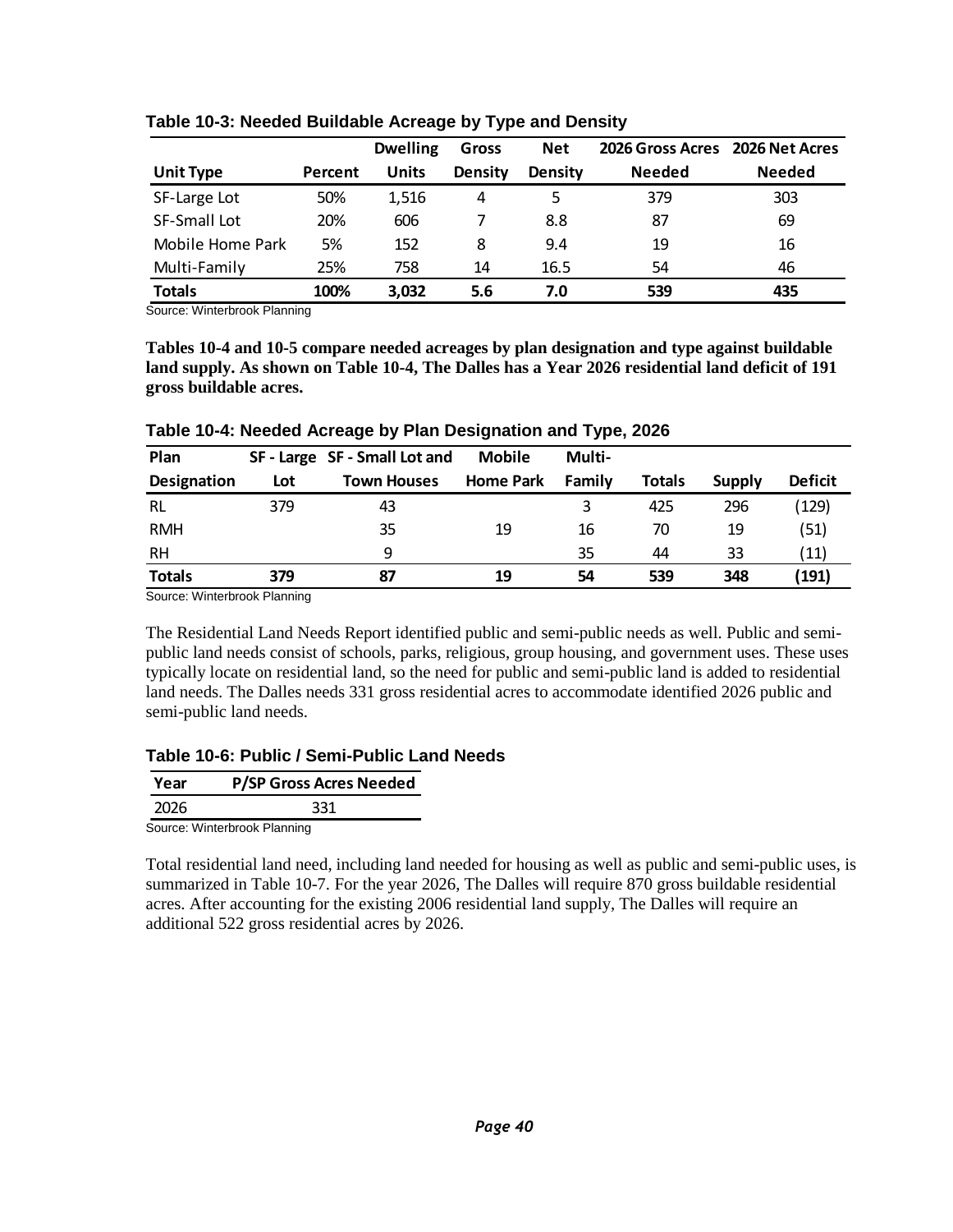**Table 10-3: Needed Buildable Acreage by Type and Density**

| Unit Type | Percent | Dwelling Units | Gross Density | Net Density | 2026 Gross Acres Needed | 2026 Net Acres Needed |
|---|---|---|---|---|---|---|
| SF-Large Lot | 50% | 1,516 | 4 | 5 | 379 | 303 |
| SF-Small Lot | 20% | 606 | 7 | 8.8 | 87 | 69 |
| Mobile Home Park | 5% | 152 | 8 | 9.4 | 19 | 16 |
| Multi-Family | 25% | 758 | 14 | 16.5 | 54 | 46 |
| **Totals** | **100%** | **3,032** | **5.6** | **7.0** | **539** | **435** |

Source: Winterbrook Planning

**Tables 10-4 and 10-5 compare needed acreages by plan designation and type against buildable land supply. As shown on Table 10-4, The Dalles has a Year 2026 residential land deficit of 191 gross buildable acres.**

**Table 10-4: Needed Acreage by Plan Designation and Type, 2026**

| Plan Designation | SF - Large Lot | SF - Small Lot and Town Houses | Mobile Home Park | Multi-Family | Totals | Supply | Deficit |
|---|---|---|---|---|---|---|---|
| RL | 379 | 43 | | 3 | 425 | 296 | (129) |
| RMH | | 35 | 19 | 16 | 70 | 19 | (51) |
| RH | | 9 | | 35 | 44 | 33 | (11) |
| **Totals** | **379** | **87** | **19** | **54** | **539** | **348** | **(191)** |

Source: Winterbrook Planning

The Residential Land Needs Report identified public and semi-public needs as well. Public and semi-public land needs consist of schools, parks, religious, group housing, and government uses. These uses typically locate on residential land, so the need for public and semi-public land is added to residential land needs. The Dalles needs 331 gross residential acres to accommodate identified 2026 public and semi-public land needs.

**Table 10-6: Public / Semi-Public Land Needs**

| Year | P/SP Gross Acres Needed |
|---|---|
| 2026 | 331 |

Source: Winterbrook Planning

Total residential land need, including land needed for housing as well as public and semi-public uses, is summarized in Table 10-7. For the year 2026, The Dalles will require 870 gross buildable residential acres. After accounting for the existing 2006 residential land supply, The Dalles will require an additional 522 gross residential acres by 2026.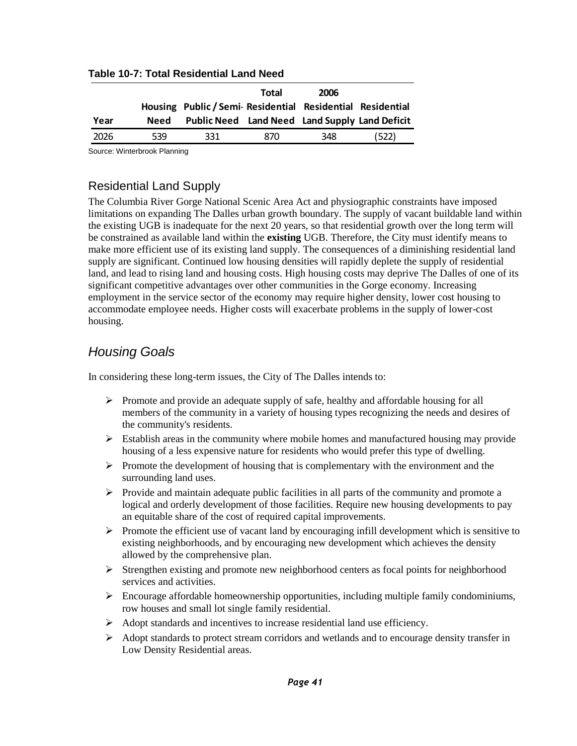**Table 10-7: Total Residential Land Need**

| Year | Housing Need | Public / Semi-Public Need | Total Residential Land Need | 2006 Residential Land Supply | Residential Land Deficit |
|---|---|---|---|---|---|
| 2026 | 539 | 331 | 870 | 348 | (522) |

Source: Winterbrook Planning

## Residential Land Supply

The Columbia River Gorge National Scenic Area Act and physiographic constraints have imposed limitations on expanding The Dalles urban growth boundary. The supply of vacant buildable land within the existing UGB is inadequate for the next 20 years, so that residential growth over the long term will be constrained as available land within the **existing** UGB. Therefore, the City must identify means to make more efficient use of its existing land supply. The consequences of a diminishing residential land supply are significant. Continued low housing densities will rapidly deplete the supply of residential land, and lead to rising land and housing costs. High housing costs may deprive The Dalles of one of its significant competitive advantages over other communities in the Gorge economy. Increasing employment in the service sector of the economy may require higher density, lower cost housing to accommodate employee needs. Higher costs will exacerbate problems in the supply of lower-cost housing.

## *Housing Goals*

In considering these long-term issues, the City of The Dalles intends to:

- Promote and provide an adequate supply of safe, healthy and affordable housing for all members of the community in a variety of housing types recognizing the needs and desires of the community's residents.
- Establish areas in the community where mobile homes and manufactured housing may provide housing of a less expensive nature for residents who would prefer this type of dwelling.
- Promote the development of housing that is complementary with the environment and the surrounding land uses.
- Provide and maintain adequate public facilities in all parts of the community and promote a logical and orderly development of those facilities. Require new housing developments to pay an equitable share of the cost of required capital improvements.
- Promote the efficient use of vacant land by encouraging infill development which is sensitive to existing neighborhoods, and by encouraging new development which achieves the density allowed by the comprehensive plan.
- Strengthen existing and promote new neighborhood centers as focal points for neighborhood services and activities.
- Encourage affordable homeownership opportunities, including multiple family condominiums, row houses and small lot single family residential.
- Adopt standards and incentives to increase residential land use efficiency.
- Adopt standards to protect stream corridors and wetlands and to encourage density transfer in Low Density Residential areas.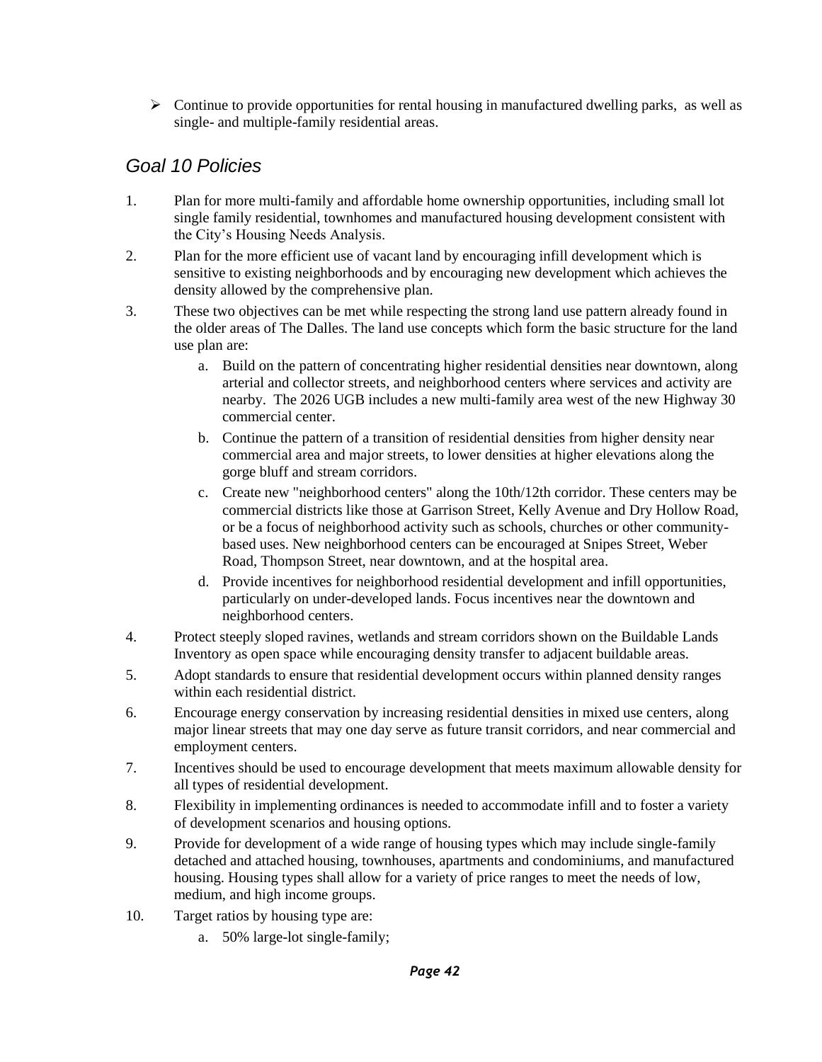- Continue to provide opportunities for rental housing in manufactured dwelling parks, as well as single- and multiple-family residential areas.

## *Goal 10 Policies*

1. Plan for more multi-family and affordable home ownership opportunities, including small lot single family residential, townhomes and manufactured housing development consistent with the City's Housing Needs Analysis.
2. Plan for the more efficient use of vacant land by encouraging infill development which is sensitive to existing neighborhoods and by encouraging new development which achieves the density allowed by the comprehensive plan.
3. These two objectives can be met while respecting the strong land use pattern already found in the older areas of The Dalles. The land use concepts which form the basic structure for the land use plan are:
    a. Build on the pattern of concentrating higher residential densities near downtown, along arterial and collector streets, and neighborhood centers where services and activity are nearby. The 2026 UGB includes a new multi-family area west of the new Highway 30 commercial center.
    b. Continue the pattern of a transition of residential densities from higher density near commercial area and major streets, to lower densities at higher elevations along the gorge bluff and stream corridors.
    c. Create new "neighborhood centers" along the 10th/12th corridor. These centers may be commercial districts like those at Garrison Street, Kelly Avenue and Dry Hollow Road, or be a focus of neighborhood activity such as schools, churches or other community-based uses. New neighborhood centers can be encouraged at Snipes Street, Weber Road, Thompson Street, near downtown, and at the hospital area.
    d. Provide incentives for neighborhood residential development and infill opportunities, particularly on under-developed lands. Focus incentives near the downtown and neighborhood centers.
4. Protect steeply sloped ravines, wetlands and stream corridors shown on the Buildable Lands Inventory as open space while encouraging density transfer to adjacent buildable areas.
5. Adopt standards to ensure that residential development occurs within planned density ranges within each residential district.
6. Encourage energy conservation by increasing residential densities in mixed use centers, along major linear streets that may one day serve as future transit corridors, and near commercial and employment centers.
7. Incentives should be used to encourage development that meets maximum allowable density for all types of residential development.
8. Flexibility in implementing ordinances is needed to accommodate infill and to foster a variety of development scenarios and housing options.
9. Provide for development of a wide range of housing types which may include single-family detached and attached housing, townhouses, apartments and condominiums, and manufactured housing. Housing types shall allow for a variety of price ranges to meet the needs of low, medium, and high income groups.
10. Target ratios by housing type are:
    a. 50% large-lot single-family;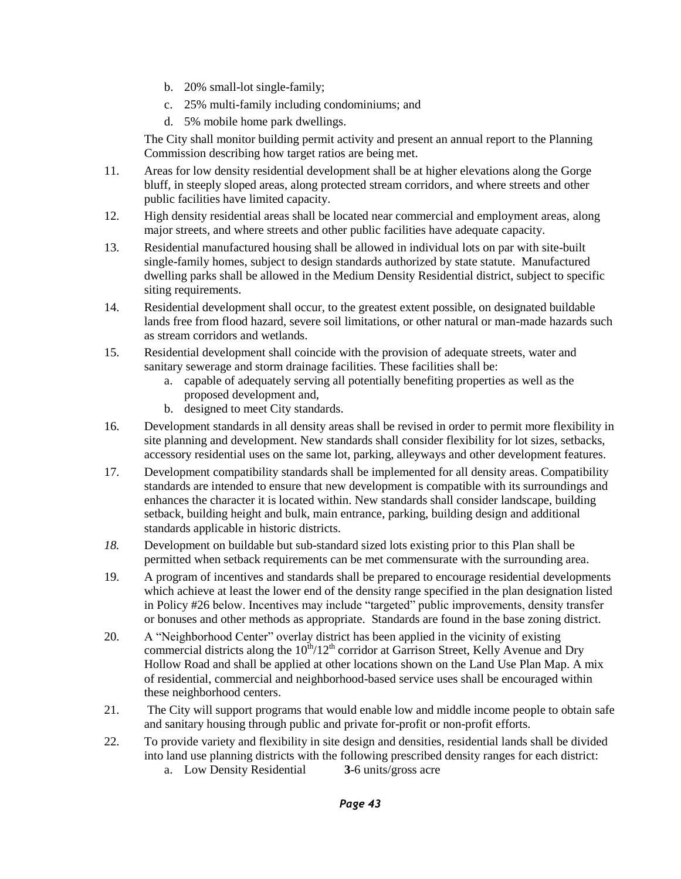b. 20% small-lot single-family;
c. 25% multi-family including condominiums; and
d. 5% mobile home park dwellings.

The City shall monitor building permit activity and present an annual report to the Planning Commission describing how target ratios are being met.

11. Areas for low density residential development shall be at higher elevations along the Gorge bluff, in steeply sloped areas, along protected stream corridors, and where streets and other public facilities have limited capacity.

12. High density residential areas shall be located near commercial and employment areas, along major streets, and where streets and other public facilities have adequate capacity.

13. Residential manufactured housing shall be allowed in individual lots on par with site-built single-family homes, subject to design standards authorized by state statute. Manufactured dwelling parks shall be allowed in the Medium Density Residential district, subject to specific siting requirements.

14. Residential development shall occur, to the greatest extent possible, on designated buildable lands free from flood hazard, severe soil limitations, or other natural or man-made hazards such as stream corridors and wetlands.

15. Residential development shall coincide with the provision of adequate streets, water and sanitary sewerage and storm drainage facilities. These facilities shall be:
    a. capable of adequately serving all potentially benefiting properties as well as the proposed development and,
    b. designed to meet City standards.

16. Development standards in all density areas shall be revised in order to permit more flexibility in site planning and development. New standards shall consider flexibility for lot sizes, setbacks, accessory residential uses on the same lot, parking, alleyways and other development features.

17. Development compatibility standards shall be implemented for all density areas. Compatibility standards are intended to ensure that new development is compatible with its surroundings and enhances the character it is located within. New standards shall consider landscape, building setback, building height and bulk, main entrance, parking, building design and additional standards applicable in historic districts.

*18.* Development on buildable but sub-standard sized lots existing prior to this Plan shall be permitted when setback requirements can be met commensurate with the surrounding area.

19. A program of incentives and standards shall be prepared to encourage residential developments which achieve at least the lower end of the density range specified in the plan designation listed in Policy #26 below. Incentives may include "targeted" public improvements, density transfer or bonuses and other methods as appropriate. Standards are found in the base zoning district.

20. A "Neighborhood Center" overlay district has been applied in the vicinity of existing commercial districts along the 10th/12th corridor at Garrison Street, Kelly Avenue and Dry Hollow Road and shall be applied at other locations shown on the Land Use Plan Map. A mix of residential, commercial and neighborhood-based service uses shall be encouraged within these neighborhood centers.

21. The City will support programs that would enable low and middle income people to obtain safe and sanitary housing through public and private for-profit or non-profit efforts.

22. To provide variety and flexibility in site design and densities, residential lands shall be divided into land use planning districts with the following prescribed density ranges for each district:
    a. Low Density Residential **3**-6 units/gross acre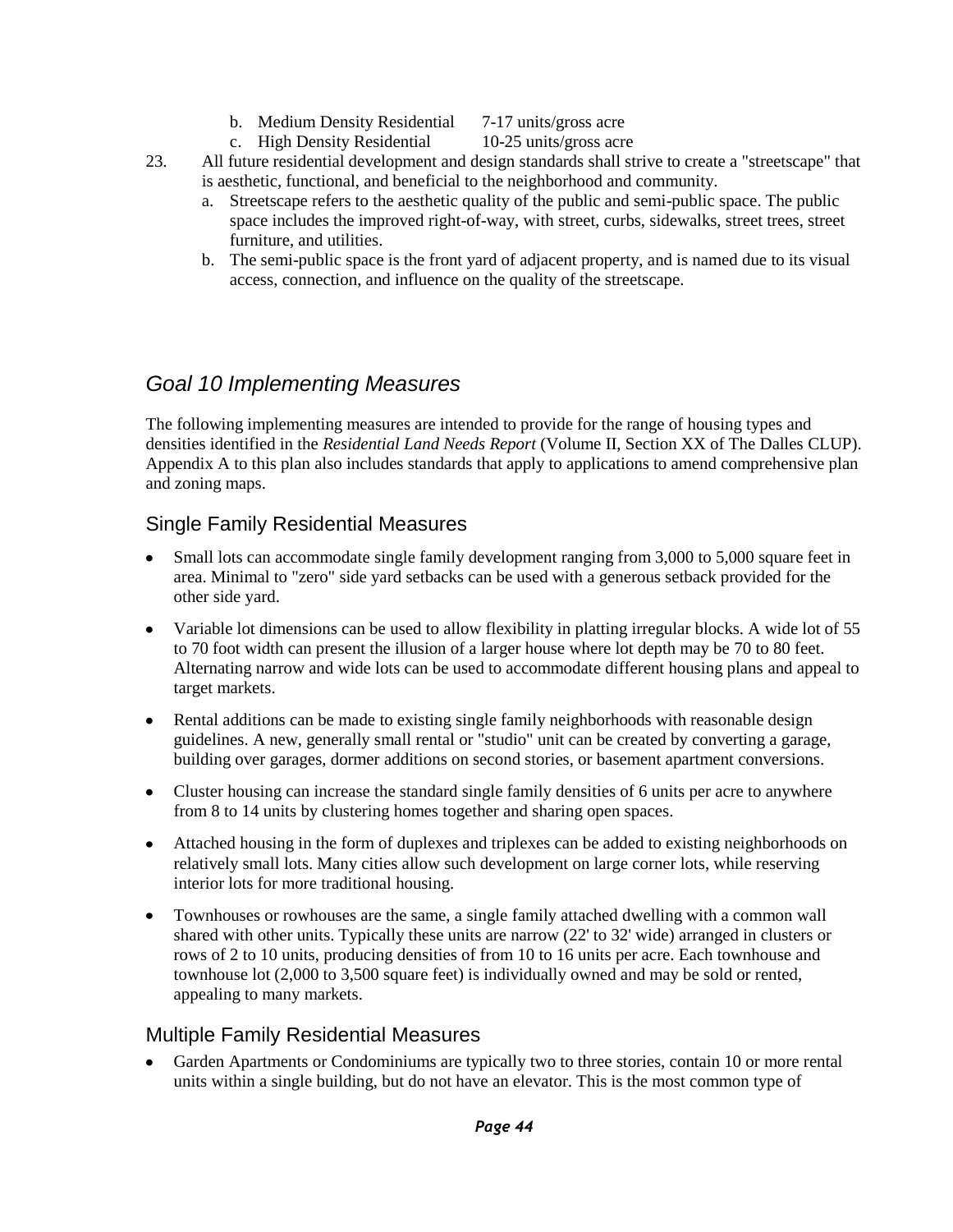b. Medium Density Residential 7-17 units/gross acre
   c. High Density Residential 10-25 units/gross acre

23. All future residential development and design standards shall strive to create a "streetscape" that is aesthetic, functional, and beneficial to the neighborhood and community.
   a. Streetscape refers to the aesthetic quality of the public and semi-public space. The public space includes the improved right-of-way, with street, curbs, sidewalks, street trees, street furniture, and utilities.
   b. The semi-public space is the front yard of adjacent property, and is named due to its visual access, connection, and influence on the quality of the streetscape.

## *Goal 10 Implementing Measures*

The following implementing measures are intended to provide for the range of housing types and densities identified in the *Residential Land Needs Report* (Volume II, Section XX of The Dalles CLUP). Appendix A to this plan also includes standards that apply to applications to amend comprehensive plan and zoning maps.

### Single Family Residential Measures

- Small lots can accommodate single family development ranging from 3,000 to 5,000 square feet in area. Minimal to "zero" side yard setbacks can be used with a generous setback provided for the other side yard.
- Variable lot dimensions can be used to allow flexibility in platting irregular blocks. A wide lot of 55 to 70 foot width can present the illusion of a larger house where lot depth may be 70 to 80 feet. Alternating narrow and wide lots can be used to accommodate different housing plans and appeal to target markets.
- Rental additions can be made to existing single family neighborhoods with reasonable design guidelines. A new, generally small rental or "studio" unit can be created by converting a garage, building over garages, dormer additions on second stories, or basement apartment conversions.
- Cluster housing can increase the standard single family densities of 6 units per acre to anywhere from 8 to 14 units by clustering homes together and sharing open spaces.
- Attached housing in the form of duplexes and triplexes can be added to existing neighborhoods on relatively small lots. Many cities allow such development on large corner lots, while reserving interior lots for more traditional housing.
- Townhouses or rowhouses are the same, a single family attached dwelling with a common wall shared with other units. Typically these units are narrow (22' to 32' wide) arranged in clusters or rows of 2 to 10 units, producing densities of from 10 to 16 units per acre. Each townhouse and townhouse lot (2,000 to 3,500 square feet) is individually owned and may be sold or rented, appealing to many markets.

### Multiple Family Residential Measures

- Garden Apartments or Condominiums are typically two to three stories, contain 10 or more rental units within a single building, but do not have an elevator. This is the most common type of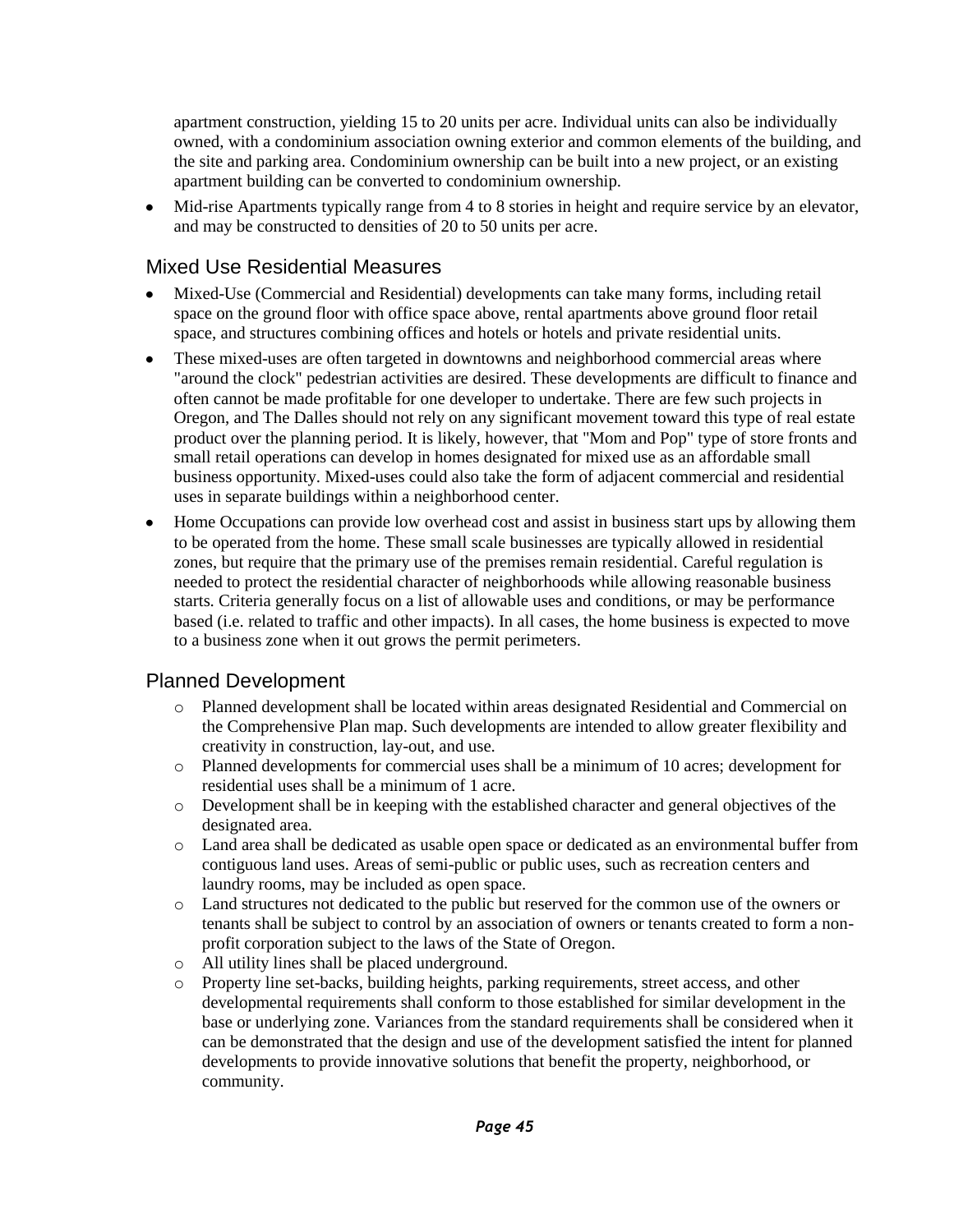apartment construction, yielding 15 to 20 units per acre. Individual units can also be individually owned, with a condominium association owning exterior and common elements of the building, and the site and parking area. Condominium ownership can be built into a new project, or an existing apartment building can be converted to condominium ownership.

- Mid-rise Apartments typically range from 4 to 8 stories in height and require service by an elevator, and may be constructed to densities of 20 to 50 units per acre.

## Mixed Use Residential Measures

- Mixed-Use (Commercial and Residential) developments can take many forms, including retail space on the ground floor with office space above, rental apartments above ground floor retail space, and structures combining offices and hotels or hotels and private residential units.
- These mixed-uses are often targeted in downtowns and neighborhood commercial areas where "around the clock" pedestrian activities are desired. These developments are difficult to finance and often cannot be made profitable for one developer to undertake. There are few such projects in Oregon, and The Dalles should not rely on any significant movement toward this type of real estate product over the planning period. It is likely, however, that "Mom and Pop" type of store fronts and small retail operations can develop in homes designated for mixed use as an affordable small business opportunity. Mixed-uses could also take the form of adjacent commercial and residential uses in separate buildings within a neighborhood center.
- Home Occupations can provide low overhead cost and assist in business start ups by allowing them to be operated from the home. These small scale businesses are typically allowed in residential zones, but require that the primary use of the premises remain residential. Careful regulation is needed to protect the residential character of neighborhoods while allowing reasonable business starts. Criteria generally focus on a list of allowable uses and conditions, or may be performance based (i.e. related to traffic and other impacts). In all cases, the home business is expected to move to a business zone when it out grows the permit perimeters.

## Planned Development

- Planned development shall be located within areas designated Residential and Commercial on the Comprehensive Plan map. Such developments are intended to allow greater flexibility and creativity in construction, lay-out, and use.
- Planned developments for commercial uses shall be a minimum of 10 acres; development for residential uses shall be a minimum of 1 acre.
- Development shall be in keeping with the established character and general objectives of the designated area.
- Land area shall be dedicated as usable open space or dedicated as an environmental buffer from contiguous land uses. Areas of semi-public or public uses, such as recreation centers and laundry rooms, may be included as open space.
- Land structures not dedicated to the public but reserved for the common use of the owners or tenants shall be subject to control by an association of owners or tenants created to form a non-profit corporation subject to the laws of the State of Oregon.
- All utility lines shall be placed underground.
- Property line set-backs, building heights, parking requirements, street access, and other developmental requirements shall conform to those established for similar development in the base or underlying zone. Variances from the standard requirements shall be considered when it can be demonstrated that the design and use of the development satisfied the intent for planned developments to provide innovative solutions that benefit the property, neighborhood, or community.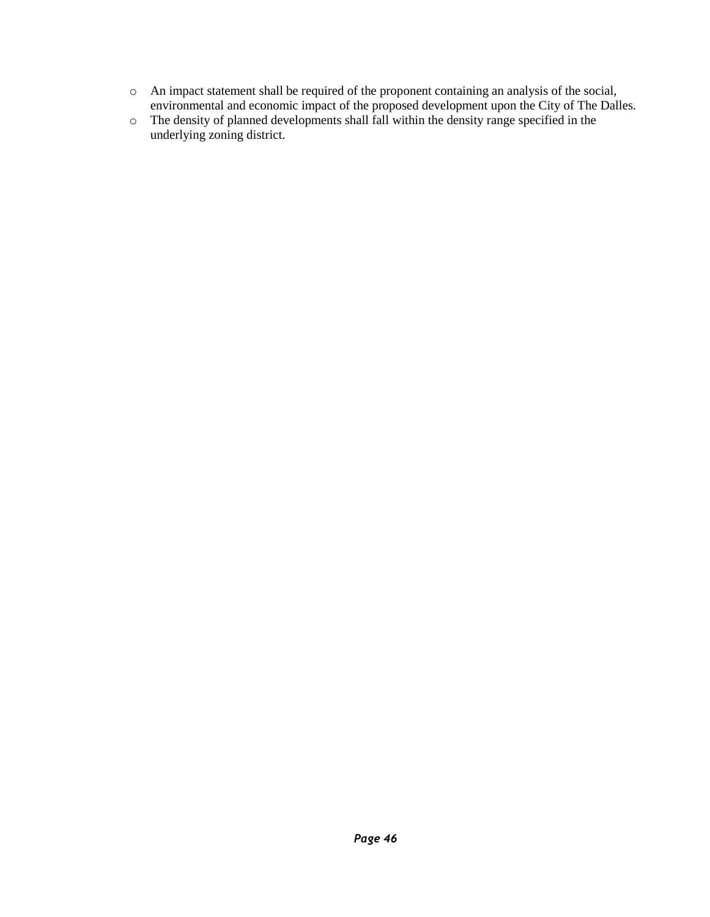- An impact statement shall be required of the proponent containing an analysis of the social, environmental and economic impact of the proposed development upon the City of The Dalles.
- The density of planned developments shall fall within the density range specified in the underlying zoning district.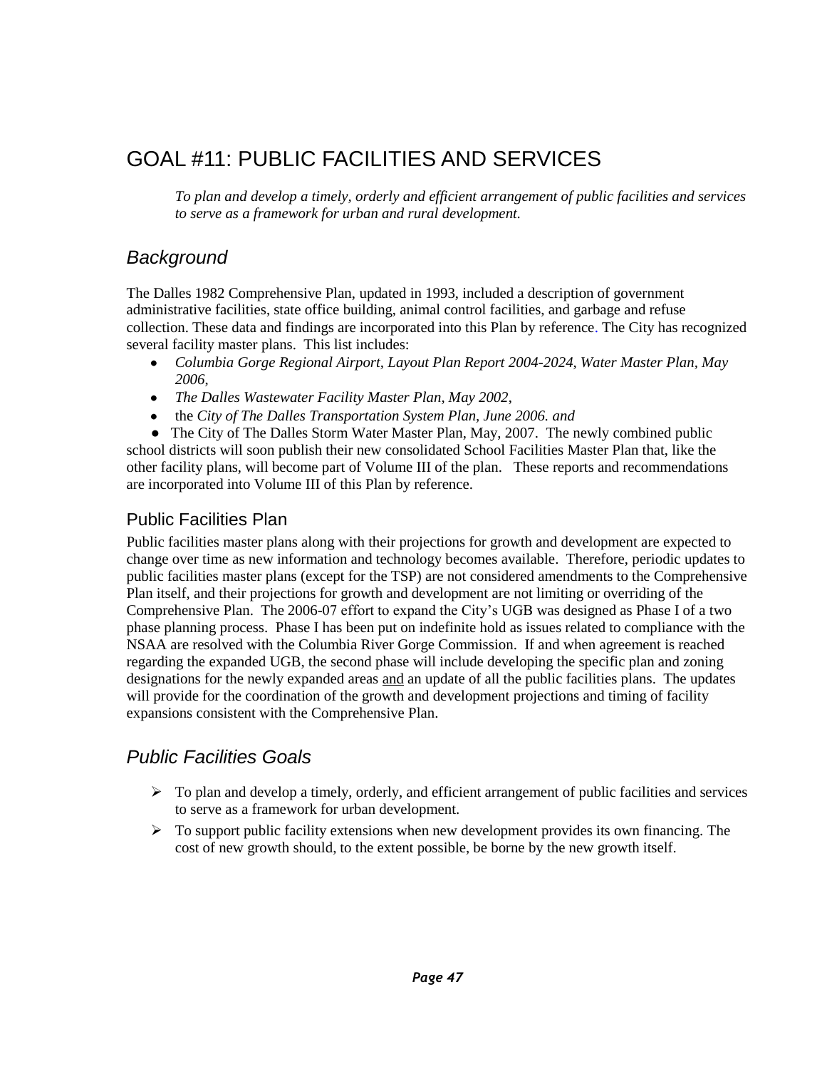# GOAL #11: PUBLIC FACILITIES AND SERVICES

*To plan and develop a timely, orderly and efficient arrangement of public facilities and services to serve as a framework for urban and rural development.*

## *Background*

The Dalles 1982 Comprehensive Plan, updated in 1993, included a description of government administrative facilities, state office building, animal control facilities, and garbage and refuse collection. These data and findings are incorporated into this Plan by reference. The City has recognized several facility master plans. This list includes:

- *Columbia Gorge Regional Airport, Layout Plan Report 2004-2024, Water Master Plan, May 2006*,
- *The Dalles Wastewater Facility Master Plan, May 2002*,
- the *City of The Dalles Transportation System Plan, June 2006. and*
- The City of The Dalles Storm Water Master Plan, May, 2007. The newly combined public school districts will soon publish their new consolidated School Facilities Master Plan that, like the other facility plans, will become part of Volume III of the plan. These reports and recommendations are incorporated into Volume III of this Plan by reference.

### Public Facilities Plan

Public facilities master plans along with their projections for growth and development are expected to change over time as new information and technology becomes available. Therefore, periodic updates to public facilities master plans (except for the TSP) are not considered amendments to the Comprehensive Plan itself, and their projections for growth and development are not limiting or overriding of the Comprehensive Plan. The 2006-07 effort to expand the City's UGB was designed as Phase I of a two phase planning process. Phase I has been put on indefinite hold as issues related to compliance with the NSAA are resolved with the Columbia River Gorge Commission. If and when agreement is reached regarding the expanded UGB, the second phase will include developing the specific plan and zoning designations for the newly expanded areas <u>and</u> an update of all the public facilities plans. The updates will provide for the coordination of the growth and development projections and timing of facility expansions consistent with the Comprehensive Plan.

## *Public Facilities Goals*

- To plan and develop a timely, orderly, and efficient arrangement of public facilities and services to serve as a framework for urban development.
- To support public facility extensions when new development provides its own financing. The cost of new growth should, to the extent possible, be borne by the new growth itself.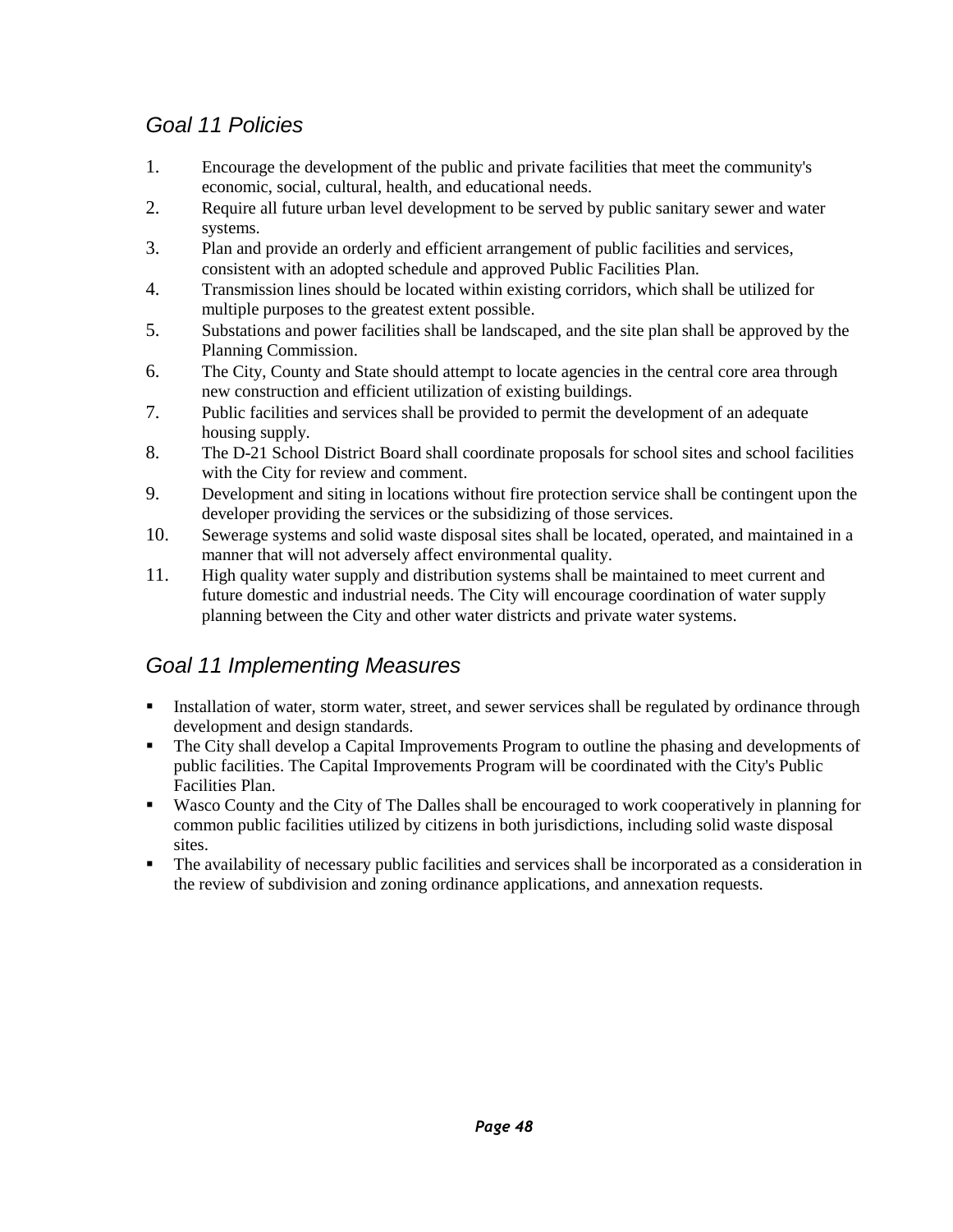## *Goal 11 Policies*

1. Encourage the development of the public and private facilities that meet the community's economic, social, cultural, health, and educational needs.
2. Require all future urban level development to be served by public sanitary sewer and water systems.
3. Plan and provide an orderly and efficient arrangement of public facilities and services, consistent with an adopted schedule and approved Public Facilities Plan.
4. Transmission lines should be located within existing corridors, which shall be utilized for multiple purposes to the greatest extent possible.
5. Substations and power facilities shall be landscaped, and the site plan shall be approved by the Planning Commission.
6. The City, County and State should attempt to locate agencies in the central core area through new construction and efficient utilization of existing buildings.
7. Public facilities and services shall be provided to permit the development of an adequate housing supply.
8. The D-21 School District Board shall coordinate proposals for school sites and school facilities with the City for review and comment.
9. Development and siting in locations without fire protection service shall be contingent upon the developer providing the services or the subsidizing of those services.
10. Sewerage systems and solid waste disposal sites shall be located, operated, and maintained in a manner that will not adversely affect environmental quality.
11. High quality water supply and distribution systems shall be maintained to meet current and future domestic and industrial needs. The City will encourage coordination of water supply planning between the City and other water districts and private water systems.

## *Goal 11 Implementing Measures*

- Installation of water, storm water, street, and sewer services shall be regulated by ordinance through development and design standards.
- The City shall develop a Capital Improvements Program to outline the phasing and developments of public facilities. The Capital Improvements Program will be coordinated with the City's Public Facilities Plan.
- Wasco County and the City of The Dalles shall be encouraged to work cooperatively in planning for common public facilities utilized by citizens in both jurisdictions, including solid waste disposal sites.
- The availability of necessary public facilities and services shall be incorporated as a consideration in the review of subdivision and zoning ordinance applications, and annexation requests.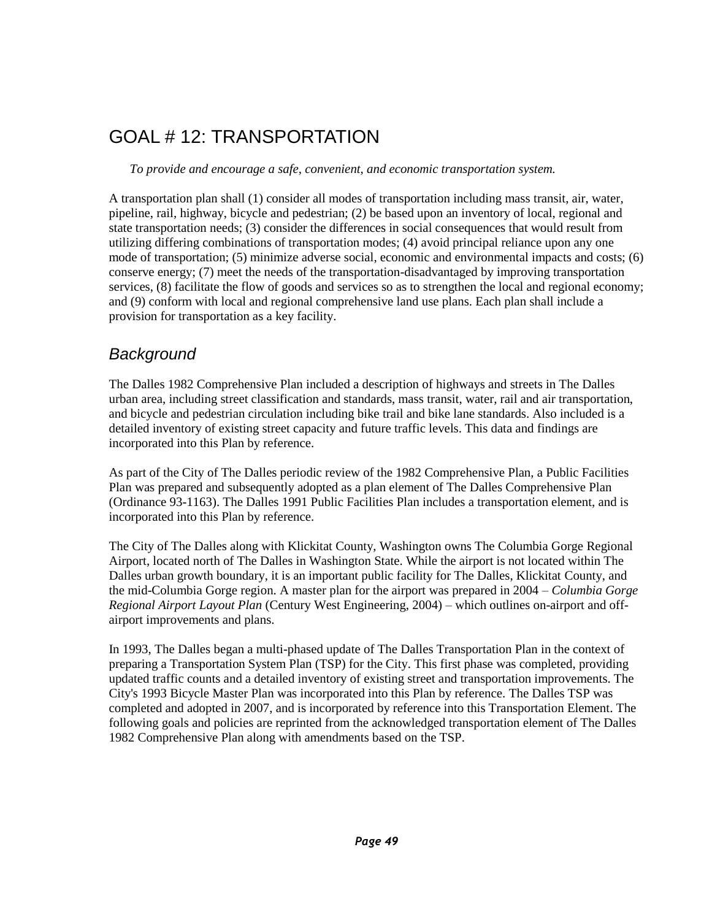# GOAL # 12: TRANSPORTATION

*To provide and encourage a safe, convenient, and economic transportation system.*

A transportation plan shall (1) consider all modes of transportation including mass transit, air, water, pipeline, rail, highway, bicycle and pedestrian; (2) be based upon an inventory of local, regional and state transportation needs; (3) consider the differences in social consequences that would result from utilizing differing combinations of transportation modes; (4) avoid principal reliance upon any one mode of transportation; (5) minimize adverse social, economic and environmental impacts and costs; (6) conserve energy; (7) meet the needs of the transportation-disadvantaged by improving transportation services, (8) facilitate the flow of goods and services so as to strengthen the local and regional economy; and (9) conform with local and regional comprehensive land use plans. Each plan shall include a provision for transportation as a key facility.

## *Background*

The Dalles 1982 Comprehensive Plan included a description of highways and streets in The Dalles urban area, including street classification and standards, mass transit, water, rail and air transportation, and bicycle and pedestrian circulation including bike trail and bike lane standards. Also included is a detailed inventory of existing street capacity and future traffic levels. This data and findings are incorporated into this Plan by reference.

As part of the City of The Dalles periodic review of the 1982 Comprehensive Plan, a Public Facilities Plan was prepared and subsequently adopted as a plan element of The Dalles Comprehensive Plan (Ordinance 93-1163). The Dalles 1991 Public Facilities Plan includes a transportation element, and is incorporated into this Plan by reference.

The City of The Dalles along with Klickitat County, Washington owns The Columbia Gorge Regional Airport, located north of The Dalles in Washington State. While the airport is not located within The Dalles urban growth boundary, it is an important public facility for The Dalles, Klickitat County, and the mid-Columbia Gorge region. A master plan for the airport was prepared in 2004 – *Columbia Gorge Regional Airport Layout Plan* (Century West Engineering, 2004) – which outlines on-airport and off-airport improvements and plans.

In 1993, The Dalles began a multi-phased update of The Dalles Transportation Plan in the context of preparing a Transportation System Plan (TSP) for the City. This first phase was completed, providing updated traffic counts and a detailed inventory of existing street and transportation improvements. The City's 1993 Bicycle Master Plan was incorporated into this Plan by reference. The Dalles TSP was completed and adopted in 2007, and is incorporated by reference into this Transportation Element. The following goals and policies are reprinted from the acknowledged transportation element of The Dalles 1982 Comprehensive Plan along with amendments based on the TSP.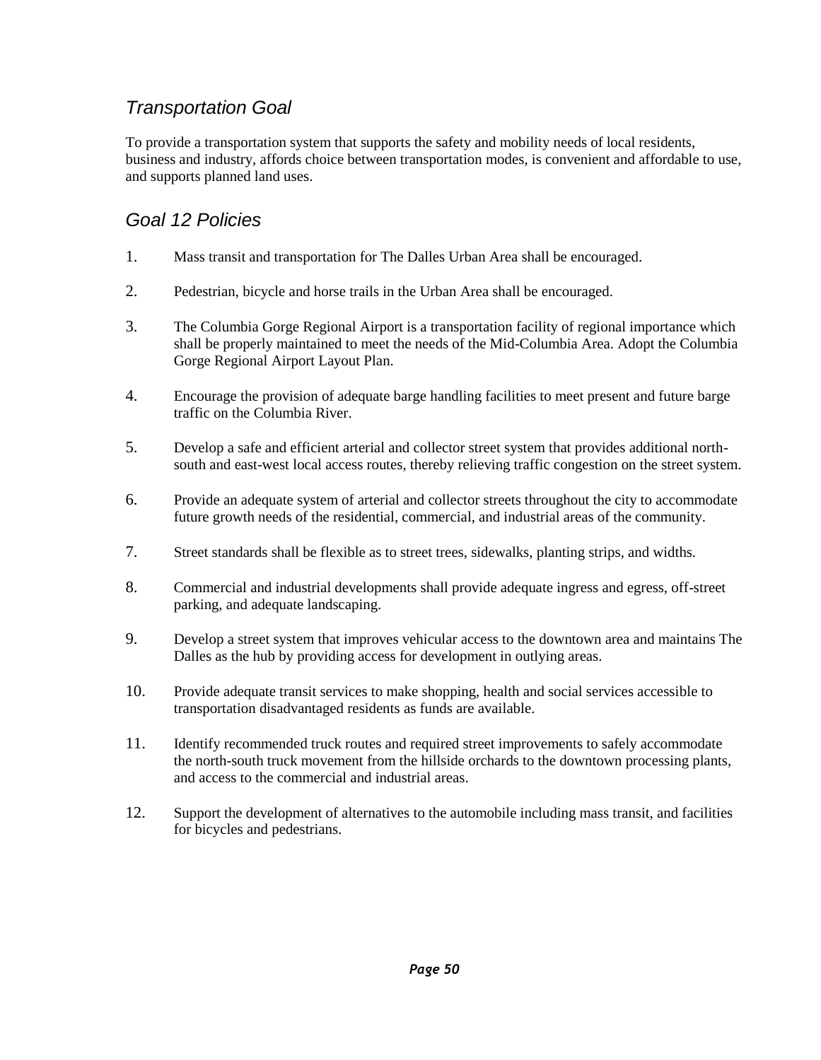## *Transportation Goal*

To provide a transportation system that supports the safety and mobility needs of local residents, business and industry, affords choice between transportation modes, is convenient and affordable to use, and supports planned land uses.

## *Goal 12 Policies*

1. Mass transit and transportation for The Dalles Urban Area shall be encouraged.
2. Pedestrian, bicycle and horse trails in the Urban Area shall be encouraged.
3. The Columbia Gorge Regional Airport is a transportation facility of regional importance which shall be properly maintained to meet the needs of the Mid-Columbia Area. Adopt the Columbia Gorge Regional Airport Layout Plan.
4. Encourage the provision of adequate barge handling facilities to meet present and future barge traffic on the Columbia River.
5. Develop a safe and efficient arterial and collector street system that provides additional north-south and east-west local access routes, thereby relieving traffic congestion on the street system.
6. Provide an adequate system of arterial and collector streets throughout the city to accommodate future growth needs of the residential, commercial, and industrial areas of the community.
7. Street standards shall be flexible as to street trees, sidewalks, planting strips, and widths.
8. Commercial and industrial developments shall provide adequate ingress and egress, off-street parking, and adequate landscaping.
9. Develop a street system that improves vehicular access to the downtown area and maintains The Dalles as the hub by providing access for development in outlying areas.
10. Provide adequate transit services to make shopping, health and social services accessible to transportation disadvantaged residents as funds are available.
11. Identify recommended truck routes and required street improvements to safely accommodate the north-south truck movement from the hillside orchards to the downtown processing plants, and access to the commercial and industrial areas.
12. Support the development of alternatives to the automobile including mass transit, and facilities for bicycles and pedestrians.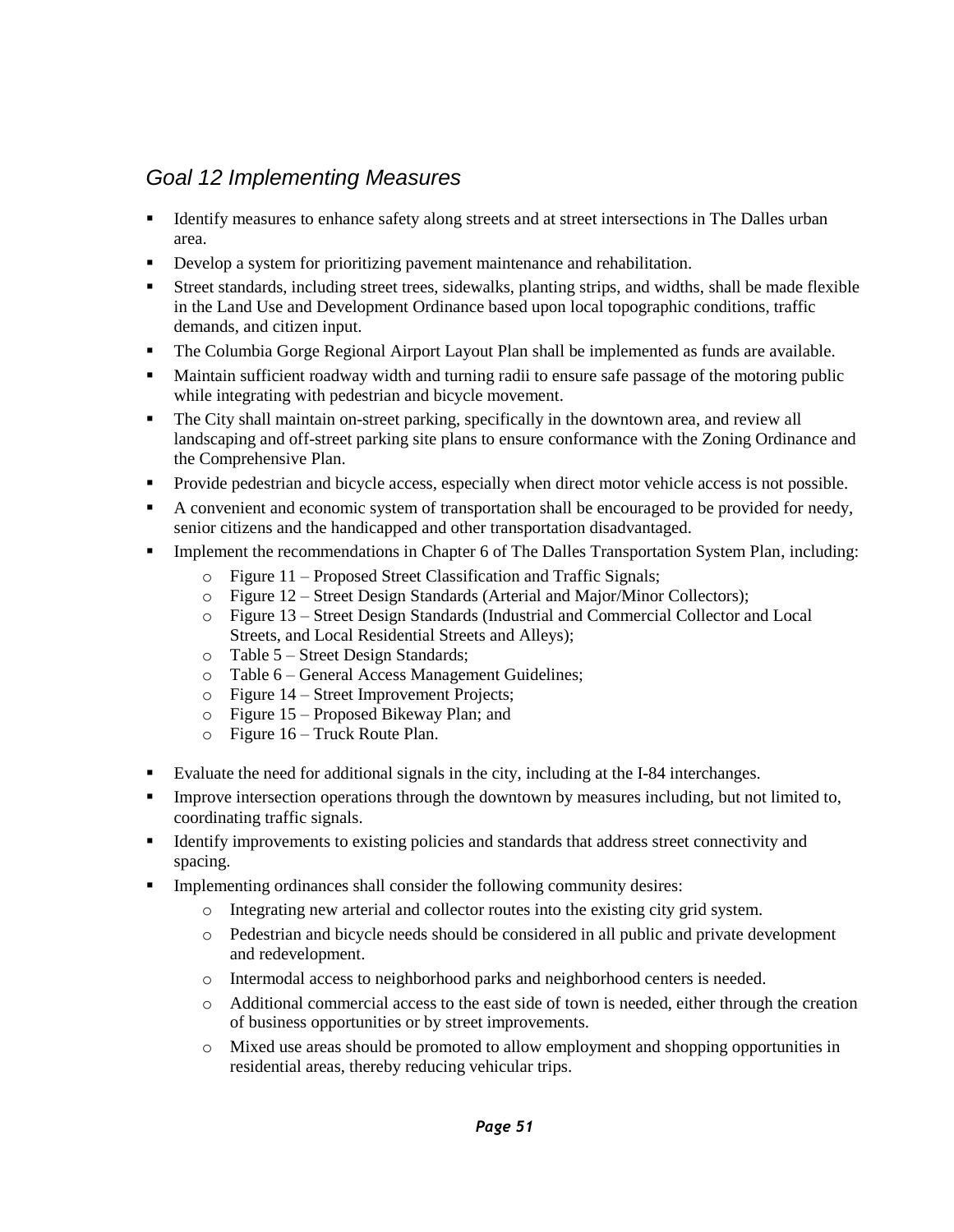### *Goal 12 Implementing Measures*

- Identify measures to enhance safety along streets and at street intersections in The Dalles urban area.
- Develop a system for prioritizing pavement maintenance and rehabilitation.
- Street standards, including street trees, sidewalks, planting strips, and widths, shall be made flexible in the Land Use and Development Ordinance based upon local topographic conditions, traffic demands, and citizen input.
- The Columbia Gorge Regional Airport Layout Plan shall be implemented as funds are available.
- Maintain sufficient roadway width and turning radii to ensure safe passage of the motoring public while integrating with pedestrian and bicycle movement.
- The City shall maintain on-street parking, specifically in the downtown area, and review all landscaping and off-street parking site plans to ensure conformance with the Zoning Ordinance and the Comprehensive Plan.
- Provide pedestrian and bicycle access, especially when direct motor vehicle access is not possible.
- A convenient and economic system of transportation shall be encouraged to be provided for needy, senior citizens and the handicapped and other transportation disadvantaged.
- Implement the recommendations in Chapter 6 of The Dalles Transportation System Plan, including:
  - Figure 11 – Proposed Street Classification and Traffic Signals;
  - Figure 12 – Street Design Standards (Arterial and Major/Minor Collectors);
  - Figure 13 – Street Design Standards (Industrial and Commercial Collector and Local Streets, and Local Residential Streets and Alleys);
  - Table 5 – Street Design Standards;
  - Table 6 – General Access Management Guidelines;
  - Figure 14 – Street Improvement Projects;
  - Figure 15 – Proposed Bikeway Plan; and
  - Figure 16 – Truck Route Plan.
- Evaluate the need for additional signals in the city, including at the I-84 interchanges.
- Improve intersection operations through the downtown by measures including, but not limited to, coordinating traffic signals.
- Identify improvements to existing policies and standards that address street connectivity and spacing.
- Implementing ordinances shall consider the following community desires:
  - Integrating new arterial and collector routes into the existing city grid system.
  - Pedestrian and bicycle needs should be considered in all public and private development and redevelopment.
  - Intermodal access to neighborhood parks and neighborhood centers is needed.
  - Additional commercial access to the east side of town is needed, either through the creation of business opportunities or by street improvements.
  - Mixed use areas should be promoted to allow employment and shopping opportunities in residential areas, thereby reducing vehicular trips.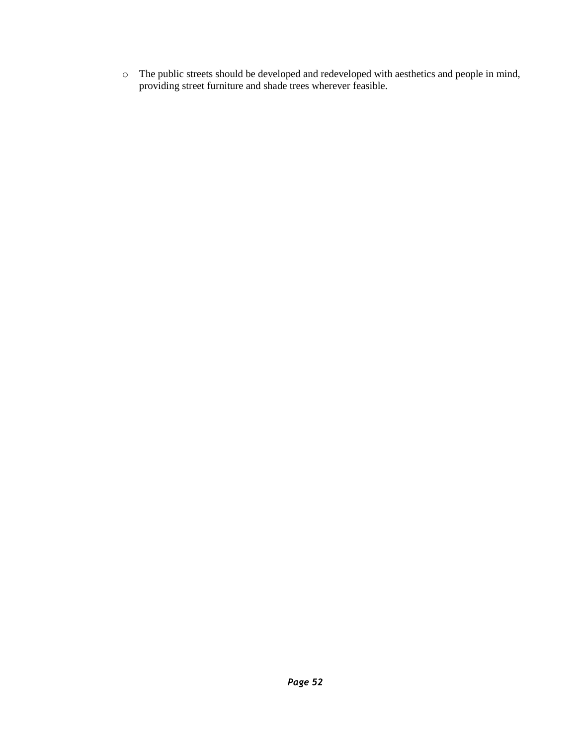- The public streets should be developed and redeveloped with aesthetics and people in mind, providing street furniture and shade trees wherever feasible.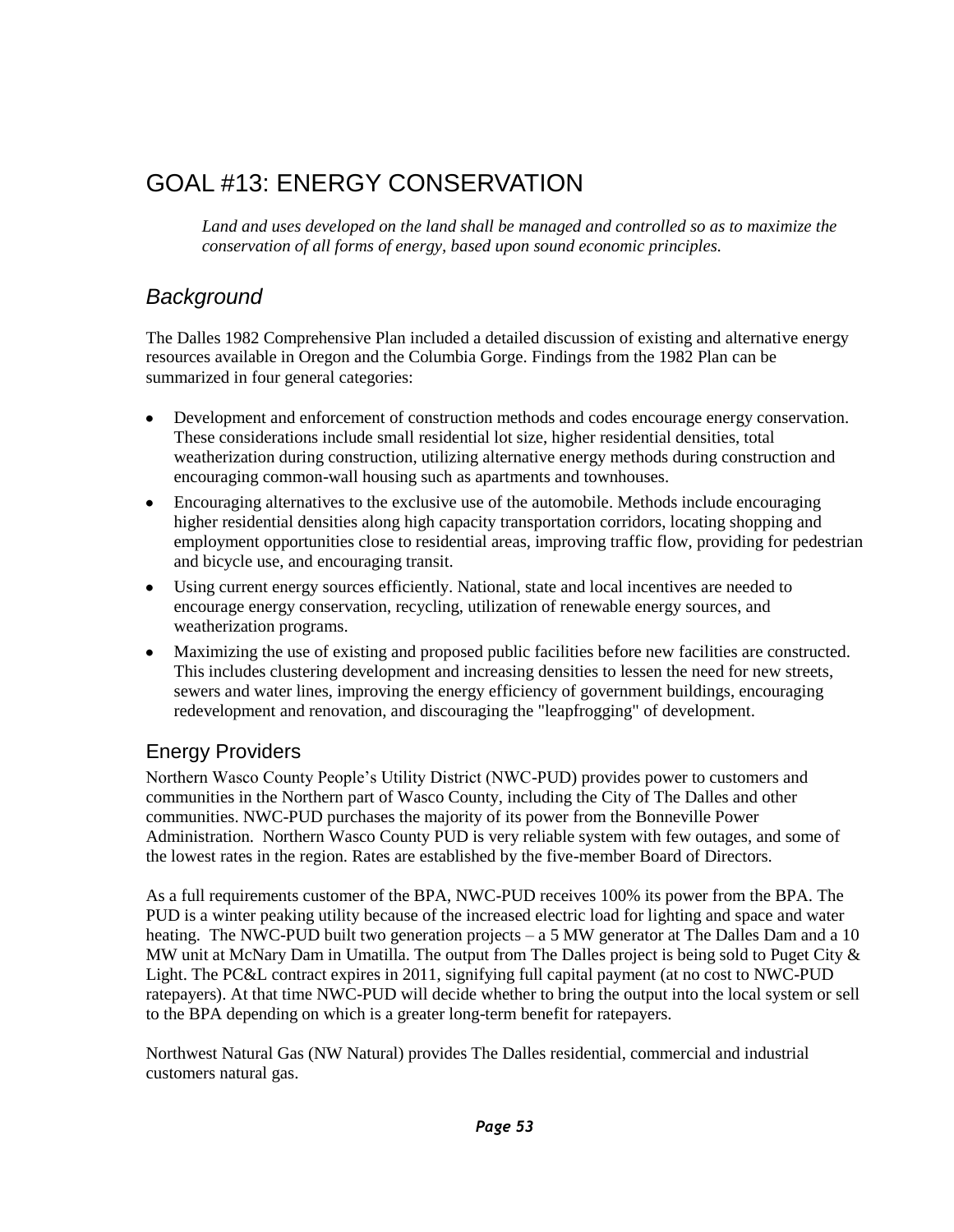# GOAL #13: ENERGY CONSERVATION

*Land and uses developed on the land shall be managed and controlled so as to maximize the conservation of all forms of energy, based upon sound economic principles.*

## *Background*

The Dalles 1982 Comprehensive Plan included a detailed discussion of existing and alternative energy resources available in Oregon and the Columbia Gorge. Findings from the 1982 Plan can be summarized in four general categories:

- Development and enforcement of construction methods and codes encourage energy conservation. These considerations include small residential lot size, higher residential densities, total weatherization during construction, utilizing alternative energy methods during construction and encouraging common-wall housing such as apartments and townhouses.
- Encouraging alternatives to the exclusive use of the automobile. Methods include encouraging higher residential densities along high capacity transportation corridors, locating shopping and employment opportunities close to residential areas, improving traffic flow, providing for pedestrian and bicycle use, and encouraging transit.
- Using current energy sources efficiently. National, state and local incentives are needed to encourage energy conservation, recycling, utilization of renewable energy sources, and weatherization programs.
- Maximizing the use of existing and proposed public facilities before new facilities are constructed. This includes clustering development and increasing densities to lessen the need for new streets, sewers and water lines, improving the energy efficiency of government buildings, encouraging redevelopment and renovation, and discouraging the "leapfrogging" of development.

### Energy Providers

Northern Wasco County People's Utility District (NWC-PUD) provides power to customers and communities in the Northern part of Wasco County, including the City of The Dalles and other communities. NWC-PUD purchases the majority of its power from the Bonneville Power Administration. Northern Wasco County PUD is very reliable system with few outages, and some of the lowest rates in the region. Rates are established by the five-member Board of Directors.

As a full requirements customer of the BPA, NWC-PUD receives 100% its power from the BPA. The PUD is a winter peaking utility because of the increased electric load for lighting and space and water heating. The NWC-PUD built two generation projects – a 5 MW generator at The Dalles Dam and a 10 MW unit at McNary Dam in Umatilla. The output from The Dalles project is being sold to Puget City & Light. The PC&L contract expires in 2011, signifying full capital payment (at no cost to NWC-PUD ratepayers). At that time NWC-PUD will decide whether to bring the output into the local system or sell to the BPA depending on which is a greater long-term benefit for ratepayers.

Northwest Natural Gas (NW Natural) provides The Dalles residential, commercial and industrial customers natural gas.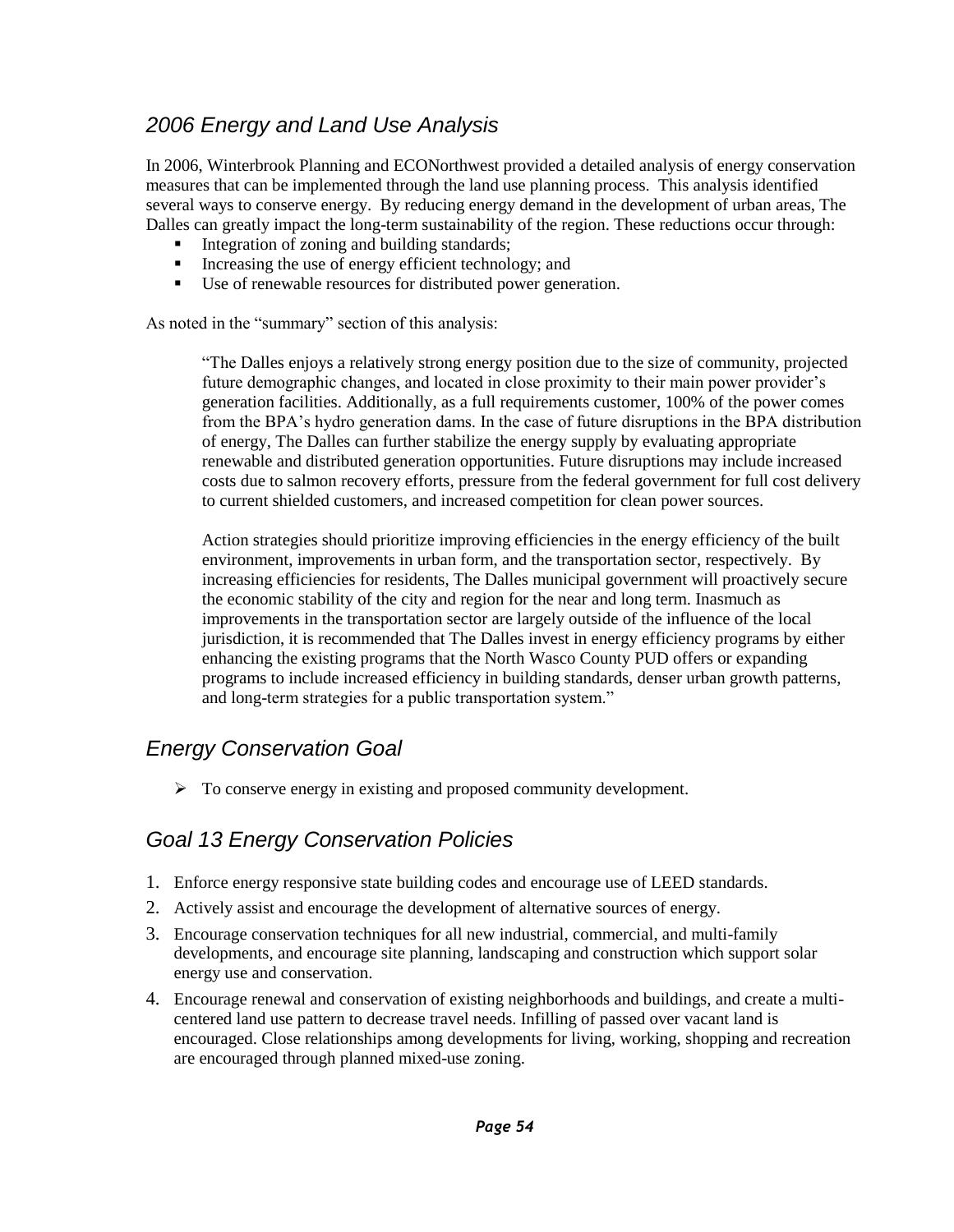## *2006 Energy and Land Use Analysis*

In 2006, Winterbrook Planning and ECONorthwest provided a detailed analysis of energy conservation measures that can be implemented through the land use planning process. This analysis identified several ways to conserve energy. By reducing energy demand in the development of urban areas, The Dalles can greatly impact the long-term sustainability of the region. These reductions occur through:

- Integration of zoning and building standards;
- Increasing the use of energy efficient technology; and
- Use of renewable resources for distributed power generation.

As noted in the "summary" section of this analysis:

> "The Dalles enjoys a relatively strong energy position due to the size of community, projected future demographic changes, and located in close proximity to their main power provider's generation facilities. Additionally, as a full requirements customer, 100% of the power comes from the BPA's hydro generation dams. In the case of future disruptions in the BPA distribution of energy, The Dalles can further stabilize the energy supply by evaluating appropriate renewable and distributed generation opportunities. Future disruptions may include increased costs due to salmon recovery efforts, pressure from the federal government for full cost delivery to current shielded customers, and increased competition for clean power sources.
>
> Action strategies should prioritize improving efficiencies in the energy efficiency of the built environment, improvements in urban form, and the transportation sector, respectively. By increasing efficiencies for residents, The Dalles municipal government will proactively secure the economic stability of the city and region for the near and long term. Inasmuch as improvements in the transportation sector are largely outside of the influence of the local jurisdiction, it is recommended that The Dalles invest in energy efficiency programs by either enhancing the existing programs that the North Wasco County PUD offers or expanding programs to include increased efficiency in building standards, denser urban growth patterns, and long-term strategies for a public transportation system."

## *Energy Conservation Goal*

- To conserve energy in existing and proposed community development.

## *Goal 13 Energy Conservation Policies*

1. Enforce energy responsive state building codes and encourage use of LEED standards.
2. Actively assist and encourage the development of alternative sources of energy.
3. Encourage conservation techniques for all new industrial, commercial, and multi-family developments, and encourage site planning, landscaping and construction which support solar energy use and conservation.
4. Encourage renewal and conservation of existing neighborhoods and buildings, and create a multi-centered land use pattern to decrease travel needs. Infilling of passed over vacant land is encouraged. Close relationships among developments for living, working, shopping and recreation are encouraged through planned mixed-use zoning.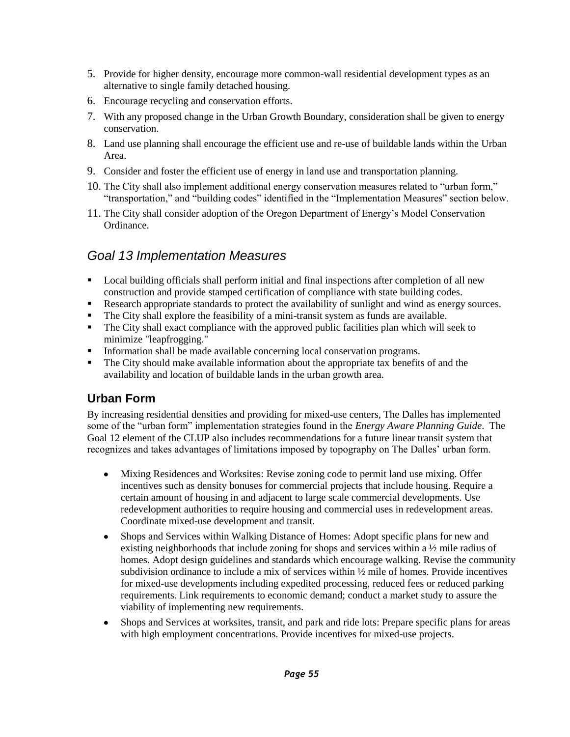5. Provide for higher density, encourage more common-wall residential development types as an alternative to single family detached housing.
6. Encourage recycling and conservation efforts.
7. With any proposed change in the Urban Growth Boundary, consideration shall be given to energy conservation.
8. Land use planning shall encourage the efficient use and re-use of buildable lands within the Urban Area.
9. Consider and foster the efficient use of energy in land use and transportation planning.
10. The City shall also implement additional energy conservation measures related to "urban form," "transportation," and "building codes" identified in the "Implementation Measures" section below.
11. The City shall consider adoption of the Oregon Department of Energy's Model Conservation Ordinance.

## *Goal 13 Implementation Measures*

- Local building officials shall perform initial and final inspections after completion of all new construction and provide stamped certification of compliance with state building codes.
- Research appropriate standards to protect the availability of sunlight and wind as energy sources.
- The City shall explore the feasibility of a mini-transit system as funds are available.
- The City shall exact compliance with the approved public facilities plan which will seek to minimize "leapfrogging."
- Information shall be made available concerning local conservation programs.
- The City should make available information about the appropriate tax benefits of and the availability and location of buildable lands in the urban growth area.

### Urban Form

By increasing residential densities and providing for mixed-use centers, The Dalles has implemented some of the "urban form" implementation strategies found in the *Energy Aware Planning Guide*. The Goal 12 element of the CLUP also includes recommendations for a future linear transit system that recognizes and takes advantages of limitations imposed by topography on The Dalles' urban form.

- Mixing Residences and Worksites: Revise zoning code to permit land use mixing. Offer incentives such as density bonuses for commercial projects that include housing. Require a certain amount of housing in and adjacent to large scale commercial developments. Use redevelopment authorities to require housing and commercial uses in redevelopment areas. Coordinate mixed-use development and transit.
- Shops and Services within Walking Distance of Homes: Adopt specific plans for new and existing neighborhoods that include zoning for shops and services within a ½ mile radius of homes. Adopt design guidelines and standards which encourage walking. Revise the community subdivision ordinance to include a mix of services within ½ mile of homes. Provide incentives for mixed-use developments including expedited processing, reduced fees or reduced parking requirements. Link requirements to economic demand; conduct a market study to assure the viability of implementing new requirements.
- Shops and Services at worksites, transit, and park and ride lots: Prepare specific plans for areas with high employment concentrations. Provide incentives for mixed-use projects.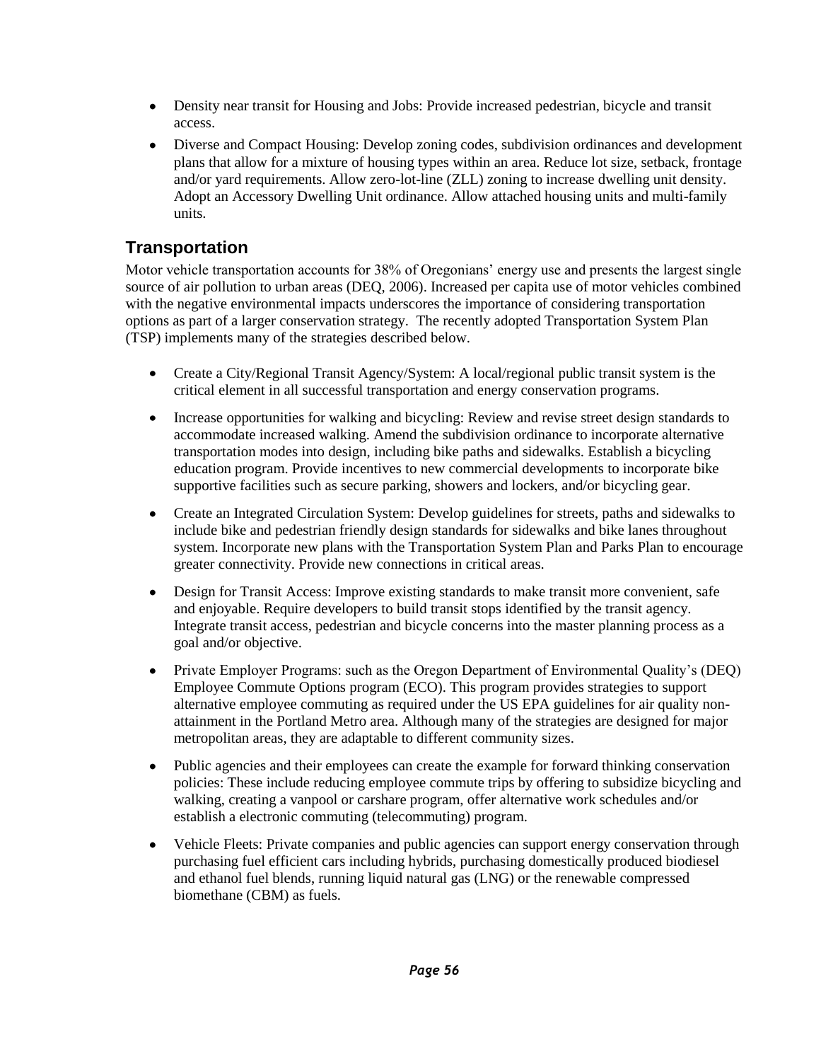- Density near transit for Housing and Jobs: Provide increased pedestrian, bicycle and transit access.
- Diverse and Compact Housing: Develop zoning codes, subdivision ordinances and development plans that allow for a mixture of housing types within an area. Reduce lot size, setback, frontage and/or yard requirements. Allow zero-lot-line (ZLL) zoning to increase dwelling unit density. Adopt an Accessory Dwelling Unit ordinance. Allow attached housing units and multi-family units.

## Transportation

Motor vehicle transportation accounts for 38% of Oregonians' energy use and presents the largest single source of air pollution to urban areas (DEQ, 2006). Increased per capita use of motor vehicles combined with the negative environmental impacts underscores the importance of considering transportation options as part of a larger conservation strategy. The recently adopted Transportation System Plan (TSP) implements many of the strategies described below.

- Create a City/Regional Transit Agency/System: A local/regional public transit system is the critical element in all successful transportation and energy conservation programs.
- Increase opportunities for walking and bicycling: Review and revise street design standards to accommodate increased walking. Amend the subdivision ordinance to incorporate alternative transportation modes into design, including bike paths and sidewalks. Establish a bicycling education program. Provide incentives to new commercial developments to incorporate bike supportive facilities such as secure parking, showers and lockers, and/or bicycling gear.
- Create an Integrated Circulation System: Develop guidelines for streets, paths and sidewalks to include bike and pedestrian friendly design standards for sidewalks and bike lanes throughout system. Incorporate new plans with the Transportation System Plan and Parks Plan to encourage greater connectivity. Provide new connections in critical areas.
- Design for Transit Access: Improve existing standards to make transit more convenient, safe and enjoyable. Require developers to build transit stops identified by the transit agency. Integrate transit access, pedestrian and bicycle concerns into the master planning process as a goal and/or objective.
- Private Employer Programs: such as the Oregon Department of Environmental Quality's (DEQ) Employee Commute Options program (ECO). This program provides strategies to support alternative employee commuting as required under the US EPA guidelines for air quality non-attainment in the Portland Metro area. Although many of the strategies are designed for major metropolitan areas, they are adaptable to different community sizes.
- Public agencies and their employees can create the example for forward thinking conservation policies: These include reducing employee commute trips by offering to subsidize bicycling and walking, creating a vanpool or carshare program, offer alternative work schedules and/or establish a electronic commuting (telecommuting) program.
- Vehicle Fleets: Private companies and public agencies can support energy conservation through purchasing fuel efficient cars including hybrids, purchasing domestically produced biodiesel and ethanol fuel blends, running liquid natural gas (LNG) or the renewable compressed biomethane (CBM) as fuels.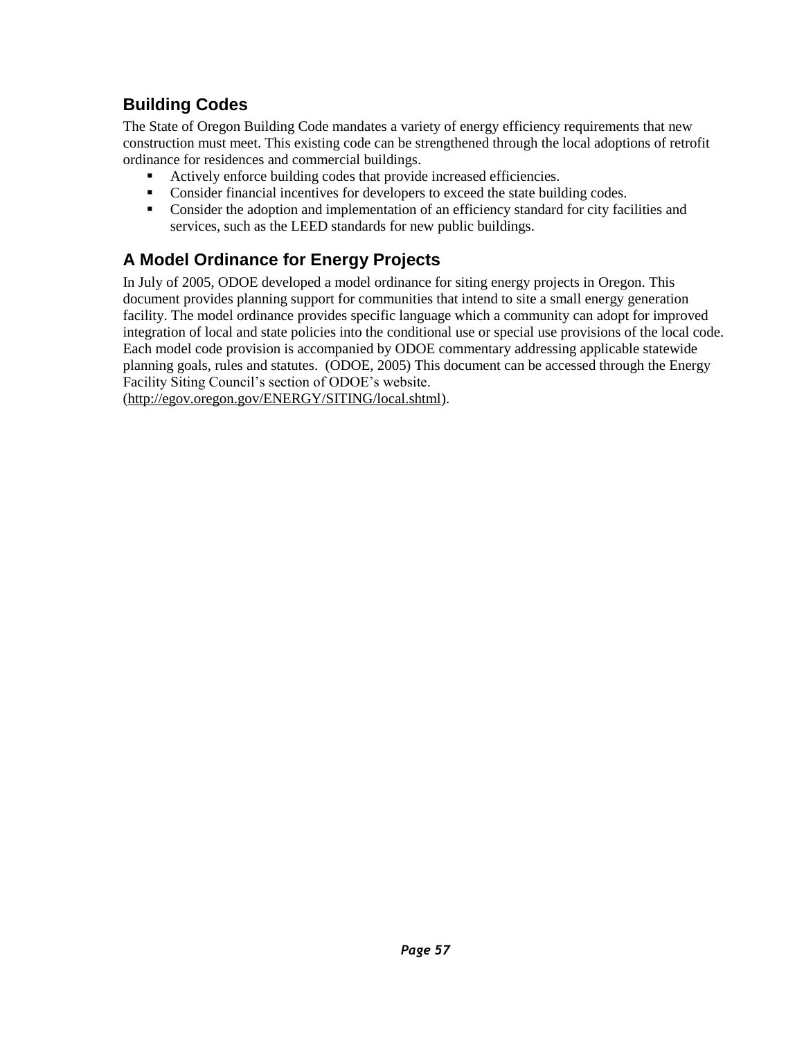## Building Codes

The State of Oregon Building Code mandates a variety of energy efficiency requirements that new construction must meet. This existing code can be strengthened through the local adoptions of retrofit ordinance for residences and commercial buildings.

- Actively enforce building codes that provide increased efficiencies.
- Consider financial incentives for developers to exceed the state building codes.
- Consider the adoption and implementation of an efficiency standard for city facilities and services, such as the LEED standards for new public buildings.

## A Model Ordinance for Energy Projects

In July of 2005, ODOE developed a model ordinance for siting energy projects in Oregon. This document provides planning support for communities that intend to site a small energy generation facility. The model ordinance provides specific language which a community can adopt for improved integration of local and state policies into the conditional use or special use provisions of the local code. Each model code provision is accompanied by ODOE commentary addressing applicable statewide planning goals, rules and statutes. (ODOE, 2005) This document can be accessed through the Energy Facility Siting Council's section of ODOE's website. (http://egov.oregon.gov/ENERGY/SITING/local.shtml).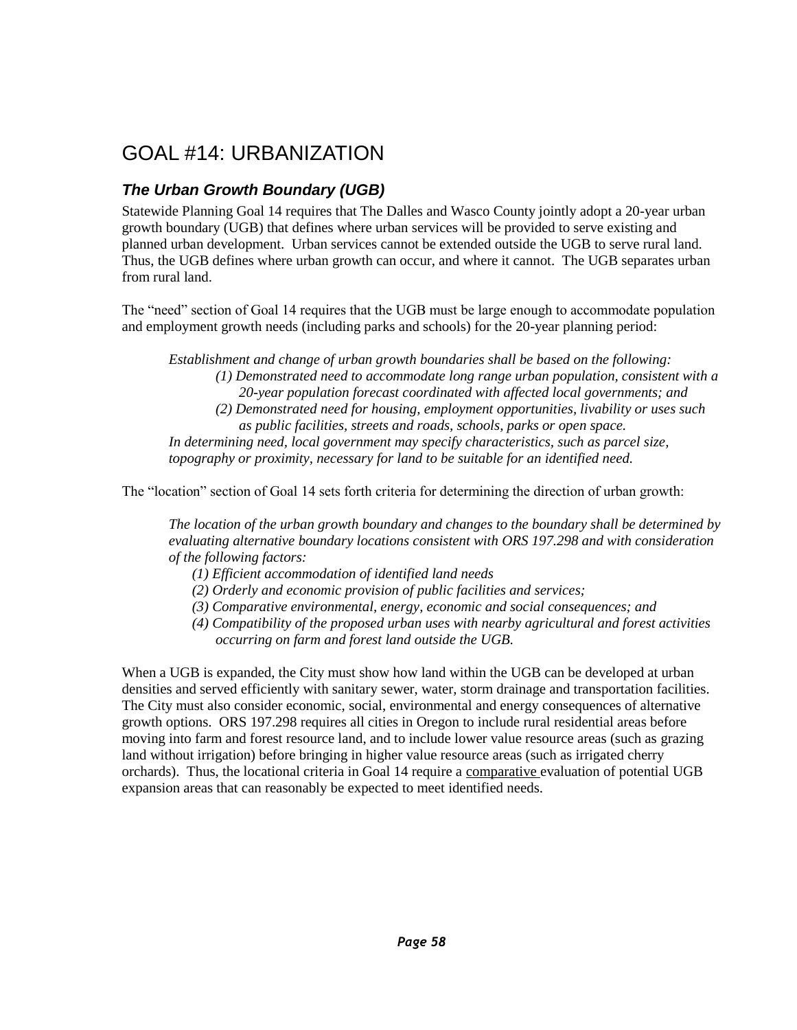# GOAL #14: URBANIZATION

## *The Urban Growth Boundary (UGB)*

Statewide Planning Goal 14 requires that The Dalles and Wasco County jointly adopt a 20-year urban growth boundary (UGB) that defines where urban services will be provided to serve existing and planned urban development. Urban services cannot be extended outside the UGB to serve rural land. Thus, the UGB defines where urban growth can occur, and where it cannot. The UGB separates urban from rural land.

The "need" section of Goal 14 requires that the UGB must be large enough to accommodate population and employment growth needs (including parks and schools) for the 20-year planning period:

> *Establishment and change of urban growth boundaries shall be based on the following:*
>
> *(1) Demonstrated need to accommodate long range urban population, consistent with a 20-year population forecast coordinated with affected local governments; and*
>
> *(2) Demonstrated need for housing, employment opportunities, livability or uses such as public facilities, streets and roads, schools, parks or open space.*
>
> *In determining need, local government may specify characteristics, such as parcel size, topography or proximity, necessary for land to be suitable for an identified need.*

The "location" section of Goal 14 sets forth criteria for determining the direction of urban growth:

> *The location of the urban growth boundary and changes to the boundary shall be determined by evaluating alternative boundary locations consistent with ORS 197.298 and with consideration of the following factors:*
>
> *(1) Efficient accommodation of identified land needs*
>
> *(2) Orderly and economic provision of public facilities and services;*
>
> *(3) Comparative environmental, energy, economic and social consequences; and*
>
> *(4) Compatibility of the proposed urban uses with nearby agricultural and forest activities occurring on farm and forest land outside the UGB.*

When a UGB is expanded, the City must show how land within the UGB can be developed at urban densities and served efficiently with sanitary sewer, water, storm drainage and transportation facilities. The City must also consider economic, social, environmental and energy consequences of alternative growth options. ORS 197.298 requires all cities in Oregon to include rural residential areas before moving into farm and forest resource land, and to include lower value resource areas (such as grazing land without irrigation) before bringing in higher value resource areas (such as irrigated cherry orchards). Thus, the locational criteria in Goal 14 require a comparative evaluation of potential UGB expansion areas that can reasonably be expected to meet identified needs.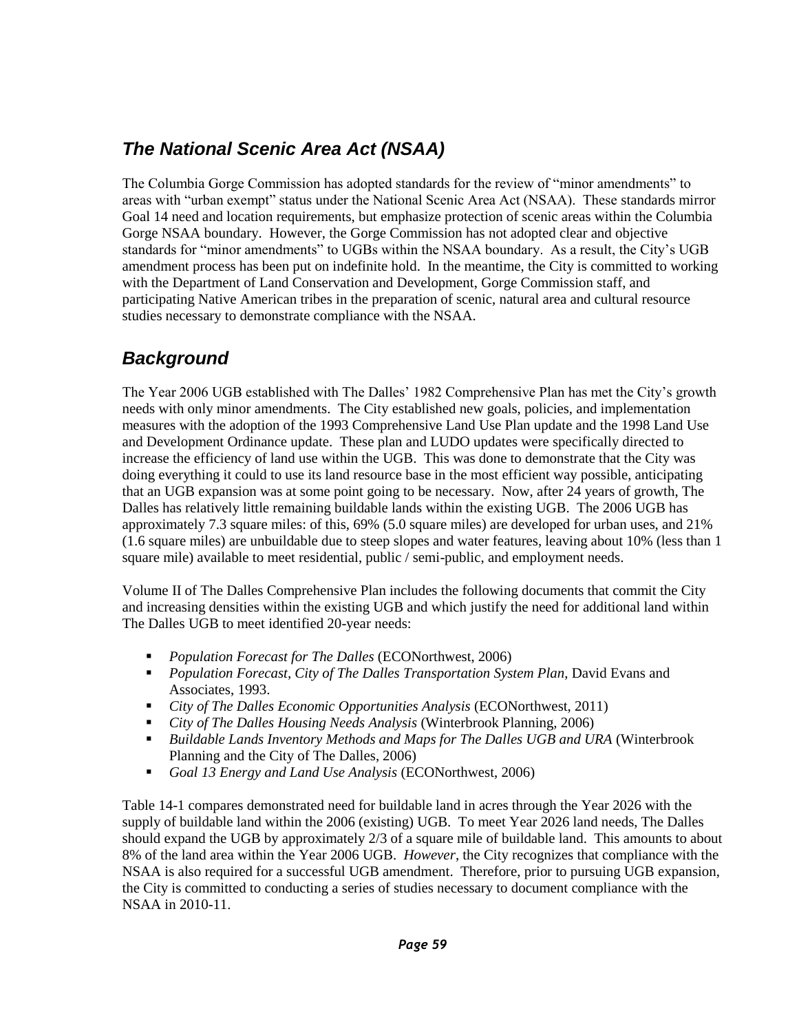## *The National Scenic Area Act (NSAA)*

The Columbia Gorge Commission has adopted standards for the review of "minor amendments" to areas with "urban exempt" status under the National Scenic Area Act (NSAA). These standards mirror Goal 14 need and location requirements, but emphasize protection of scenic areas within the Columbia Gorge NSAA boundary. However, the Gorge Commission has not adopted clear and objective standards for "minor amendments" to UGBs within the NSAA boundary. As a result, the City's UGB amendment process has been put on indefinite hold. In the meantime, the City is committed to working with the Department of Land Conservation and Development, Gorge Commission staff, and participating Native American tribes in the preparation of scenic, natural area and cultural resource studies necessary to demonstrate compliance with the NSAA.

## *Background*

The Year 2006 UGB established with The Dalles' 1982 Comprehensive Plan has met the City's growth needs with only minor amendments. The City established new goals, policies, and implementation measures with the adoption of the 1993 Comprehensive Land Use Plan update and the 1998 Land Use and Development Ordinance update. These plan and LUDO updates were specifically directed to increase the efficiency of land use within the UGB. This was done to demonstrate that the City was doing everything it could to use its land resource base in the most efficient way possible, anticipating that an UGB expansion was at some point going to be necessary. Now, after 24 years of growth, The Dalles has relatively little remaining buildable lands within the existing UGB. The 2006 UGB has approximately 7.3 square miles: of this, 69% (5.0 square miles) are developed for urban uses, and 21% (1.6 square miles) are unbuildable due to steep slopes and water features, leaving about 10% (less than 1 square mile) available to meet residential, public / semi-public, and employment needs.

Volume II of The Dalles Comprehensive Plan includes the following documents that commit the City and increasing densities within the existing UGB and which justify the need for additional land within The Dalles UGB to meet identified 20-year needs:

- *Population Forecast for The Dalles* (ECONorthwest, 2006)
- *Population Forecast, City of The Dalles Transportation System Plan*, David Evans and Associates, 1993.
- *City of The Dalles Economic Opportunities Analysis* (ECONorthwest, 2011)
- *City of The Dalles Housing Needs Analysis* (Winterbrook Planning, 2006)
- *Buildable Lands Inventory Methods and Maps for The Dalles UGB and URA* (Winterbrook Planning and the City of The Dalles, 2006)
- *Goal 13 Energy and Land Use Analysis* (ECONorthwest, 2006)

Table 14-1 compares demonstrated need for buildable land in acres through the Year 2026 with the supply of buildable land within the 2006 (existing) UGB. To meet Year 2026 land needs, The Dalles should expand the UGB by approximately 2/3 of a square mile of buildable land. This amounts to about 8% of the land area within the Year 2006 UGB. *However*, the City recognizes that compliance with the NSAA is also required for a successful UGB amendment. Therefore, prior to pursuing UGB expansion, the City is committed to conducting a series of studies necessary to document compliance with the NSAA in 2010-11.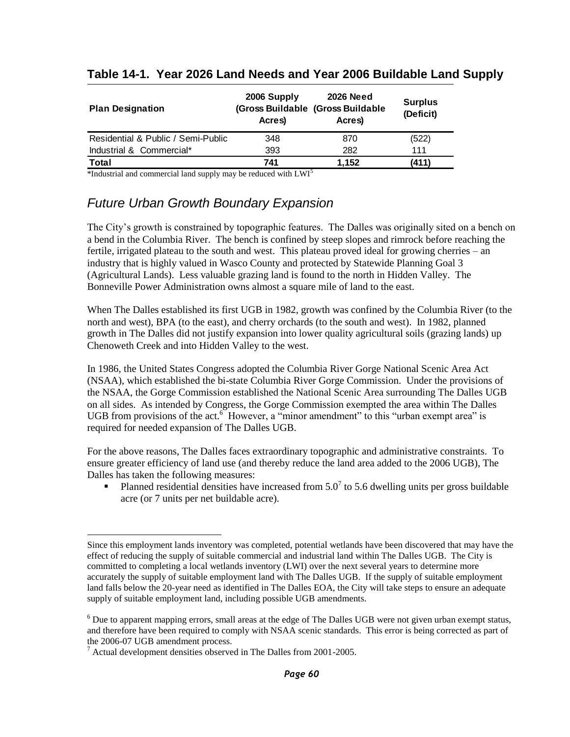## Table 14-1. Year 2026 Land Needs and Year 2006 Buildable Land Supply

| Plan Designation | 2006 Supply (Gross Buildable Acres) | 2026 Need (Gross Buildable Acres) | Surplus (Deficit) |
|---|---|---|---|
| Residential & Public / Semi-Public | 348 | 870 | (522) |
| Industrial & Commercial* | 393 | 282 | 111 |
| **Total** | **741** | **1,152** | **(411)** |

*Industrial and commercial land supply may be reduced with LWI[5]

## *Future Urban Growth Boundary Expansion*

The City's growth is constrained by topographic features. The Dalles was originally sited on a bench on a bend in the Columbia River. The bench is confined by steep slopes and rimrock before reaching the fertile, irrigated plateau to the south and west. This plateau proved ideal for growing cherries – an industry that is highly valued in Wasco County and protected by Statewide Planning Goal 3 (Agricultural Lands). Less valuable grazing land is found to the north in Hidden Valley. The Bonneville Power Administration owns almost a square mile of land to the east.

When The Dalles established its first UGB in 1982, growth was confined by the Columbia River (to the north and west), BPA (to the east), and cherry orchards (to the south and west). In 1982, planned growth in The Dalles did not justify expansion into lower quality agricultural soils (grazing lands) up Chenoweth Creek and into Hidden Valley to the west.

In 1986, the United States Congress adopted the Columbia River Gorge National Scenic Area Act (NSAA), which established the bi-state Columbia River Gorge Commission. Under the provisions of the NSAA, the Gorge Commission established the National Scenic Area surrounding The Dalles UGB on all sides. As intended by Congress, the Gorge Commission exempted the area within The Dalles UGB from provisions of the act.[6] However, a "minor amendment" to this "urban exempt area" is required for needed expansion of The Dalles UGB.

For the above reasons, The Dalles faces extraordinary topographic and administrative constraints. To ensure greater efficiency of land use (and thereby reduce the land area added to the 2006 UGB), The Dalles has taken the following measures:

- Planned residential densities have increased from 5.0[7] to 5.6 dwelling units per gross buildable acre (or 7 units per net buildable acre).

---

Since this employment lands inventory was completed, potential wetlands have been discovered that may have the effect of reducing the supply of suitable commercial and industrial land within The Dalles UGB. The City is committed to completing a local wetlands inventory (LWI) over the next several years to determine more accurately the supply of suitable employment land with The Dalles UGB. If the supply of suitable employment land falls below the 20-year need as identified in The Dalles EOA, the City will take steps to ensure an adequate supply of suitable employment land, including possible UGB amendments.

[6] Due to apparent mapping errors, small areas at the edge of The Dalles UGB were not given urban exempt status, and therefore have been required to comply with NSAA scenic standards. This error is being corrected as part of the 2006-07 UGB amendment process.

[7] Actual development densities observed in The Dalles from 2001-2005.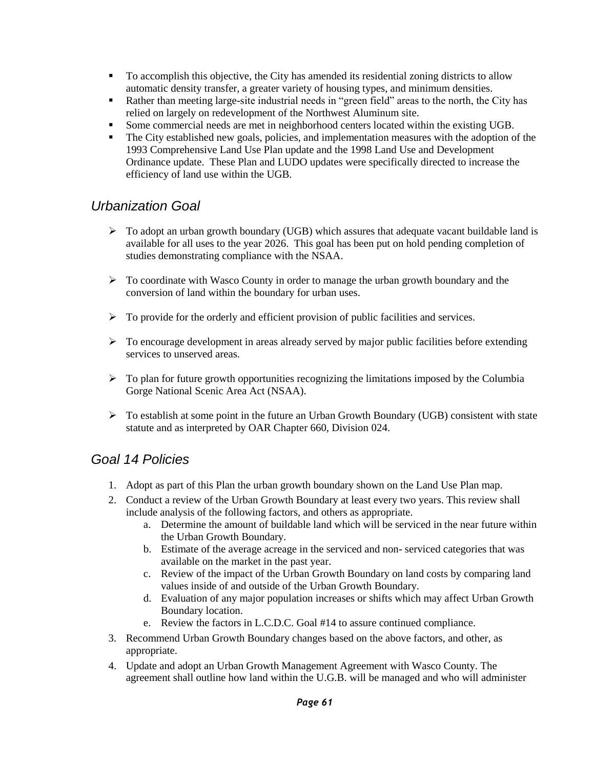- To accomplish this objective, the City has amended its residential zoning districts to allow automatic density transfer, a greater variety of housing types, and minimum densities.
- Rather than meeting large-site industrial needs in "green field" areas to the north, the City has relied on largely on redevelopment of the Northwest Aluminum site.
- Some commercial needs are met in neighborhood centers located within the existing UGB.
- The City established new goals, policies, and implementation measures with the adoption of the 1993 Comprehensive Land Use Plan update and the 1998 Land Use and Development Ordinance update. These Plan and LUDO updates were specifically directed to increase the efficiency of land use within the UGB.

## *Urbanization Goal*

- To adopt an urban growth boundary (UGB) which assures that adequate vacant buildable land is available for all uses to the year 2026. This goal has been put on hold pending completion of studies demonstrating compliance with the NSAA.

- To coordinate with Wasco County in order to manage the urban growth boundary and the conversion of land within the boundary for urban uses.

- To provide for the orderly and efficient provision of public facilities and services.

- To encourage development in areas already served by major public facilities before extending services to unserved areas.

- To plan for future growth opportunities recognizing the limitations imposed by the Columbia Gorge National Scenic Area Act (NSAA).

- To establish at some point in the future an Urban Growth Boundary (UGB) consistent with state statute and as interpreted by OAR Chapter 660, Division 024.

## *Goal 14 Policies*

1. Adopt as part of this Plan the urban growth boundary shown on the Land Use Plan map.
2. Conduct a review of the Urban Growth Boundary at least every two years. This review shall include analysis of the following factors, and others as appropriate.
   a. Determine the amount of buildable land which will be serviced in the near future within the Urban Growth Boundary.
   b. Estimate of the average acreage in the serviced and non- serviced categories that was available on the market in the past year.
   c. Review of the impact of the Urban Growth Boundary on land costs by comparing land values inside of and outside of the Urban Growth Boundary.
   d. Evaluation of any major population increases or shifts which may affect Urban Growth Boundary location.
   e. Review the factors in L.C.D.C. Goal #14 to assure continued compliance.
3. Recommend Urban Growth Boundary changes based on the above factors, and other, as appropriate.
4. Update and adopt an Urban Growth Management Agreement with Wasco County. The agreement shall outline how land within the U.G.B. will be managed and who will administer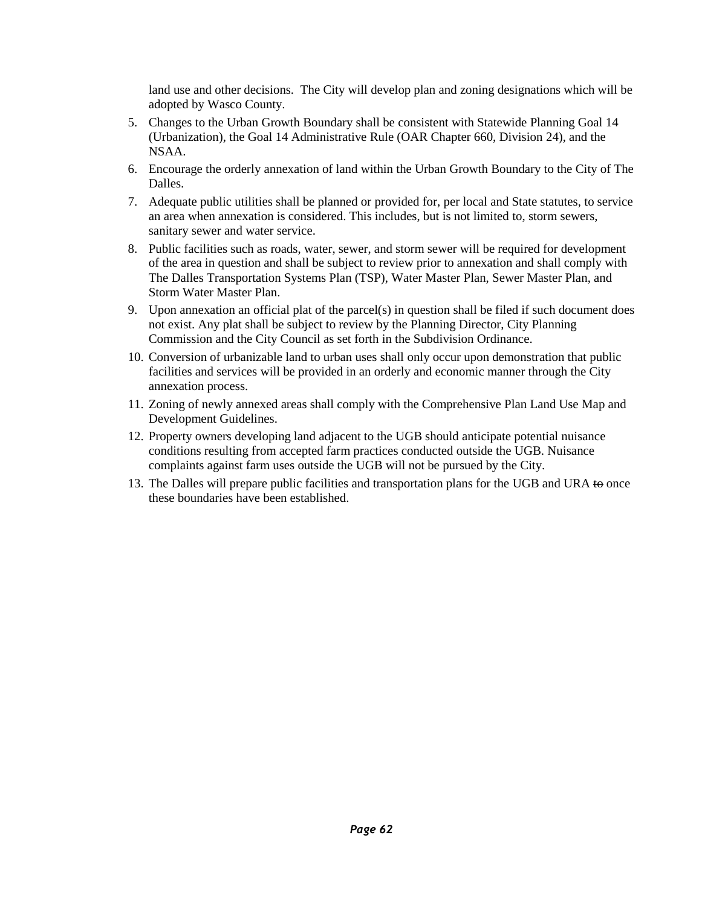land use and other decisions.  The City will develop plan and zoning designations which will be adopted by Wasco County.

5. Changes to the Urban Growth Boundary shall be consistent with Statewide Planning Goal 14 (Urbanization), the Goal 14 Administrative Rule (OAR Chapter 660, Division 24), and the NSAA.
6. Encourage the orderly annexation of land within the Urban Growth Boundary to the City of The Dalles.
7. Adequate public utilities shall be planned or provided for, per local and State statutes, to service an area when annexation is considered. This includes, but is not limited to, storm sewers, sanitary sewer and water service.
8. Public facilities such as roads, water, sewer, and storm sewer will be required for development of the area in question and shall be subject to review prior to annexation and shall comply with The Dalles Transportation Systems Plan (TSP), Water Master Plan, Sewer Master Plan, and Storm Water Master Plan.
9. Upon annexation an official plat of the parcel(s) in question shall be filed if such document does not exist. Any plat shall be subject to review by the Planning Director, City Planning Commission and the City Council as set forth in the Subdivision Ordinance.
10. Conversion of urbanizable land to urban uses shall only occur upon demonstration that public facilities and services will be provided in an orderly and economic manner through the City annexation process.
11. Zoning of newly annexed areas shall comply with the Comprehensive Plan Land Use Map and Development Guidelines.
12. Property owners developing land adjacent to the UGB should anticipate potential nuisance conditions resulting from accepted farm practices conducted outside the UGB. Nuisance complaints against farm uses outside the UGB will not be pursued by the City.
13. The Dalles will prepare public facilities and transportation plans for the UGB and URA ~~to~~ once these boundaries have been established.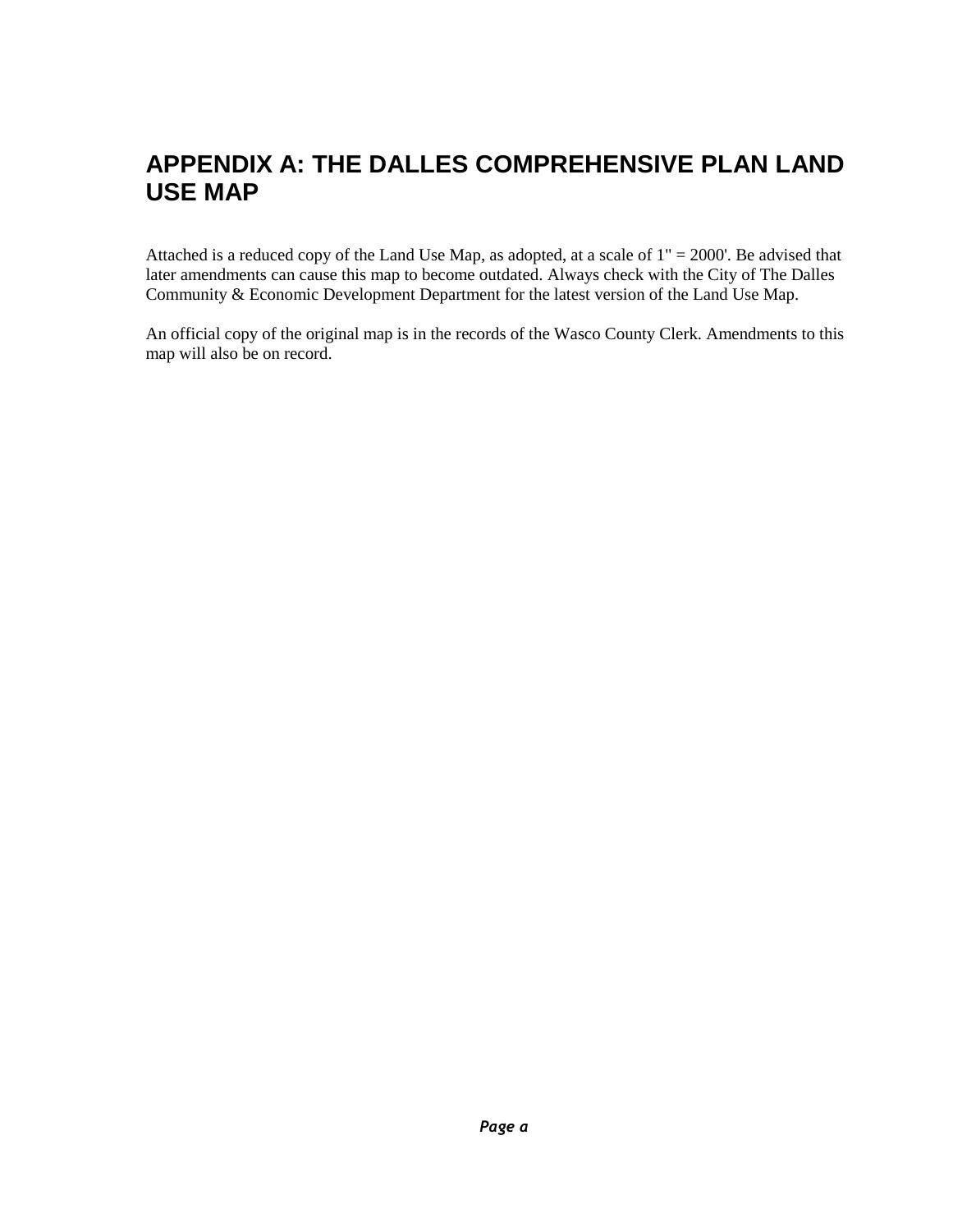# APPENDIX A: THE DALLES COMPREHENSIVE PLAN LAND USE MAP

Attached is a reduced copy of the Land Use Map, as adopted, at a scale of 1" = 2000'. Be advised that later amendments can cause this map to become outdated. Always check with the City of The Dalles Community & Economic Development Department for the latest version of the Land Use Map.

An official copy of the original map is in the records of the Wasco County Clerk. Amendments to this map will also be on record.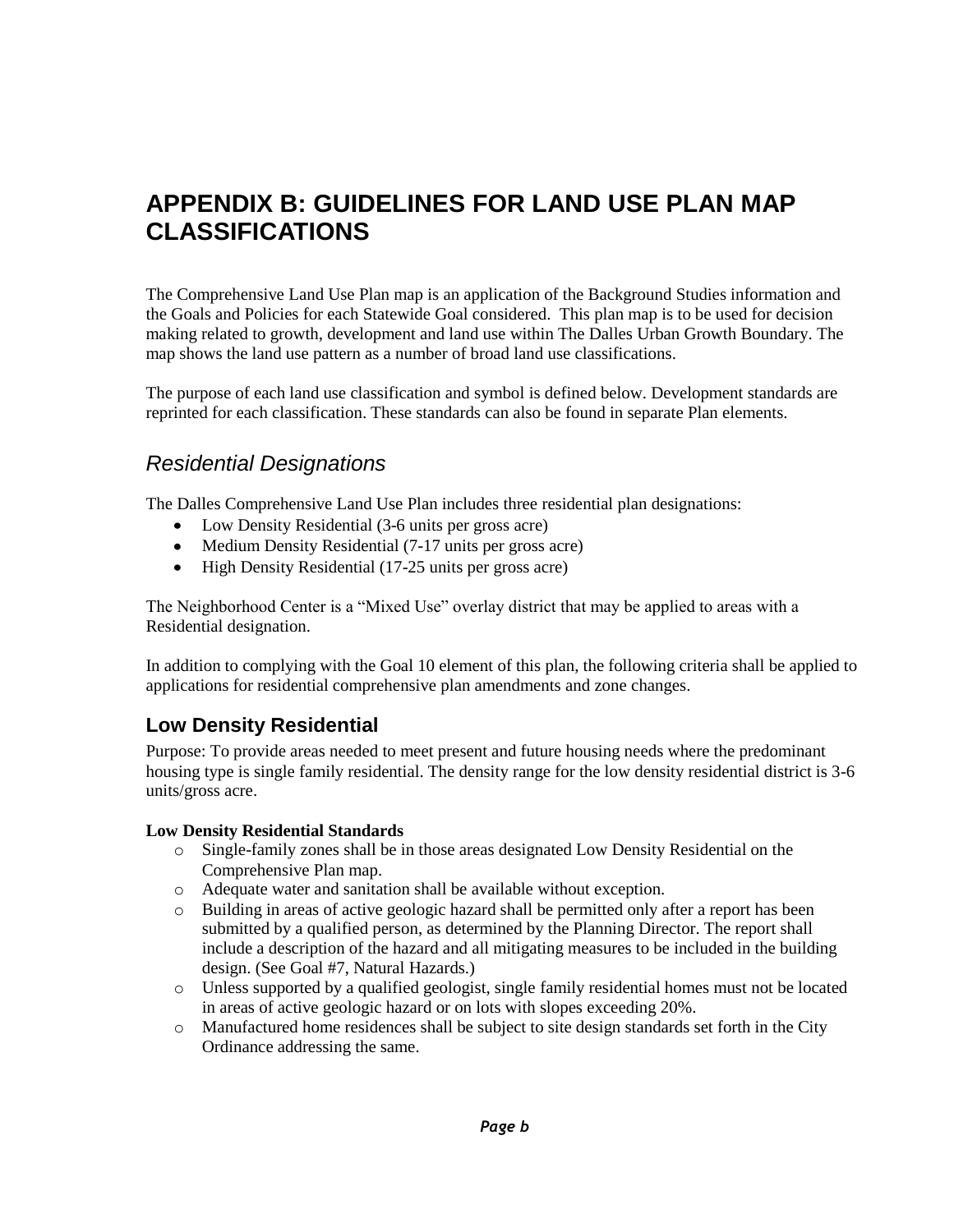# APPENDIX B: GUIDELINES FOR LAND USE PLAN MAP CLASSIFICATIONS

The Comprehensive Land Use Plan map is an application of the Background Studies information and the Goals and Policies for each Statewide Goal considered. This plan map is to be used for decision making related to growth, development and land use within The Dalles Urban Growth Boundary. The map shows the land use pattern as a number of broad land use classifications.

The purpose of each land use classification and symbol is defined below. Development standards are reprinted for each classification. These standards can also be found in separate Plan elements.

## *Residential Designations*

The Dalles Comprehensive Land Use Plan includes three residential plan designations:

- Low Density Residential (3-6 units per gross acre)
- Medium Density Residential (7-17 units per gross acre)
- High Density Residential (17-25 units per gross acre)

The Neighborhood Center is a "Mixed Use" overlay district that may be applied to areas with a Residential designation.

In addition to complying with the Goal 10 element of this plan, the following criteria shall be applied to applications for residential comprehensive plan amendments and zone changes.

### Low Density Residential

Purpose: To provide areas needed to meet present and future housing needs where the predominant housing type is single family residential. The density range for the low density residential district is 3-6 units/gross acre.

**Low Density Residential Standards**

- Single-family zones shall be in those areas designated Low Density Residential on the Comprehensive Plan map.
- Adequate water and sanitation shall be available without exception.
- Building in areas of active geologic hazard shall be permitted only after a report has been submitted by a qualified person, as determined by the Planning Director. The report shall include a description of the hazard and all mitigating measures to be included in the building design. (See Goal #7, Natural Hazards.)
- Unless supported by a qualified geologist, single family residential homes must not be located in areas of active geologic hazard or on lots with slopes exceeding 20%.
- Manufactured home residences shall be subject to site design standards set forth in the City Ordinance addressing the same.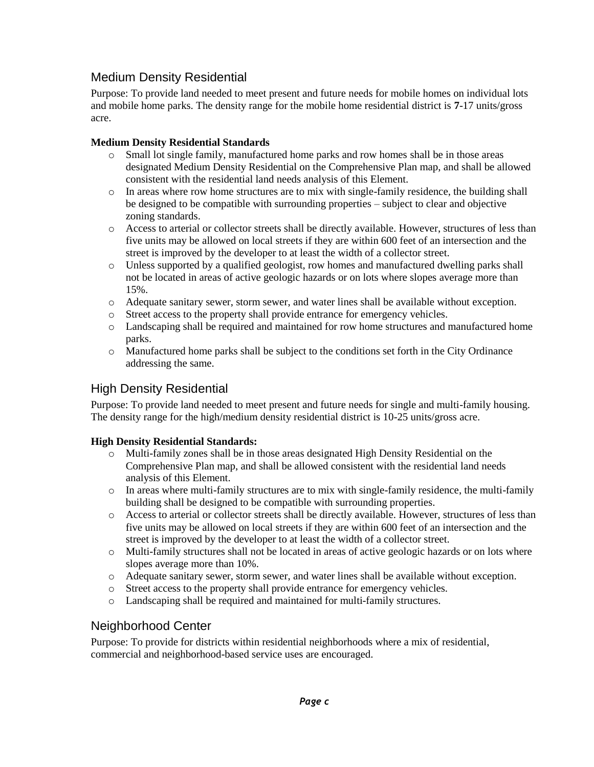## Medium Density Residential

Purpose: To provide land needed to meet present and future needs for mobile homes on individual lots and mobile home parks. The density range for the mobile home residential district is **7**-17 units/gross acre.

**Medium Density Residential Standards**

- Small lot single family, manufactured home parks and row homes shall be in those areas designated Medium Density Residential on the Comprehensive Plan map, and shall be allowed consistent with the residential land needs analysis of this Element.
- In areas where row home structures are to mix with single-family residence, the building shall be designed to be compatible with surrounding properties – subject to clear and objective zoning standards.
- Access to arterial or collector streets shall be directly available. However, structures of less than five units may be allowed on local streets if they are within 600 feet of an intersection and the street is improved by the developer to at least the width of a collector street.
- Unless supported by a qualified geologist, row homes and manufactured dwelling parks shall not be located in areas of active geologic hazards or on lots where slopes average more than 15%.
- Adequate sanitary sewer, storm sewer, and water lines shall be available without exception.
- Street access to the property shall provide entrance for emergency vehicles.
- Landscaping shall be required and maintained for row home structures and manufactured home parks.
- Manufactured home parks shall be subject to the conditions set forth in the City Ordinance addressing the same.

## High Density Residential

Purpose: To provide land needed to meet present and future needs for single and multi-family housing. The density range for the high/medium density residential district is 10-25 units/gross acre.

**High Density Residential Standards:**

- Multi-family zones shall be in those areas designated High Density Residential on the Comprehensive Plan map, and shall be allowed consistent with the residential land needs analysis of this Element.
- In areas where multi-family structures are to mix with single-family residence, the multi-family building shall be designed to be compatible with surrounding properties.
- Access to arterial or collector streets shall be directly available. However, structures of less than five units may be allowed on local streets if they are within 600 feet of an intersection and the street is improved by the developer to at least the width of a collector street.
- Multi-family structures shall not be located in areas of active geologic hazards or on lots where slopes average more than 10%.
- Adequate sanitary sewer, storm sewer, and water lines shall be available without exception.
- Street access to the property shall provide entrance for emergency vehicles.
- Landscaping shall be required and maintained for multi-family structures.

## Neighborhood Center

Purpose: To provide for districts within residential neighborhoods where a mix of residential, commercial and neighborhood-based service uses are encouraged.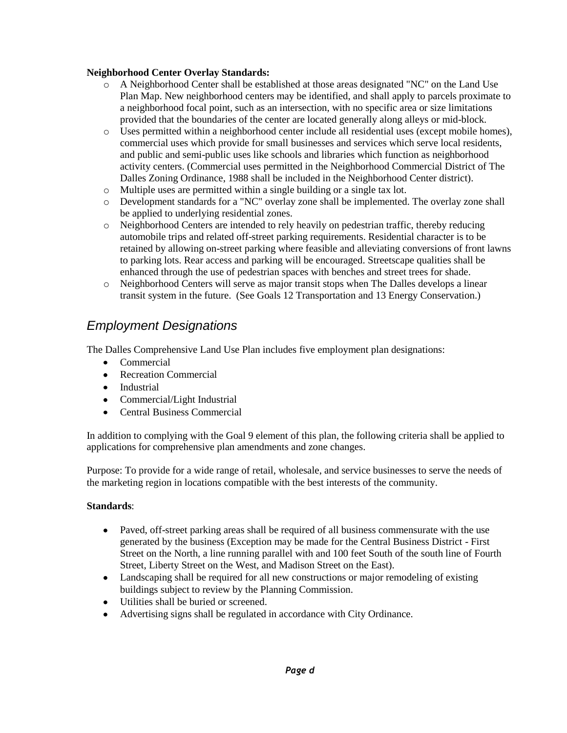**Neighborhood Center Overlay Standards:**

- A Neighborhood Center shall be established at those areas designated "NC" on the Land Use Plan Map. New neighborhood centers may be identified, and shall apply to parcels proximate to a neighborhood focal point, such as an intersection, with no specific area or size limitations provided that the boundaries of the center are located generally along alleys or mid-block.
- Uses permitted within a neighborhood center include all residential uses (except mobile homes), commercial uses which provide for small businesses and services which serve local residents, and public and semi-public uses like schools and libraries which function as neighborhood activity centers. (Commercial uses permitted in the Neighborhood Commercial District of The Dalles Zoning Ordinance, 1988 shall be included in the Neighborhood Center district).
- Multiple uses are permitted within a single building or a single tax lot.
- Development standards for a "NC" overlay zone shall be implemented. The overlay zone shall be applied to underlying residential zones.
- Neighborhood Centers are intended to rely heavily on pedestrian traffic, thereby reducing automobile trips and related off-street parking requirements. Residential character is to be retained by allowing on-street parking where feasible and alleviating conversions of front lawns to parking lots. Rear access and parking will be encouraged. Streetscape qualities shall be enhanced through the use of pedestrian spaces with benches and street trees for shade.
- Neighborhood Centers will serve as major transit stops when The Dalles develops a linear transit system in the future. (See Goals 12 Transportation and 13 Energy Conservation.)

## *Employment Designations*

The Dalles Comprehensive Land Use Plan includes five employment plan designations:

- Commercial
- Recreation Commercial
- Industrial
- Commercial/Light Industrial
- Central Business Commercial

In addition to complying with the Goal 9 element of this plan, the following criteria shall be applied to applications for comprehensive plan amendments and zone changes.

Purpose: To provide for a wide range of retail, wholesale, and service businesses to serve the needs of the marketing region in locations compatible with the best interests of the community.

**Standards**:

- Paved, off-street parking areas shall be required of all business commensurate with the use generated by the business (Exception may be made for the Central Business District - First Street on the North, a line running parallel with and 100 feet South of the south line of Fourth Street, Liberty Street on the West, and Madison Street on the East).
- Landscaping shall be required for all new constructions or major remodeling of existing buildings subject to review by the Planning Commission.
- Utilities shall be buried or screened.
- Advertising signs shall be regulated in accordance with City Ordinance.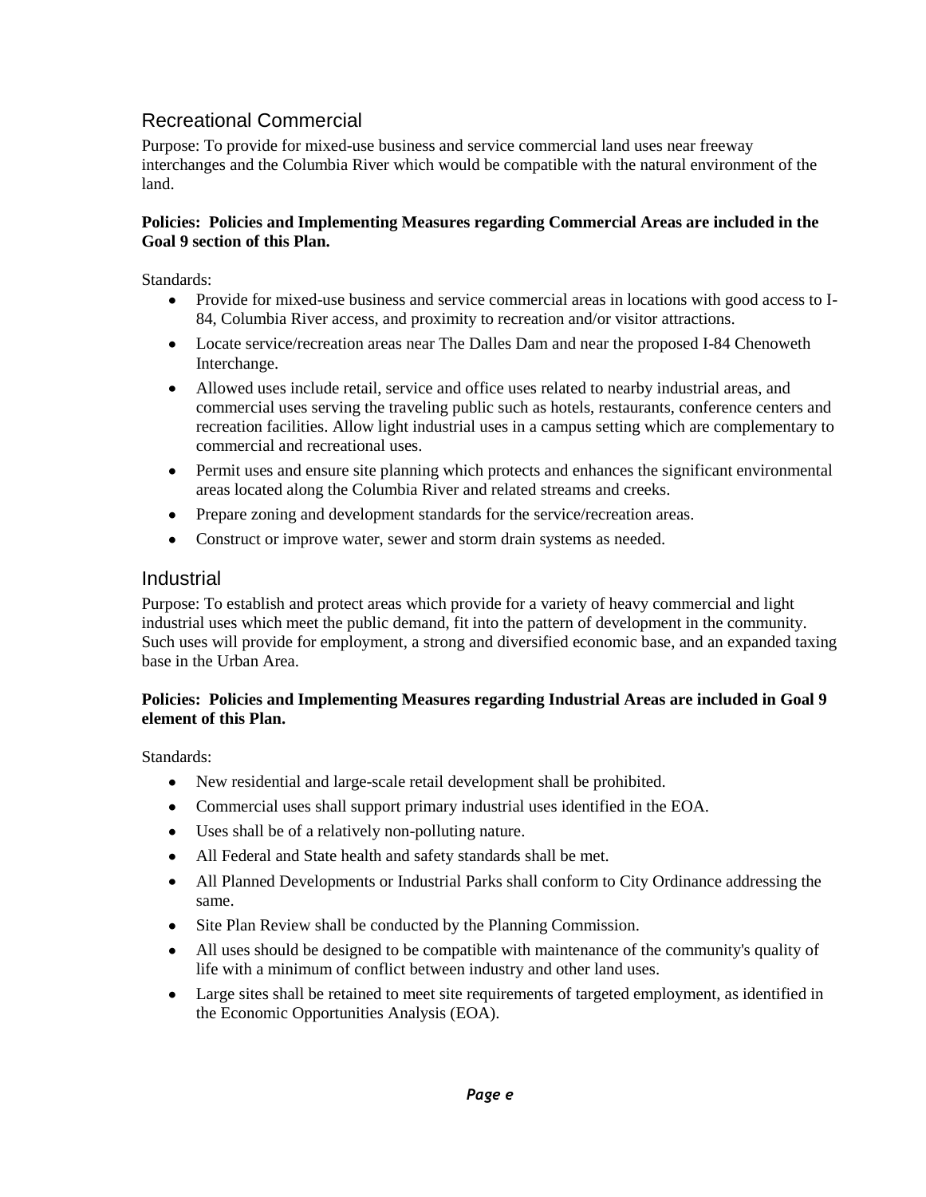## Recreational Commercial

Purpose: To provide for mixed-use business and service commercial land uses near freeway interchanges and the Columbia River which would be compatible with the natural environment of the land.

**Policies: Policies and Implementing Measures regarding Commercial Areas are included in the Goal 9 section of this Plan.**

Standards:

- Provide for mixed-use business and service commercial areas in locations with good access to I-84, Columbia River access, and proximity to recreation and/or visitor attractions.
- Locate service/recreation areas near The Dalles Dam and near the proposed I-84 Chenoweth Interchange.
- Allowed uses include retail, service and office uses related to nearby industrial areas, and commercial uses serving the traveling public such as hotels, restaurants, conference centers and recreation facilities. Allow light industrial uses in a campus setting which are complementary to commercial and recreational uses.
- Permit uses and ensure site planning which protects and enhances the significant environmental areas located along the Columbia River and related streams and creeks.
- Prepare zoning and development standards for the service/recreation areas.
- Construct or improve water, sewer and storm drain systems as needed.

## Industrial

Purpose: To establish and protect areas which provide for a variety of heavy commercial and light industrial uses which meet the public demand, fit into the pattern of development in the community. Such uses will provide for employment, a strong and diversified economic base, and an expanded taxing base in the Urban Area.

**Policies: Policies and Implementing Measures regarding Industrial Areas are included in Goal 9 element of this Plan.**

Standards:

- New residential and large-scale retail development shall be prohibited.
- Commercial uses shall support primary industrial uses identified in the EOA.
- Uses shall be of a relatively non-polluting nature.
- All Federal and State health and safety standards shall be met.
- All Planned Developments or Industrial Parks shall conform to City Ordinance addressing the same.
- Site Plan Review shall be conducted by the Planning Commission.
- All uses should be designed to be compatible with maintenance of the community's quality of life with a minimum of conflict between industry and other land uses.
- Large sites shall be retained to meet site requirements of targeted employment, as identified in the Economic Opportunities Analysis (EOA).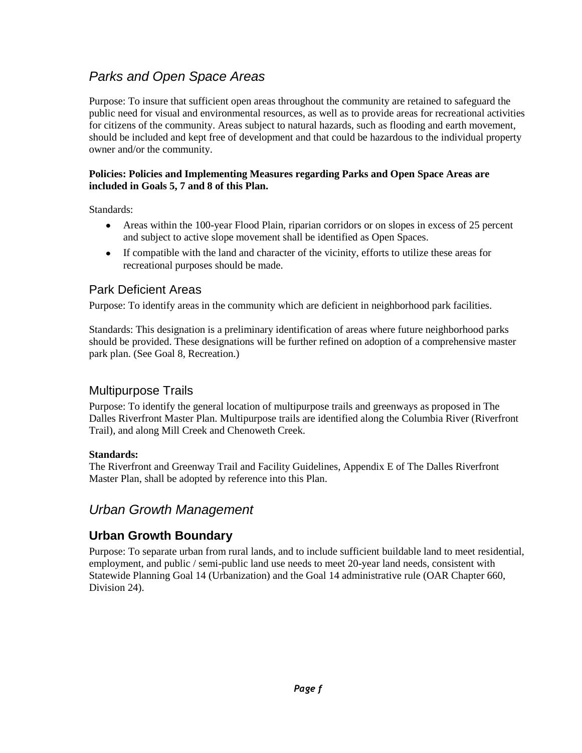## *Parks and Open Space Areas*

Purpose: To insure that sufficient open areas throughout the community are retained to safeguard the public need for visual and environmental resources, as well as to provide areas for recreational activities for citizens of the community. Areas subject to natural hazards, such as flooding and earth movement, should be included and kept free of development and that could be hazardous to the individual property owner and/or the community.

**Policies: Policies and Implementing Measures regarding Parks and Open Space Areas are included in Goals 5, 7 and 8 of this Plan.**

Standards:

- Areas within the 100-year Flood Plain, riparian corridors or on slopes in excess of 25 percent and subject to active slope movement shall be identified as Open Spaces.
- If compatible with the land and character of the vicinity, efforts to utilize these areas for recreational purposes should be made.

### Park Deficient Areas

Purpose: To identify areas in the community which are deficient in neighborhood park facilities.

Standards: This designation is a preliminary identification of areas where future neighborhood parks should be provided. These designations will be further refined on adoption of a comprehensive master park plan. (See Goal 8, Recreation.)

### Multipurpose Trails

Purpose: To identify the general location of multipurpose trails and greenways as proposed in The Dalles Riverfront Master Plan. Multipurpose trails are identified along the Columbia River (Riverfront Trail), and along Mill Creek and Chenoweth Creek.

**Standards:**
The Riverfront and Greenway Trail and Facility Guidelines, Appendix E of The Dalles Riverfront Master Plan, shall be adopted by reference into this Plan.

## *Urban Growth Management*

### **Urban Growth Boundary**

Purpose: To separate urban from rural lands, and to include sufficient buildable land to meet residential, employment, and public / semi-public land use needs to meet 20-year land needs, consistent with Statewide Planning Goal 14 (Urbanization) and the Goal 14 administrative rule (OAR Chapter 660, Division 24).